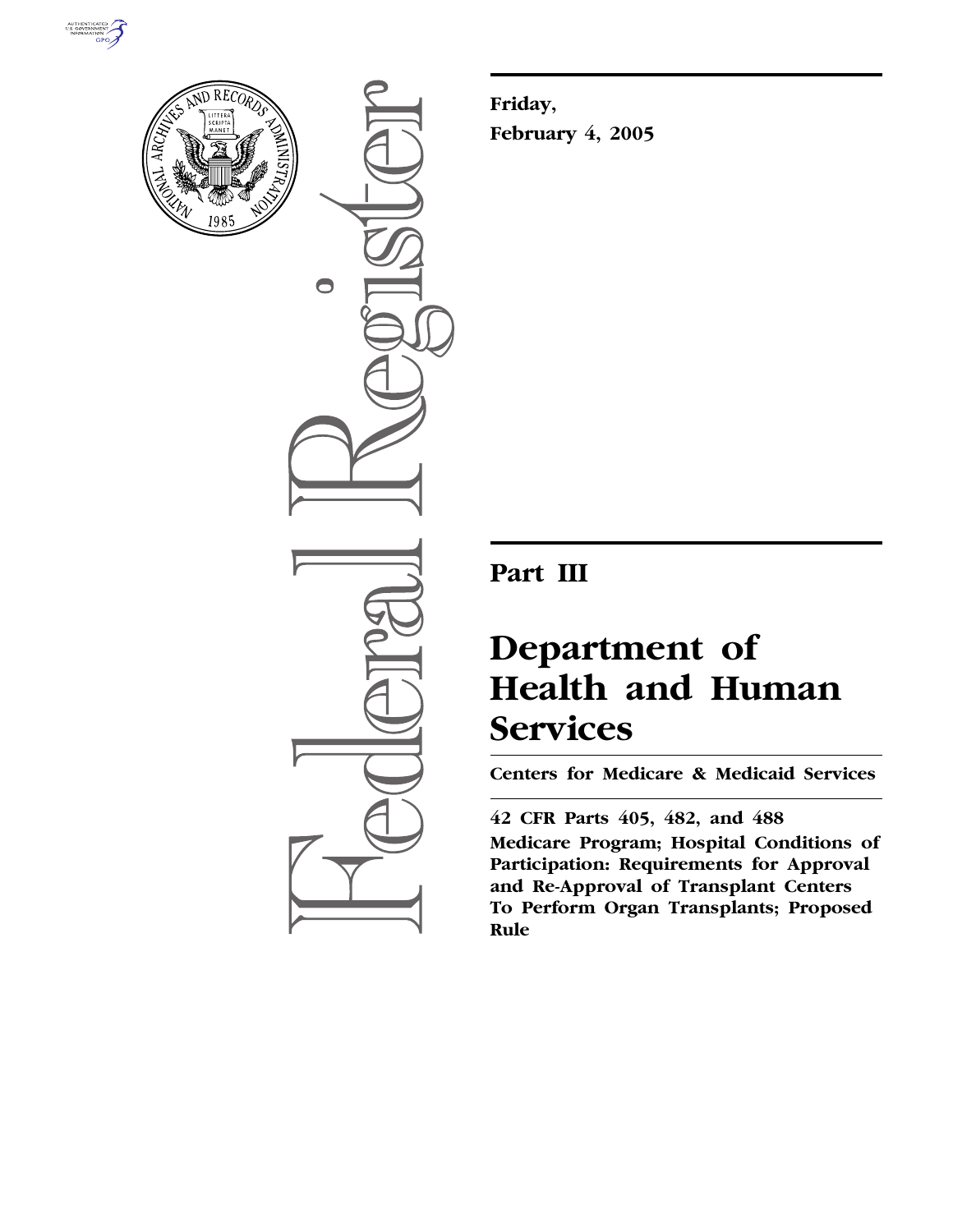Friday,

February 4, 2005

# Part III

# Department of Health and Human Services

## Centers for Medicare & Medicaid Services

**42 CFR Parts 405, 482, and 488**

**Medicare Program; Hospital Conditions of Participation: Requirements for Approval and Re-Approval of Transplant Centers To Perform Organ Transplants; Proposed Rule**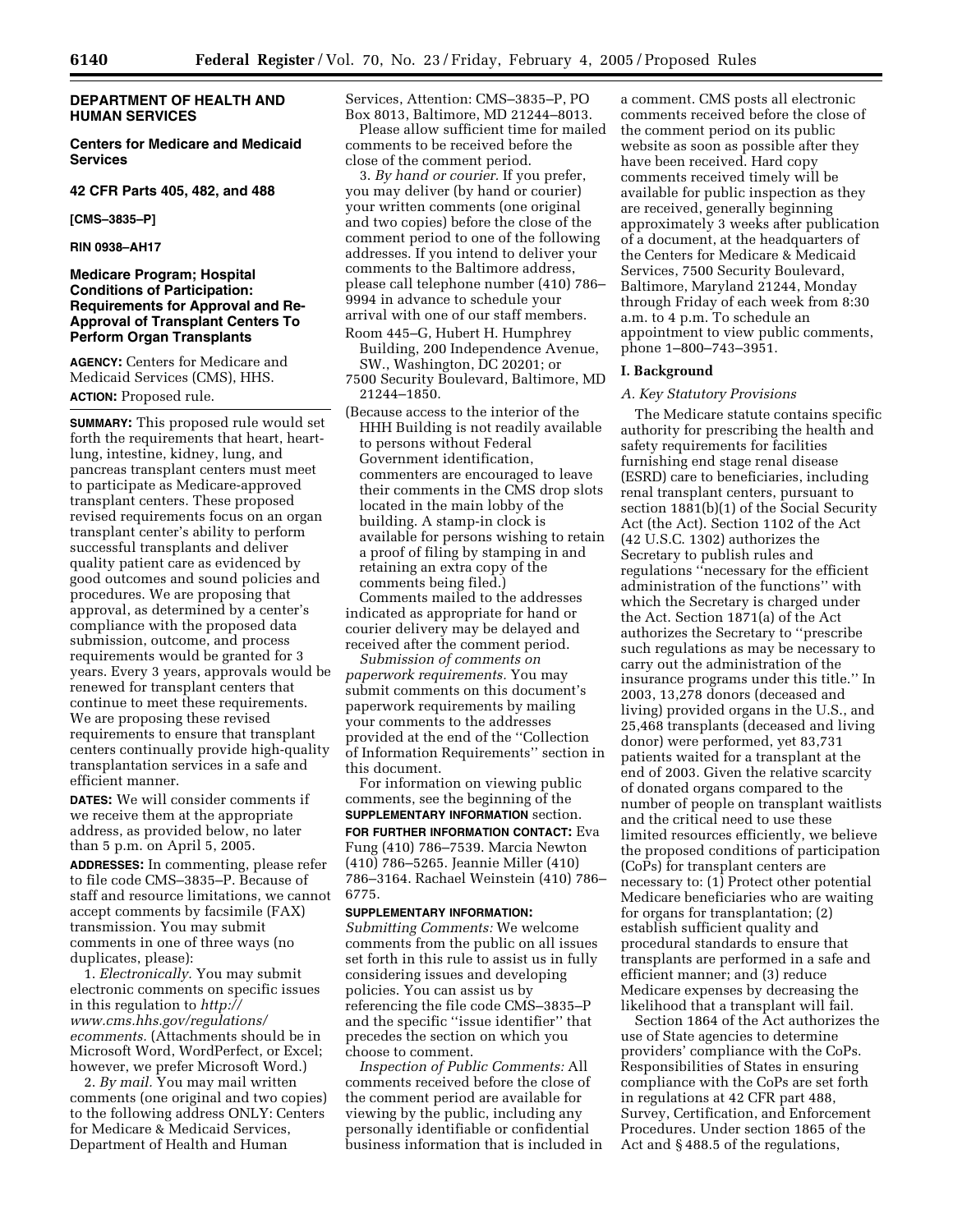**DEPARTMENT OF HEALTH AND HUMAN SERVICES**

**Centers for Medicare and Medicaid Services**

**42 CFR Parts 405, 482, and 488**

**[CMS–3835–P]**

**RIN 0938–AH17**

# Medicare Program; Hospital Conditions of Participation: Requirements for Approval and Re-Approval of Transplant Centers To Perform Organ Transplants

**AGENCY:** Centers for Medicare and Medicaid Services (CMS), HHS.

**ACTION:** Proposed rule.

**SUMMARY:** This proposed rule would set forth the requirements that heart, heart-lung, intestine, kidney, lung, and pancreas transplant centers must meet to participate as Medicare-approved transplant centers. These proposed revised requirements focus on an organ transplant center's ability to perform successful transplants and deliver quality patient care as evidenced by good outcomes and sound policies and procedures. We are proposing that approval, as determined by a center's compliance with the proposed data submission, outcome, and process requirements would be granted for 3 years. Every 3 years, approvals would be renewed for transplant centers that continue to meet these requirements. We are proposing these revised requirements to ensure that transplant centers continually provide high-quality transplantation services in a safe and efficient manner.

**DATES:** We will consider comments if we receive them at the appropriate address, as provided below, no later than 5 p.m. on April 5, 2005.

**ADDRESSES:** In commenting, please refer to file code CMS–3835–P. Because of staff and resource limitations, we cannot accept comments by facsimile (FAX) transmission. You may submit comments in one of three ways (no duplicates, please):

1. *Electronically.* You may submit electronic comments on specific issues in this regulation to *http://www.cms.hhs.gov/regulations/ecomments.* (Attachments should be in Microsoft Word, WordPerfect, or Excel; however, we prefer Microsoft Word.)

2. *By mail.* You may mail written comments (one original and two copies) to the following address ONLY: Centers for Medicare & Medicaid Services, Department of Health and Human Services, Attention: CMS–3835–P, PO Box 8013, Baltimore, MD 21244–8013.

Please allow sufficient time for mailed comments to be received before the close of the comment period.

3. *By hand or courier.* If you prefer, you may deliver (by hand or courier) your written comments (one original and two copies) before the close of the comment period to one of the following addresses. If you intend to deliver your comments to the Baltimore address, please call telephone number (410) 786–9994 in advance to schedule your arrival with one of our staff members.

Room 445–G, Hubert H. Humphrey Building, 200 Independence Avenue, SW., Washington, DC 20201; or

7500 Security Boulevard, Baltimore, MD 21244–1850.

(Because access to the interior of the HHH Building is not readily available to persons without Federal Government identification, commenters are encouraged to leave their comments in the CMS drop slots located in the main lobby of the building. A stamp-in clock is available for persons wishing to retain a proof of filing by stamping in and retaining an extra copy of the comments being filed.)

Comments mailed to the addresses indicated as appropriate for hand or courier delivery may be delayed and received after the comment period.

*Submission of comments on paperwork requirements.* You may submit comments on this document's paperwork requirements by mailing your comments to the addresses provided at the end of the "Collection of Information Requirements" section in this document.

For information on viewing public comments, see the beginning of the **SUPPLEMENTARY INFORMATION** section.

**FOR FURTHER INFORMATION CONTACT:** Eva Fung (410) 786–7539. Marcia Newton (410) 786–5265. Jeannie Miller (410) 786–3164. Rachael Weinstein (410) 786–6775.

**SUPPLEMENTARY INFORMATION:**

*Submitting Comments:* We welcome comments from the public on all issues set forth in this rule to assist us in fully considering issues and developing policies. You can assist us by referencing the file code CMS–3835–P and the specific "issue identifier" that precedes the section on which you choose to comment.

*Inspection of Public Comments:* All comments received before the close of the comment period are available for viewing by the public, including any personally identifiable or confidential business information that is included in a comment. CMS posts all electronic comments received before the close of the comment period on its public website as soon as possible after they have been received. Hard copy comments received timely will be available for public inspection as they are received, generally beginning approximately 3 weeks after publication of a document, at the headquarters of the Centers for Medicare & Medicaid Services, 7500 Security Boulevard, Baltimore, Maryland 21244, Monday through Friday of each week from 8:30 a.m. to 4 p.m. To schedule an appointment to view public comments, phone 1–800–743–3951.

## I. Background

### A. Key Statutory Provisions

The Medicare statute contains specific authority for prescribing the health and safety requirements for facilities furnishing end stage renal disease (ESRD) care to beneficiaries, including renal transplant centers, pursuant to section 1881(b)(1) of the Social Security Act (the Act). Section 1102 of the Act (42 U.S.C. 1302) authorizes the Secretary to publish rules and regulations "necessary for the efficient administration of the functions" with which the Secretary is charged under the Act. Section 1871(a) of the Act authorizes the Secretary to "prescribe such regulations as may be necessary to carry out the administration of the insurance programs under this title." In 2003, 13,278 donors (deceased and living) provided organs in the U.S., and 25,468 transplants (deceased and living donor) were performed, yet 83,731 patients waited for a transplant at the end of 2003. Given the relative scarcity of donated organs compared to the number of people on transplant waitlists and the critical need to use these limited resources efficiently, we believe the proposed conditions of participation (CoPs) for transplant centers are necessary to: (1) Protect other potential Medicare beneficiaries who are waiting for organs for transplantation; (2) establish sufficient quality and procedural standards to ensure that transplants are performed in a safe and efficient manner; and (3) reduce Medicare expenses by decreasing the likelihood that a transplant will fail.

Section 1864 of the Act authorizes the use of State agencies to determine providers' compliance with the CoPs. Responsibilities of States in ensuring compliance with the CoPs are set forth in regulations at 42 CFR part 488, Survey, Certification, and Enforcement Procedures. Under section 1865 of the Act and § 488.5 of the regulations,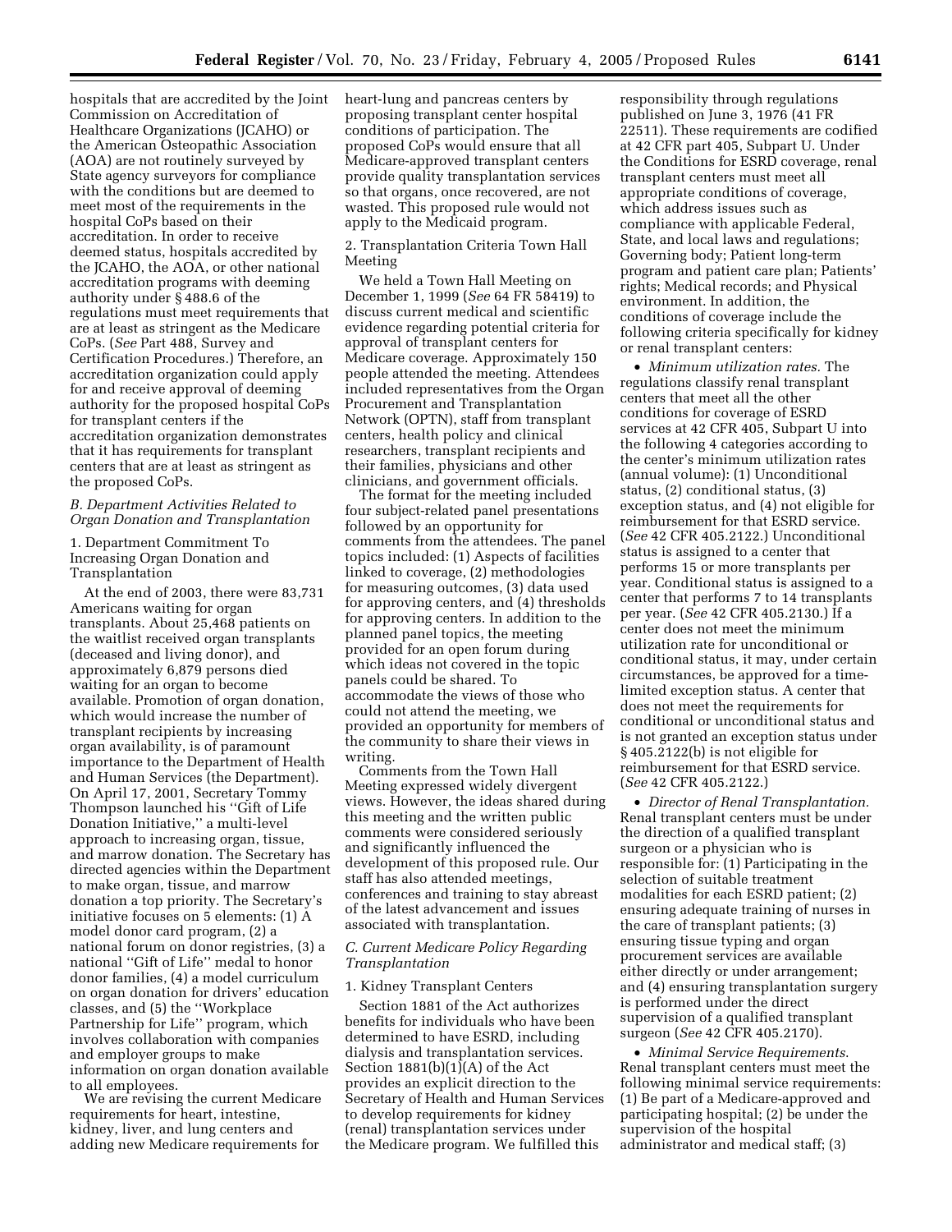hospitals that are accredited by the Joint Commission on Accreditation of Healthcare Organizations (JCAHO) or the American Osteopathic Association (AOA) are not routinely surveyed by State agency surveyors for compliance with the conditions but are deemed to meet most of the requirements in the hospital CoPs based on their accreditation. In order to receive deemed status, hospitals accredited by the JCAHO, the AOA, or other national accreditation programs with deeming authority under § 488.6 of the regulations must meet requirements that are at least as stringent as the Medicare CoPs. (*See* Part 488, Survey and Certification Procedures.) Therefore, an accreditation organization could apply for and receive approval of deeming authority for the proposed hospital CoPs for transplant centers if the accreditation organization demonstrates that it has requirements for transplant centers that are at least as stringent as the proposed CoPs.

### *B. Department Activities Related to Organ Donation and Transplantation*

1. Department Commitment To Increasing Organ Donation and Transplantation

At the end of 2003, there were 83,731 Americans waiting for organ transplants. About 25,468 patients on the waitlist received organ transplants (deceased and living donor), and approximately 6,879 persons died waiting for an organ to become available. Promotion of organ donation, which would increase the number of transplant recipients by increasing organ availability, is of paramount importance to the Department of Health and Human Services (the Department). On April 17, 2001, Secretary Tommy Thompson launched his ''Gift of Life Donation Initiative,'' a multi-level approach to increasing organ, tissue, and marrow donation. The Secretary has directed agencies within the Department to make organ, tissue, and marrow donation a top priority. The Secretary's initiative focuses on 5 elements: (1) A model donor card program, (2) a national forum on donor registries, (3) a national ''Gift of Life'' medal to honor donor families, (4) a model curriculum on organ donation for drivers' education classes, and (5) the ''Workplace Partnership for Life'' program, which involves collaboration with companies and employer groups to make information on organ donation available to all employees.

We are revising the current Medicare requirements for heart, intestine, kidney, liver, and lung centers and adding new Medicare requirements for heart-lung and pancreas centers by proposing transplant center hospital conditions of participation. The proposed CoPs would ensure that all Medicare-approved transplant centers provide quality transplantation services so that organs, once recovered, are not wasted. This proposed rule would not apply to the Medicaid program.

2. Transplantation Criteria Town Hall Meeting

We held a Town Hall Meeting on December 1, 1999 (*See* 64 FR 58419) to discuss current medical and scientific evidence regarding potential criteria for approval of transplant centers for Medicare coverage. Approximately 150 people attended the meeting. Attendees included representatives from the Organ Procurement and Transplantation Network (OPTN), staff from transplant centers, health policy and clinical researchers, transplant recipients and their families, physicians and other clinicians, and government officials.

The format for the meeting included four subject-related panel presentations followed by an opportunity for comments from the attendees. The panel topics included: (1) Aspects of facilities linked to coverage, (2) methodologies for measuring outcomes, (3) data used for approving centers, and (4) thresholds for approving centers. In addition to the planned panel topics, the meeting provided for an open forum during which ideas not covered in the topic panels could be shared. To accommodate the views of those who could not attend the meeting, we provided an opportunity for members of the community to share their views in writing.

Comments from the Town Hall Meeting expressed widely divergent views. However, the ideas shared during this meeting and the written public comments were considered seriously and significantly influenced the development of this proposed rule. Our staff has also attended meetings, conferences and training to stay abreast of the latest advancement and issues associated with transplantation.

### *C. Current Medicare Policy Regarding Transplantation*

1. Kidney Transplant Centers

Section 1881 of the Act authorizes benefits for individuals who have been determined to have ESRD, including dialysis and transplantation services. Section 1881(b)(1)(A) of the Act provides an explicit direction to the Secretary of Health and Human Services to develop requirements for kidney (renal) transplantation services under the Medicare program. We fulfilled this responsibility through regulations published on June 3, 1976 (41 FR 22511). These requirements are codified at 42 CFR part 405, Subpart U. Under the Conditions for ESRD coverage, renal transplant centers must meet all appropriate conditions of coverage, which address issues such as compliance with applicable Federal, State, and local laws and regulations; Governing body; Patient long-term program and patient care plan; Patients' rights; Medical records; and Physical environment. In addition, the conditions of coverage include the following criteria specifically for kidney or renal transplant centers:

- *Minimum utilization rates.* The regulations classify renal transplant centers that meet all the other conditions for coverage of ESRD services at 42 CFR 405, Subpart U into the following 4 categories according to the center's minimum utilization rates (annual volume): (1) Unconditional status, (2) conditional status, (3) exception status, and (4) not eligible for reimbursement for that ESRD service. (*See* 42 CFR 405.2122.) Unconditional status is assigned to a center that performs 15 or more transplants per year. Conditional status is assigned to a center that performs 7 to 14 transplants per year. (*See* 42 CFR 405.2130.) If a center does not meet the minimum utilization rate for unconditional or conditional status, it may, under certain circumstances, be approved for a time-limited exception status. A center that does not meet the requirements for conditional or unconditional status and is not granted an exception status under § 405.2122(b) is not eligible for reimbursement for that ESRD service. (*See* 42 CFR 405.2122.)

- *Director of Renal Transplantation.* Renal transplant centers must be under the direction of a qualified transplant surgeon or a physician who is responsible for: (1) Participating in the selection of suitable treatment modalities for each ESRD patient; (2) ensuring adequate training of nurses in the care of transplant patients; (3) ensuring tissue typing and organ procurement services are available either directly or under arrangement; and (4) ensuring transplantation surgery is performed under the direct supervision of a qualified transplant surgeon (*See* 42 CFR 405.2170).

- *Minimal Service Requirements.* Renal transplant centers must meet the following minimal service requirements: (1) Be part of a Medicare-approved and participating hospital; (2) be under the supervision of the hospital administrator and medical staff; (3)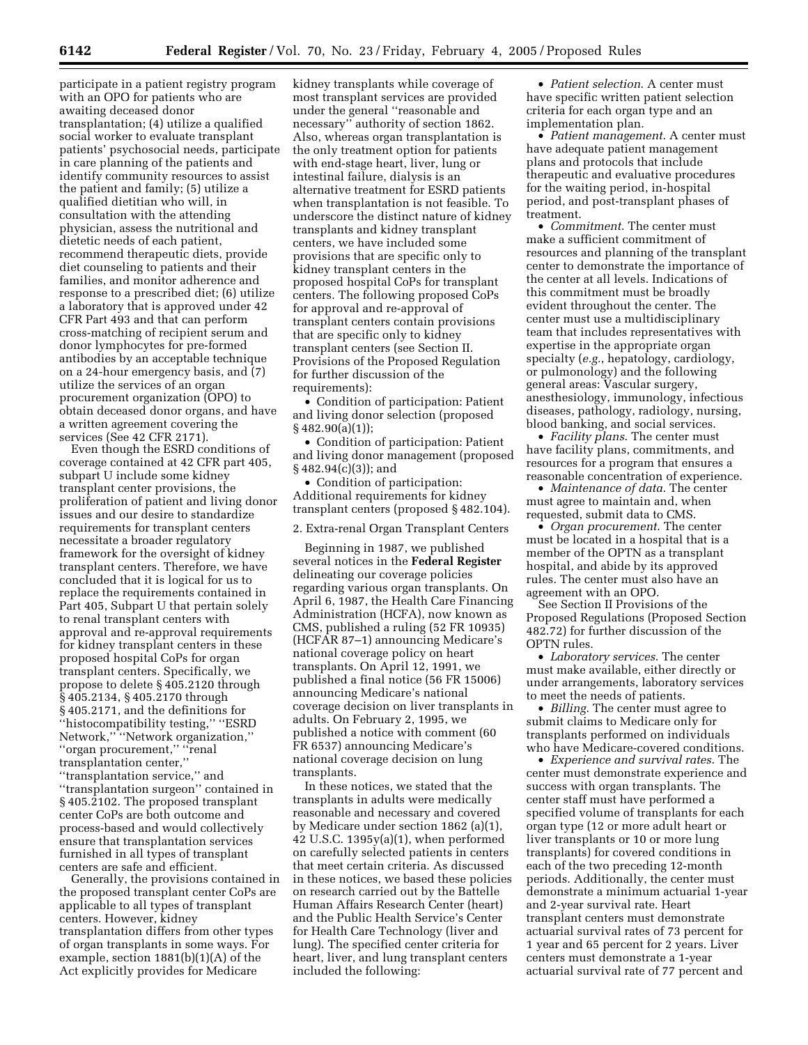participate in a patient registry program with an OPO for patients who are awaiting deceased donor transplantation; (4) utilize a qualified social worker to evaluate transplant patients' psychosocial needs, participate in care planning of the patients and identify community resources to assist the patient and family; (5) utilize a qualified dietitian who will, in consultation with the attending physician, assess the nutritional and dietetic needs of each patient, recommend therapeutic diets, provide diet counseling to patients and their families, and monitor adherence and response to a prescribed diet; (6) utilize a laboratory that is approved under 42 CFR Part 493 and that can perform cross-matching of recipient serum and donor lymphocytes for pre-formed antibodies by an acceptable technique on a 24-hour emergency basis, and (7) utilize the services of an organ procurement organization (OPO) to obtain deceased donor organs, and have a written agreement covering the services (See 42 CFR 2171).

Even though the ESRD conditions of coverage contained at 42 CFR part 405, subpart U include some kidney transplant center provisions, the proliferation of patient and living donor issues and our desire to standardize requirements for transplant centers necessitate a broader regulatory framework for the oversight of kidney transplant centers. Therefore, we have concluded that it is logical for us to replace the requirements contained in Part 405, Subpart U that pertain solely to renal transplant centers with approval and re-approval requirements for kidney transplant centers in these proposed hospital CoPs for organ transplant centers. Specifically, we propose to delete § 405.2120 through § 405.2134, § 405.2170 through § 405.2171, and the definitions for "histocompatibility testing," "ESRD Network," "Network organization," "organ procurement," "renal transplantation center," "transplantation service," and "transplantation surgeon" contained in § 405.2102. The proposed transplant center CoPs are both outcome and process-based and would collectively ensure that transplantation services furnished in all types of transplant centers are safe and efficient.

Generally, the provisions contained in the proposed transplant center CoPs are applicable to all types of transplant centers. However, kidney transplantation differs from other types of organ transplants in some ways. For example, section 1881(b)(1)(A) of the Act explicitly provides for Medicare kidney transplants while coverage of most transplant services are provided under the general "reasonable and necessary" authority of section 1862. Also, whereas organ transplantation is the only treatment option for patients with end-stage heart, liver, lung or intestinal failure, dialysis is an alternative treatment for ESRD patients when transplantation is not feasible. To underscore the distinct nature of kidney transplants and kidney transplant centers, we have included some provisions that are specific only to kidney transplant centers in the proposed hospital CoPs for transplant centers. The following proposed CoPs for approval and re-approval of transplant centers contain provisions that are specific only to kidney transplant centers (see Section II. Provisions of the Proposed Regulation for further discussion of the requirements):

- Condition of participation: Patient and living donor selection (proposed § 482.90(a)(1));
- Condition of participation: Patient and living donor management (proposed § 482.94(c)(3)); and
- Condition of participation: Additional requirements for kidney transplant centers (proposed § 482.104).

2. Extra-renal Organ Transplant Centers

Beginning in 1987, we published several notices in the **Federal Register** delineating our coverage policies regarding various organ transplants. On April 6, 1987, the Health Care Financing Administration (HCFA), now known as CMS, published a ruling (52 FR 10935) (HCFAR 87–1) announcing Medicare's national coverage policy on heart transplants. On April 12, 1991, we published a final notice (56 FR 15006) announcing Medicare's national coverage decision on liver transplants in adults. On February 2, 1995, we published a notice with comment (60 FR 6537) announcing Medicare's national coverage decision on lung transplants.

In these notices, we stated that the transplants in adults were medically reasonable and necessary and covered by Medicare under section 1862 (a)(1), 42 U.S.C. 1395y(a)(1), when performed on carefully selected patients in centers that meet certain criteria. As discussed in these notices, we based these policies on research carried out by the Battelle Human Affairs Research Center (heart) and the Public Health Service's Center for Health Care Technology (liver and lung). The specified center criteria for heart, liver, and lung transplant centers included the following:

- *Patient selection*. A center must have specific written patient selection criteria for each organ type and an implementation plan.
- *Patient management*. A center must have adequate patient management plans and protocols that include therapeutic and evaluative procedures for the waiting period, in-hospital period, and post-transplant phases of treatment.
- *Commitment*. The center must make a sufficient commitment of resources and planning of the transplant center to demonstrate the importance of the center at all levels. Indications of this commitment must be broadly evident throughout the center. The center must use a multidisciplinary team that includes representatives with expertise in the appropriate organ specialty (*e.g.*, hepatology, cardiology, or pulmonology) and the following general areas: Vascular surgery, anesthesiology, immunology, infectious diseases, pathology, radiology, nursing, blood banking, and social services.
- *Facility plans*. The center must have facility plans, commitments, and resources for a program that ensures a reasonable concentration of experience.
- *Maintenance of data*. The center must agree to maintain and, when requested, submit data to CMS.
- *Organ procurement*. The center must be located in a hospital that is a member of the OPTN as a transplant hospital, and abide by its approved rules. The center must also have an agreement with an OPO.

See Section II Provisions of the Proposed Regulations (Proposed Section 482.72) for further discussion of the OPTN rules.

- *Laboratory services*. The center must make available, either directly or under arrangements, laboratory services to meet the needs of patients.
- *Billing*. The center must agree to submit claims to Medicare only for transplants performed on individuals who have Medicare-covered conditions.
- *Experience and survival rates*. The center must demonstrate experience and success with organ transplants. The center staff must have performed a specified volume of transplants for each organ type (12 or more adult heart or liver transplants or 10 or more lung transplants) for covered conditions in each of the two preceding 12-month periods. Additionally, the center must demonstrate a minimum actuarial 1-year and 2-year survival rate. Heart transplant centers must demonstrate actuarial survival rates of 73 percent for 1 year and 65 percent for 2 years. Liver centers must demonstrate a 1-year actuarial survival rate of 77 percent and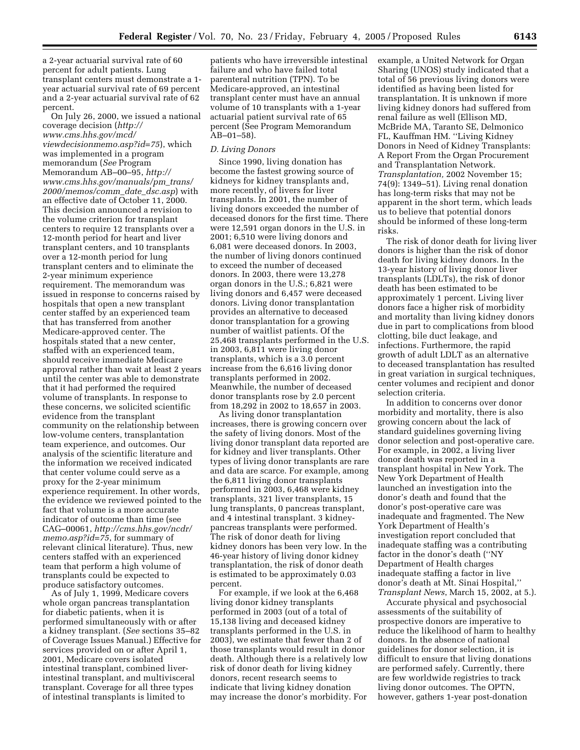a 2-year actuarial survival rate of 60 percent for adult patients. Lung transplant centers must demonstrate a 1-year actuarial survival rate of 69 percent and a 2-year actuarial survival rate of 62 percent.

On July 26, 2000, we issued a national coverage decision (*http://www.cms.hhs.gov/mcd/viewdecisionmemo.asp?id=75*), which was implemented in a program memorandum (*See* Program Memorandum AB–00–95, *http://www.cms.hhs.gov/manuals/pm_trans/2000/memos/comm_date_dsc.asp*) with an effective date of October 11, 2000. This decision announced a revision to the volume criterion for transplant centers to require 12 transplants over a 12-month period for heart and liver transplant centers, and 10 transplants over a 12-month period for lung transplant centers and to eliminate the 2-year minimum experience requirement. The memorandum was issued in response to concerns raised by hospitals that open a new transplant center staffed by an experienced team that has transferred from another Medicare-approved center. The hospitals stated that a new center, staffed with an experienced team, should receive immediate Medicare approval rather than wait at least 2 years until the center was able to demonstrate that it had performed the required volume of transplants. In response to these concerns, we solicited scientific evidence from the transplant community on the relationship between low-volume centers, transplantation team experience, and outcomes. Our analysis of the scientific literature and the information we received indicated that center volume could serve as a proxy for the 2-year minimum experience requirement. In other words, the evidence we reviewed pointed to the fact that volume is a more accurate indicator of outcome than time (see CAG–00061, *http://cms.hhs.gov/ncdr/memo.asp?id=75*, for summary of relevant clinical literature). Thus, new centers staffed with an experienced team that perform a high volume of transplants could be expected to produce satisfactory outcomes.

As of July 1, 1999, Medicare covers whole organ pancreas transplantation for diabetic patients, when it is performed simultaneously with or after a kidney transplant. (*See* sections 35–82 of Coverage Issues Manual.) Effective for services provided on or after April 1, 2001, Medicare covers isolated intestinal transplant, combined liver-intestinal transplant, and multivisceral transplant. Coverage for all three types of intestinal transplants is limited to patients who have irreversible intestinal failure and who have failed total parenteral nutrition (TPN). To be Medicare-approved, an intestinal transplant center must have an annual volume of 10 transplants with a 1-year actuarial patient survival rate of 65 percent (See Program Memorandum AB–01–58).

### *D. Living Donors*

Since 1990, living donation has become the fastest growing source of kidneys for kidney transplants and, more recently, of livers for liver transplants. In 2001, the number of living donors exceeded the number of deceased donors for the first time. There were 12,591 organ donors in the U.S. in 2001; 6,510 were living donors and 6,081 were deceased donors. In 2003, the number of living donors continued to exceed the number of deceased donors. In 2003, there were 13,278 organ donors in the U.S.; 6,821 were living donors and 6,457 were deceased donors. Living donor transplantation provides an alternative to deceased donor transplantation for a growing number of waitlist patients. Of the 25,468 transplants performed in the U.S. in 2003, 6,811 were living donor transplants, which is a 3.0 percent increase from the 6,616 living donor transplants performed in 2002. Meanwhile, the number of deceased donor transplants rose by 2.0 percent from 18,292 in 2002 to 18,657 in 2003.

As living donor transplantation increases, there is growing concern over the safety of living donors. Most of the living donor transplant data reported are for kidney and liver transplants. Other types of living donor transplants are rare and data are scarce. For example, among the 6,811 living donor transplants performed in 2003, 6,468 were kidney transplants, 321 liver transplants, 15 lung transplants, 0 pancreas transplant, and 4 intestinal transplant. 3 kidney-pancreas transplants were performed. The risk of donor death for living kidney donors has been very low. In the 46-year history of living donor kidney transplantation, the risk of donor death is estimated to be approximately 0.03 percent.

For example, if we look at the 6,468 living donor kidney transplants performed in 2003 (out of a total of 15,138 living and deceased kidney transplants performed in the U.S. in 2003), we estimate that fewer than 2 of those transplants would result in donor death. Although there is a relatively low risk of donor death for living kidney donors, recent research seems to indicate that living kidney donation may increase the donor's morbidity. For example, a United Network for Organ Sharing (UNOS) study indicated that a total of 56 previous living donors were identified as having been listed for transplantation. It is unknown if more living kidney donors had suffered from renal failure as well (Ellison MD, McBride MA, Taranto SE, Delmonico FL, Kauffman HM. ''Living Kidney Donors in Need of Kidney Transplants: A Report From the Organ Procurement and Transplantation Network. *Transplantation,* 2002 November 15; 74(9): 1349–51). Living renal donation has long-term risks that may not be apparent in the short term, which leads us to believe that potential donors should be informed of these long-term risks.

The risk of donor death for living liver donors is higher than the risk of donor death for living kidney donors. In the 13-year history of living donor liver transplants (LDLTs), the risk of donor death has been estimated to be approximately 1 percent. Living liver donors face a higher risk of morbidity and mortality than living kidney donors due in part to complications from blood clotting, bile duct leakage, and infections. Furthermore, the rapid growth of adult LDLT as an alternative to deceased transplantation has resulted in great variation in surgical techniques, center volumes and recipient and donor selection criteria.

In addition to concerns over donor morbidity and mortality, there is also growing concern about the lack of standard guidelines governing living donor selection and post-operative care. For example, in 2002, a living liver donor death was reported in a transplant hospital in New York. The New York Department of Health launched an investigation into the donor's death and found that the donor's post-operative care was inadequate and fragmented. The New York Department of Health's investigation report concluded that inadequate staffing was a contributing factor in the donor's death (''NY Department of Health charges inadequate staffing a factor in live donor's death at Mt. Sinai Hospital,'' *Transplant News,* March 15, 2002, at 5.).

Accurate physical and psychosocial assessments of the suitability of prospective donors are imperative to reduce the likelihood of harm to healthy donors. In the absence of national guidelines for donor selection, it is difficult to ensure that living donations are performed safely. Currently, there are few worldwide registries to track living donor outcomes. The OPTN, however, gathers 1-year post-donation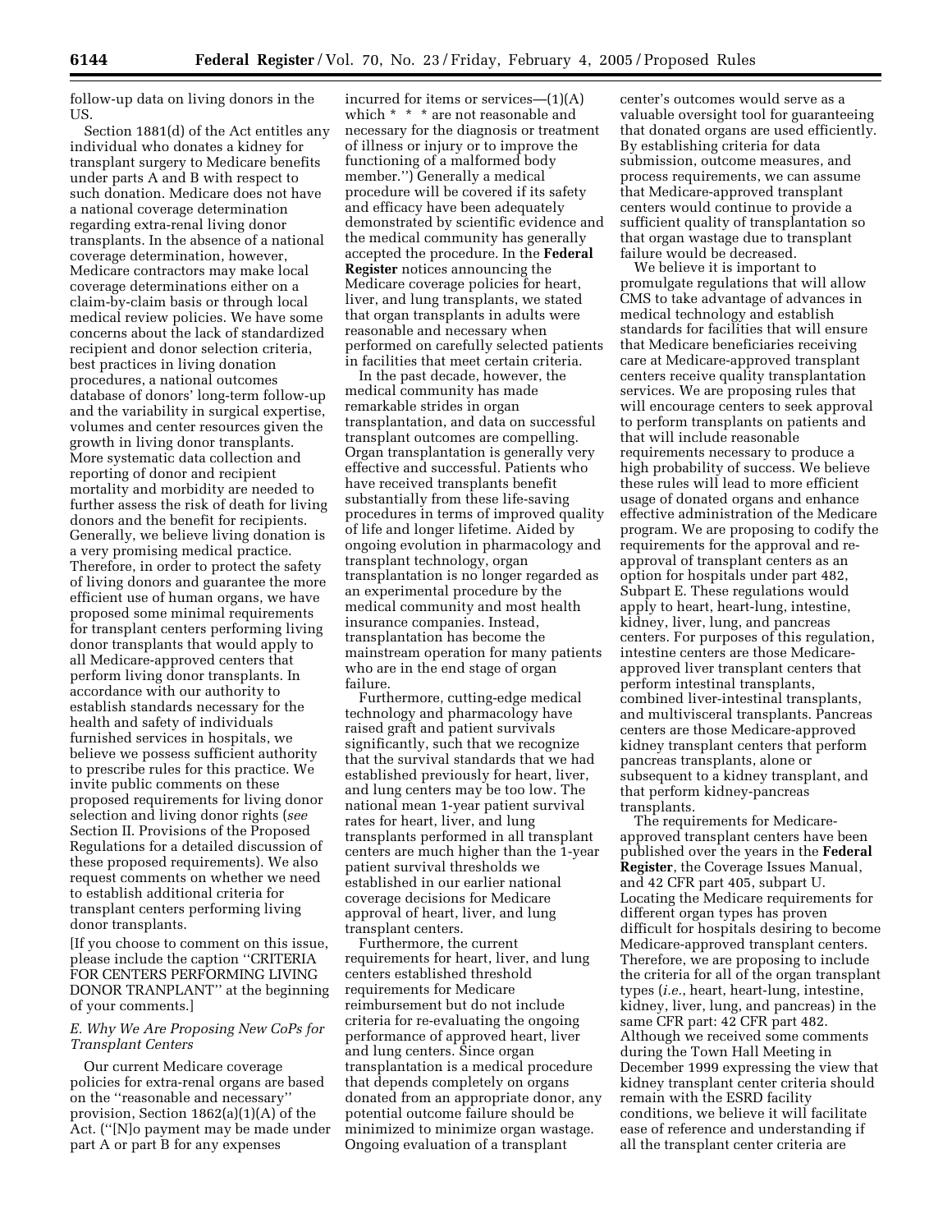follow-up data on living donors in the US.

Section 1881(d) of the Act entitles any individual who donates a kidney for transplant surgery to Medicare benefits under parts A and B with respect to such donation. Medicare does not have a national coverage determination regarding extra-renal living donor transplants. In the absence of a national coverage determination, however, Medicare contractors may make local coverage determinations either on a claim-by-claim basis or through local medical review policies. We have some concerns about the lack of standardized recipient and donor selection criteria, best practices in living donation procedures, a national outcomes database of donors' long-term follow-up and the variability in surgical expertise, volumes and center resources given the growth in living donor transplants. More systematic data collection and reporting of donor and recipient mortality and morbidity are needed to further assess the risk of death for living donors and the benefit for recipients. Generally, we believe living donation is a very promising medical practice. Therefore, in order to protect the safety of living donors and guarantee the more efficient use of human organs, we have proposed some minimal requirements for transplant centers performing living donor transplants that would apply to all Medicare-approved centers that perform living donor transplants. In accordance with our authority to establish standards necessary for the health and safety of individuals furnished services in hospitals, we believe we possess sufficient authority to prescribe rules for this practice. We invite public comments on these proposed requirements for living donor selection and living donor rights (*see* Section II. Provisions of the Proposed Regulations for a detailed discussion of these proposed requirements). We also request comments on whether we need to establish additional criteria for transplant centers performing living donor transplants.

[If you choose to comment on this issue, please include the caption ''CRITERIA FOR CENTERS PERFORMING LIVING DONOR TRANPLANT'' at the beginning of your comments.]

### *E. Why We Are Proposing New CoPs for Transplant Centers*

Our current Medicare coverage policies for extra-renal organs are based on the ''reasonable and necessary'' provision, Section 1862(a)(1)(A) of the Act. (''[N]o payment may be made under part A or part B for any expenses incurred for items or services—(1)(A) which * * * are not reasonable and necessary for the diagnosis or treatment of illness or injury or to improve the functioning of a malformed body member.'') Generally a medical procedure will be covered if its safety and efficacy have been adequately demonstrated by scientific evidence and the medical community has generally accepted the procedure. In the **Federal Register** notices announcing the Medicare coverage policies for heart, liver, and lung transplants, we stated that organ transplants in adults were reasonable and necessary when performed on carefully selected patients in facilities that meet certain criteria.

In the past decade, however, the medical community has made remarkable strides in organ transplantation, and data on successful transplant outcomes are compelling. Organ transplantation is generally very effective and successful. Patients who have received transplants benefit substantially from these life-saving procedures in terms of improved quality of life and longer lifetime. Aided by ongoing evolution in pharmacology and transplant technology, organ transplantation is no longer regarded as an experimental procedure by the medical community and most health insurance companies. Instead, transplantation has become the mainstream operation for many patients who are in the end stage of organ failure.

Furthermore, cutting-edge medical technology and pharmacology have raised graft and patient survivals significantly, such that we recognize that the survival standards that we had established previously for heart, liver, and lung centers may be too low. The national mean 1-year patient survival rates for heart, liver, and lung transplants performed in all transplant centers are much higher than the 1-year patient survival thresholds we established in our earlier national coverage decisions for Medicare approval of heart, liver, and lung transplant centers.

Furthermore, the current requirements for heart, liver, and lung centers established threshold requirements for Medicare reimbursement but do not include criteria for re-evaluating the ongoing performance of approved heart, liver and lung centers. Since organ transplantation is a medical procedure that depends completely on organs donated from an appropriate donor, any potential outcome failure should be minimized to minimize organ wastage. Ongoing evaluation of a transplant center's outcomes would serve as a valuable oversight tool for guaranteeing that donated organs are used efficiently. By establishing criteria for data submission, outcome measures, and process requirements, we can assume that Medicare-approved transplant centers would continue to provide a sufficient quality of transplantation so that organ wastage due to transplant failure would be decreased.

We believe it is important to promulgate regulations that will allow CMS to take advantage of advances in medical technology and establish standards for facilities that will ensure that Medicare beneficiaries receiving care at Medicare-approved transplant centers receive quality transplantation services. We are proposing rules that will encourage centers to seek approval to perform transplants on patients and that will include reasonable requirements necessary to produce a high probability of success. We believe these rules will lead to more efficient usage of donated organs and enhance effective administration of the Medicare program. We are proposing to codify the requirements for the approval and re-approval of transplant centers as an option for hospitals under part 482, Subpart E. These regulations would apply to heart, heart-lung, intestine, kidney, liver, lung, and pancreas centers. For purposes of this regulation, intestine centers are those Medicare-approved liver transplant centers that perform intestinal transplants, combined liver-intestinal transplants, and multivisceral transplants. Pancreas centers are those Medicare-approved kidney transplant centers that perform pancreas transplants, alone or subsequent to a kidney transplant, and that perform kidney-pancreas transplants.

The requirements for Medicare-approved transplant centers have been published over the years in the **Federal Register**, the Coverage Issues Manual, and 42 CFR part 405, subpart U. Locating the Medicare requirements for different organ types has proven difficult for hospitals desiring to become Medicare-approved transplant centers. Therefore, we are proposing to include the criteria for all of the organ transplant types (*i.e.*, heart, heart-lung, intestine, kidney, liver, lung, and pancreas) in the same CFR part: 42 CFR part 482. Although we received some comments during the Town Hall Meeting in December 1999 expressing the view that kidney transplant center criteria should remain with the ESRD facility conditions, we believe it will facilitate ease of reference and understanding if all the transplant center criteria are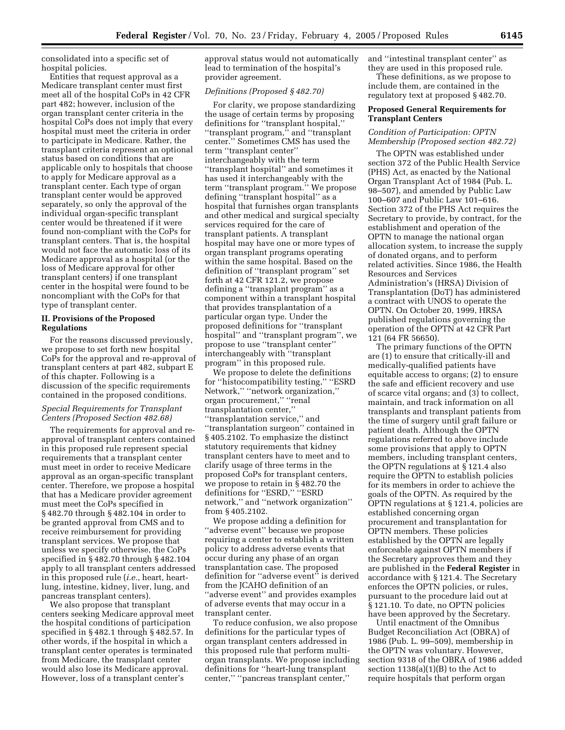consolidated into a specific set of hospital policies.

Entities that request approval as a Medicare transplant center must first meet all of the hospital CoPs in 42 CFR part 482; however, inclusion of the organ transplant center criteria in the hospital CoPs does not imply that every hospital must meet the criteria in order to participate in Medicare. Rather, the transplant criteria represent an optional status based on conditions that are applicable only to hospitals that choose to apply for Medicare approval as a transplant center. Each type of organ transplant center would be approved separately, so only the approval of the individual organ-specific transplant center would be threatened if it were found non-compliant with the CoPs for transplant centers. That is, the hospital would not face the automatic loss of its Medicare approval as a hospital (or the loss of Medicare approval for other transplant centers) if one transplant center in the hospital were found to be noncompliant with the CoPs for that type of transplant center.

## II. Provisions of the Proposed Regulations

For the reasons discussed previously, we propose to set forth new hospital CoPs for the approval and re-approval of transplant centers at part 482, subpart E of this chapter. Following is a discussion of the specific requirements contained in the proposed conditions.

### *Special Requirements for Transplant Centers (Proposed Section 482.68)*

The requirements for approval and re-approval of transplant centers contained in this proposed rule represent special requirements that a transplant center must meet in order to receive Medicare approval as an organ-specific transplant center. Therefore, we propose a hospital that has a Medicare provider agreement must meet the CoPs specified in § 482.70 through § 482.104 in order to be granted approval from CMS and to receive reimbursement for providing transplant services. We propose that unless we specify otherwise, the CoPs specified in § 482.70 through § 482.104 apply to all transplant centers addressed in this proposed rule (*i.e.*, heart, heart-lung, intestine, kidney, liver, lung, and pancreas transplant centers).

We also propose that transplant centers seeking Medicare approval meet the hospital conditions of participation specified in § 482.1 through § 482.57. In other words, if the hospital in which a transplant center operates is terminated from Medicare, the transplant center would also lose its Medicare approval. However, loss of a transplant center's approval status would not automatically lead to termination of the hospital's provider agreement.

### *Definitions (Proposed § 482.70)*

For clarity, we propose standardizing the usage of certain terms by proposing definitions for "transplant hospital," "transplant program," and "transplant center." Sometimes CMS has used the term "transplant center" interchangeably with the term "transplant hospital" and sometimes it has used it interchangeably with the term "transplant program." We propose defining "transplant hospital" as a hospital that furnishes organ transplants and other medical and surgical specialty services required for the care of transplant patients. A transplant hospital may have one or more types of organ transplant programs operating within the same hospital. Based on the definition of "transplant program" set forth at 42 CFR 121.2, we propose defining a "transplant program" as a component within a transplant hospital that provides transplantation of a particular organ type. Under the proposed definitions for "transplant hospital" and "transplant program", we propose to use "transplant center" interchangeably with "transplant program" in this proposed rule.

We propose to delete the definitions for "histocompatibility testing," "ESRD Network," "network organization," organ procurement," "renal transplantation center," "transplantation service," and "transplantation surgeon" contained in § 405.2102. To emphasize the distinct statutory requirements that kidney transplant centers have to meet and to clarify usage of three terms in the proposed CoPs for transplant centers, we propose to retain in § 482.70 the definitions for "ESRD," "ESRD network," and "network organization" from § 405.2102.

We propose adding a definition for "adverse event" because we propose requiring a center to establish a written policy to address adverse events that occur during any phase of an organ transplantation case. The proposed definition for "adverse event" is derived from the JCAHO definition of an "adverse event" and provides examples of adverse events that may occur in a transplant center.

To reduce confusion, we also propose definitions for the particular types of organ transplant centers addressed in this proposed rule that perform multi-organ transplants. We propose including definitions for "heart-lung transplant center," "pancreas transplant center," and "intestinal transplant center" as they are used in this proposed rule.

These definitions, as we propose to include them, are contained in the regulatory text at proposed § 482.70.

## Proposed General Requirements for Transplant Centers

### *Condition of Participation: OPTN Membership (Proposed section 482.72)*

The OPTN was established under section 372 of the Public Health Service (PHS) Act, as enacted by the National Organ Transplant Act of 1984 (Pub. L. 98–507), and amended by Public Law 100–607 and Public Law 101–616. Section 372 of the PHS Act requires the Secretary to provide, by contract, for the establishment and operation of the OPTN to manage the national organ allocation system, to increase the supply of donated organs, and to perform related activities. Since 1986, the Health Resources and Services Administration's (HRSA) Division of Transplantation (DoT) has administered a contract with UNOS to operate the OPTN. On October 20, 1999, HRSA published regulations governing the operation of the OPTN at 42 CFR Part 121 (64 FR 56650).

The primary functions of the OPTN are (1) to ensure that critically-ill and medically-qualified patients have equitable access to organs; (2) to ensure the safe and efficient recovery and use of scarce vital organs; and (3) to collect, maintain, and track information on all transplants and transplant patients from the time of surgery until graft failure or patient death. Although the OPTN regulations referred to above include some provisions that apply to OPTN members, including transplant centers, the OPTN regulations at § 121.4 also require the OPTN to establish policies for its members in order to achieve the goals of the OPTN. As required by the OPTN regulations at § 121.4, policies are established concerning organ procurement and transplantation for OPTN members. These policies established by the OPTN are legally enforceable against OPTN members if the Secretary approves them and they are published in the **Federal Register** in accordance with § 121.4. The Secretary enforces the OPTN policies, or rules, pursuant to the procedure laid out at § 121.10. To date, no OPTN policies have been approved by the Secretary.

Until enactment of the Omnibus Budget Reconciliation Act (OBRA) of 1986 (Pub. L. 99–509), membership in the OPTN was voluntary. However, section 9318 of the OBRA of 1986 added section 1138(a)(1)(B) to the Act to require hospitals that perform organ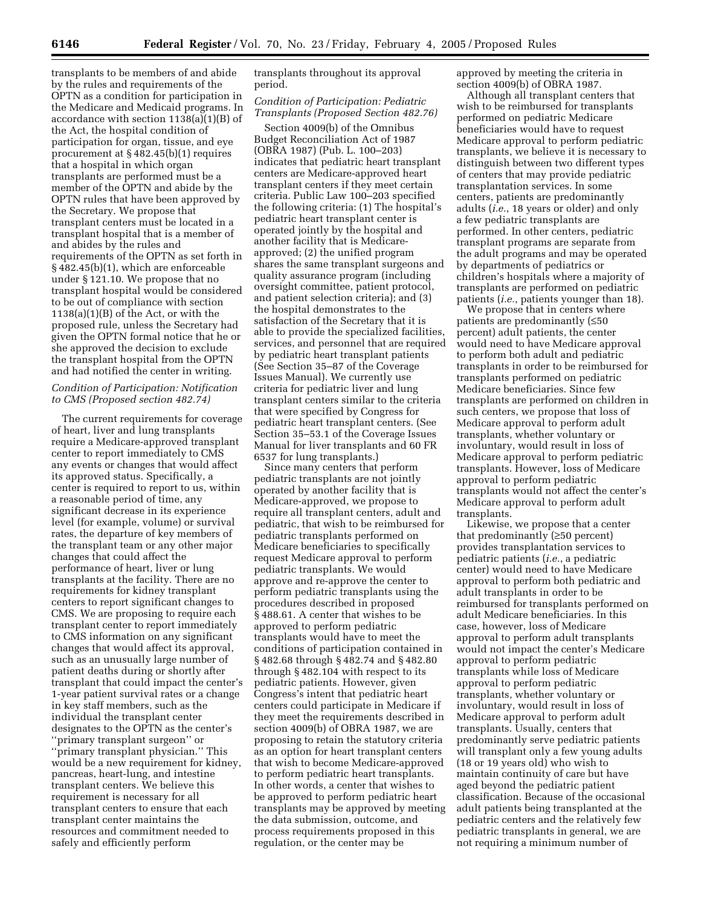transplants to be members of and abide by the rules and requirements of the OPTN as a condition for participation in the Medicare and Medicaid programs. In accordance with section 1138(a)(1)(B) of the Act, the hospital condition of participation for organ, tissue, and eye procurement at § 482.45(b)(1) requires that a hospital in which organ transplants are performed must be a member of the OPTN and abide by the OPTN rules that have been approved by the Secretary. We propose that transplant centers must be located in a transplant hospital that is a member of and abides by the rules and requirements of the OPTN as set forth in § 482.45(b)(1), which are enforceable under § 121.10. We propose that no transplant hospital would be considered to be out of compliance with section 1138(a)(1)(B) of the Act, or with the proposed rule, unless the Secretary had given the OPTN formal notice that he or she approved the decision to exclude the transplant hospital from the OPTN and had notified the center in writing.

*Condition of Participation: Notification to CMS (Proposed section 482.74)*

The current requirements for coverage of heart, liver and lung transplants require a Medicare-approved transplant center to report immediately to CMS any events or changes that would affect its approved status. Specifically, a center is required to report to us, within a reasonable period of time, any significant decrease in its experience level (for example, volume) or survival rates, the departure of key members of the transplant team or any other major changes that could affect the performance of heart, liver or lung transplants at the facility. There are no requirements for kidney transplant centers to report significant changes to CMS. We are proposing to require each transplant center to report immediately to CMS information on any significant changes that would affect its approval, such as an unusually large number of patient deaths during or shortly after transplant that could impact the center's 1-year patient survival rates or a change in key staff members, such as the individual the transplant center designates to the OPTN as the center's ''primary transplant surgeon'' or ''primary transplant physician.'' This would be a new requirement for kidney, pancreas, heart-lung, and intestine transplant centers. We believe this requirement is necessary for all transplant centers to ensure that each transplant center maintains the resources and commitment needed to safely and efficiently perform transplants throughout its approval period.

*Condition of Participation: Pediatric Transplants (Proposed Section 482.76)*

Section 4009(b) of the Omnibus Budget Reconciliation Act of 1987 (OBRA 1987) (Pub. L. 100–203) indicates that pediatric heart transplant centers are Medicare-approved heart transplant centers if they meet certain criteria. Public Law 100–203 specified the following criteria: (1) The hospital's pediatric heart transplant center is operated jointly by the hospital and another facility that is Medicare-approved; (2) the unified program shares the same transplant surgeons and quality assurance program (including oversight committee, patient protocol, and patient selection criteria); and (3) the hospital demonstrates to the satisfaction of the Secretary that it is able to provide the specialized facilities, services, and personnel that are required by pediatric heart transplant patients (See Section 35–87 of the Coverage Issues Manual). We currently use criteria for pediatric liver and lung transplant centers similar to the criteria that were specified by Congress for pediatric heart transplant centers. (See Section 35–53.1 of the Coverage Issues Manual for liver transplants and 60 FR 6537 for lung transplants.)

Since many centers that perform pediatric transplants are not jointly operated by another facility that is Medicare-approved, we propose to require all transplant centers, adult and pediatric, that wish to be reimbursed for pediatric transplants performed on Medicare beneficiaries to specifically request Medicare approval to perform pediatric transplants. We would approve and re-approve the center to perform pediatric transplants using the procedures described in proposed § 488.61. A center that wishes to be approved to perform pediatric transplants would have to meet the conditions of participation contained in § 482.68 through § 482.74 and § 482.80 through § 482.104 with respect to its pediatric patients. However, given Congress's intent that pediatric heart centers could participate in Medicare if they meet the requirements described in section 4009(b) of OBRA 1987, we are proposing to retain the statutory criteria as an option for heart transplant centers that wish to become Medicare-approved to perform pediatric heart transplants. In other words, a center that wishes to be approved to perform pediatric heart transplants may be approved by meeting the data submission, outcome, and process requirements proposed in this regulation, or the center may be approved by meeting the criteria in section 4009(b) of OBRA 1987.

Although all transplant centers that wish to be reimbursed for transplants performed on pediatric Medicare beneficiaries would have to request Medicare approval to perform pediatric transplants, we believe it is necessary to distinguish between two different types of centers that may provide pediatric transplantation services. In some centers, patients are predominantly adults (*i.e.*, 18 years or older) and only a few pediatric transplants are performed. In other centers, pediatric transplant programs are separate from the adult programs and may be operated by departments of pediatrics or children's hospitals where a majority of transplants are performed on pediatric patients (*i.e.*, patients younger than 18).

We propose that in centers where patients are predominantly (≤50 percent) adult patients, the center would need to have Medicare approval to perform both adult and pediatric transplants in order to be reimbursed for transplants performed on pediatric Medicare beneficiaries. Since few transplants are performed on children in such centers, we propose that loss of Medicare approval to perform adult transplants, whether voluntary or involuntary, would result in loss of Medicare approval to perform pediatric transplants. However, loss of Medicare approval to perform pediatric transplants would not affect the center's Medicare approval to perform adult transplants.

Likewise, we propose that a center that predominantly (≥50 percent) provides transplantation services to pediatric patients (*i.e.*, a pediatric center) would need to have Medicare approval to perform both pediatric and adult transplants in order to be reimbursed for transplants performed on adult Medicare beneficiaries. In this case, however, loss of Medicare approval to perform adult transplants would not impact the center's Medicare approval to perform pediatric transplants while loss of Medicare approval to perform pediatric transplants, whether voluntary or involuntary, would result in loss of Medicare approval to perform adult transplants. Usually, centers that predominantly serve pediatric patients will transplant only a few young adults (18 or 19 years old) who wish to maintain continuity of care but have aged beyond the pediatric patient classification. Because of the occasional adult patients being transplanted at the pediatric centers and the relatively few pediatric transplants in general, we are not requiring a minimum number of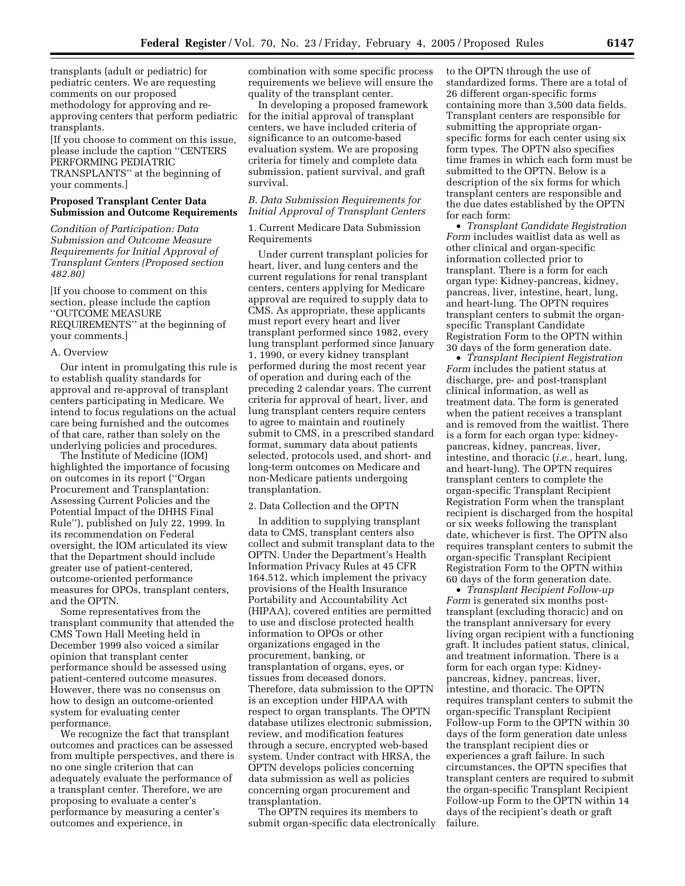transplants (adult or pediatric) for pediatric centers. We are requesting comments on our proposed methodology for approving and re-approving centers that perform pediatric transplants.

[If you choose to comment on this issue, please include the caption ''CENTERS PERFORMING PEDIATRIC TRANSPLANTS'' at the beginning of your comments.]

## Proposed Transplant Center Data Submission and Outcome Requirements

*Condition of Participation: Data Submission and Outcome Measure Requirements for Initial Approval of Transplant Centers (Proposed section 482.80)*

[If you choose to comment on this section, please include the caption ''OUTCOME MEASURE REQUIREMENTS'' at the beginning of your comments.]

### A. Overview

Our intent in promulgating this rule is to establish quality standards for approval and re-approval of transplant centers participating in Medicare. We intend to focus regulations on the actual care being furnished and the outcomes of that care, rather than solely on the underlying policies and procedures.

The Institute of Medicine (IOM) highlighted the importance of focusing on outcomes in its report (''Organ Procurement and Transplantation: Assessing Current Policies and the Potential Impact of the DHHS Final Rule''), published on July 22, 1999. In its recommendation on Federal oversight, the IOM articulated its view that the Department should include greater use of patient-centered, outcome-oriented performance measures for OPOs, transplant centers, and the OPTN.

Some representatives from the transplant community that attended the CMS Town Hall Meeting held in December 1999 also voiced a similar opinion that transplant center performance should be assessed using patient-centered outcome measures. However, there was no consensus on how to design an outcome-oriented system for evaluating center performance.

We recognize the fact that transplant outcomes and practices can be assessed from multiple perspectives, and there is no one single criterion that can adequately evaluate the performance of a transplant center. Therefore, we are proposing to evaluate a center's performance by measuring a center's outcomes and experience, in combination with some specific process requirements we believe will ensure the quality of the transplant center.

In developing a proposed framework for the initial approval of transplant centers, we have included criteria of significance to an outcome-based evaluation system. We are proposing criteria for timely and complete data submission, patient survival, and graft survival.

### *B. Data Submission Requirements for Initial Approval of Transplant Centers*

#### 1. Current Medicare Data Submission Requirements

Under current transplant policies for heart, liver, and lung centers and the current regulations for renal transplant centers, centers applying for Medicare approval are required to supply data to CMS. As appropriate, these applicants must report every heart and liver transplant performed since 1982, every lung transplant performed since January 1, 1990, or every kidney transplant performed during the most recent year of operation and during each of the preceding 2 calendar years. The current criteria for approval of heart, liver, and lung transplant centers require centers to agree to maintain and routinely submit to CMS, in a prescribed standard format, summary data about patients selected, protocols used, and short- and long-term outcomes on Medicare and non-Medicare patients undergoing transplantation.

#### 2. Data Collection and the OPTN

In addition to supplying transplant data to CMS, transplant centers also collect and submit transplant data to the OPTN. Under the Department's Health Information Privacy Rules at 45 CFR 164.512, which implement the privacy provisions of the Health Insurance Portability and Accountability Act (HIPAA), covered entities are permitted to use and disclose protected health information to OPOs or other organizations engaged in the procurement, banking, or transplantation of organs, eyes, or tissues from deceased donors. Therefore, data submission to the OPTN is an exception under HIPAA with respect to organ transplants. The OPTN database utilizes electronic submission, review, and modification features through a secure, encrypted web-based system. Under contract with HRSA, the OPTN develops policies concerning data submission as well as policies concerning organ procurement and transplantation.

The OPTN requires its members to submit organ-specific data electronically to the OPTN through the use of standardized forms. There are a total of 26 different organ-specific forms containing more than 3,500 data fields. Transplant centers are responsible for submitting the appropriate organ-specific forms for each center using six form types. The OPTN also specifies time frames in which each form must be submitted to the OPTN. Below is a description of the six forms for which transplant centers are responsible and the due dates established by the OPTN for each form:

- *Transplant Candidate Registration Form* includes waitlist data as well as other clinical and organ-specific information collected prior to transplant. There is a form for each organ type: Kidney-pancreas, kidney, pancreas, liver, intestine, heart, lung, and heart-lung. The OPTN requires transplant centers to submit the organ-specific Transplant Candidate Registration Form to the OPTN within 30 days of the form generation date.
- *Transplant Recipient Registration Form* includes the patient status at discharge, pre- and post-transplant clinical information, as well as treatment data. The form is generated when the patient receives a transplant and is removed from the waitlist. There is a form for each organ type: kidney-pancreas, kidney, pancreas, liver, intestine, and thoracic (*i.e.*, heart, lung, and heart-lung). The OPTN requires transplant centers to complete the organ-specific Transplant Recipient Registration Form when the transplant recipient is discharged from the hospital or six weeks following the transplant date, whichever is first. The OPTN also requires transplant centers to submit the organ-specific Transplant Recipient Registration Form to the OPTN within 60 days of the form generation date.
- *Transplant Recipient Follow-up Form* is generated six months post-transplant (excluding thoracic) and on the transplant anniversary for every living organ recipient with a functioning graft. It includes patient status, clinical, and treatment information. There is a form for each organ type: Kidney-pancreas, kidney, pancreas, liver, intestine, and thoracic. The OPTN requires transplant centers to submit the organ-specific Transplant Recipient Follow-up Form to the OPTN within 30 days of the form generation date unless the transplant recipient dies or experiences a graft failure. In such circumstances, the OPTN specifies that transplant centers are required to submit the organ-specific Transplant Recipient Follow-up Form to the OPTN within 14 days of the recipient's death or graft failure.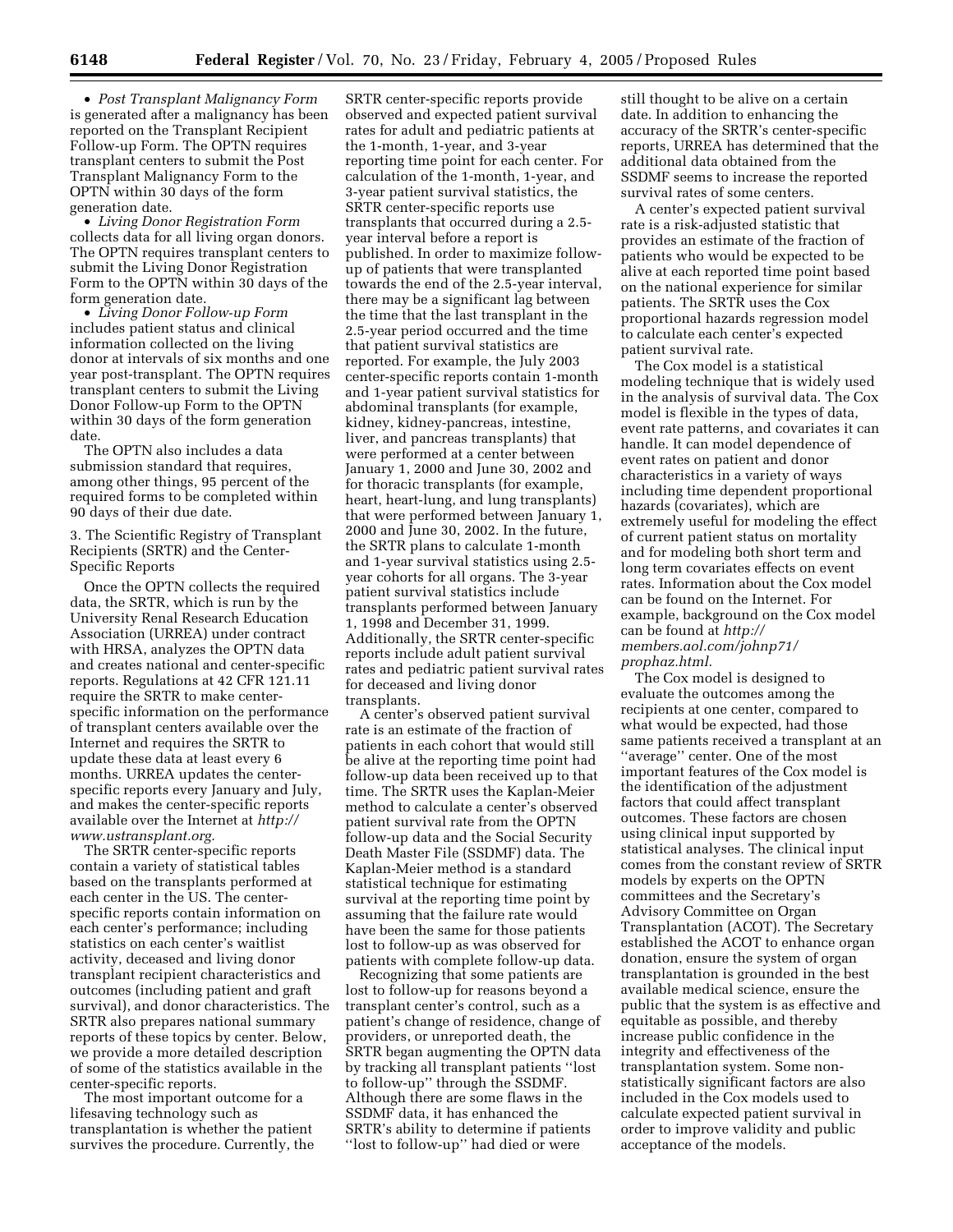• *Post Transplant Malignancy Form* is generated after a malignancy has been reported on the Transplant Recipient Follow-up Form. The OPTN requires transplant centers to submit the Post Transplant Malignancy Form to the OPTN within 30 days of the form generation date.

• *Living Donor Registration Form* collects data for all living organ donors. The OPTN requires transplant centers to submit the Living Donor Registration Form to the OPTN within 30 days of the form generation date.

• *Living Donor Follow-up Form* includes patient status and clinical information collected on the living donor at intervals of six months and one year post-transplant. The OPTN requires transplant centers to submit the Living Donor Follow-up Form to the OPTN within 30 days of the form generation date.

The OPTN also includes a data submission standard that requires, among other things, 95 percent of the required forms to be completed within 90 days of their due date.

3. The Scientific Registry of Transplant Recipients (SRTR) and the Center-Specific Reports

Once the OPTN collects the required data, the SRTR, which is run by the University Renal Research Education Association (URREA) under contract with HRSA, analyzes the OPTN data and creates national and center-specific reports. Regulations at 42 CFR 121.11 require the SRTR to make center-specific information on the performance of transplant centers available over the Internet and requires the SRTR to update these data at least every 6 months. URREA updates the center-specific reports every January and July, and makes the center-specific reports available over the Internet at *http://www.ustransplant.org.*

The SRTR center-specific reports contain a variety of statistical tables based on the transplants performed at each center in the US. The center-specific reports contain information on each center's performance; including statistics on each center's waitlist activity, deceased and living donor transplant recipient characteristics and outcomes (including patient and graft survival), and donor characteristics. The SRTR also prepares national summary reports of these topics by center. Below, we provide a more detailed description of some of the statistics available in the center-specific reports.

The most important outcome for a lifesaving technology such as transplantation is whether the patient survives the procedure. Currently, the SRTR center-specific reports provide observed and expected patient survival rates for adult and pediatric patients at the 1-month, 1-year, and 3-year reporting time point for each center. For calculation of the 1-month, 1-year, and 3-year patient survival statistics, the SRTR center-specific reports use transplants that occurred during a 2.5-year interval before a report is published. In order to maximize follow-up of patients that were transplanted towards the end of the 2.5-year interval, there may be a significant lag between the time that the last transplant in the 2.5-year period occurred and the time that patient survival statistics are reported. For example, the July 2003 center-specific reports contain 1-month and 1-year patient survival statistics for abdominal transplants (for example, kidney, kidney-pancreas, intestine, liver, and pancreas transplants) that were performed at a center between January 1, 2000 and June 30, 2002 and for thoracic transplants (for example, heart, heart-lung, and lung transplants) that were performed between January 1, 2000 and June 30, 2002. In the future, the SRTR plans to calculate 1-month and 1-year survival statistics using 2.5-year cohorts for all organs. The 3-year patient survival statistics include transplants performed between January 1, 1998 and December 31, 1999. Additionally, the SRTR center-specific reports include adult patient survival rates and pediatric patient survival rates for deceased and living donor transplants.

A center's observed patient survival rate is an estimate of the fraction of patients in each cohort that would still be alive at the reporting time point had follow-up data been received up to that time. The SRTR uses the Kaplan-Meier method to calculate a center's observed patient survival rate from the OPTN follow-up data and the Social Security Death Master File (SSDMF) data. The Kaplan-Meier method is a standard statistical technique for estimating survival at the reporting time point by assuming that the failure rate would have been the same for those patients lost to follow-up as was observed for patients with complete follow-up data.

Recognizing that some patients are lost to follow-up for reasons beyond a transplant center's control, such as a patient's change of residence, change of providers, or unreported death, the SRTR began augmenting the OPTN data by tracking all transplant patients ''lost to follow-up'' through the SSDMF. Although there are some flaws in the SSDMF data, it has enhanced the SRTR's ability to determine if patients ''lost to follow-up'' had died or were still thought to be alive on a certain date. In addition to enhancing the accuracy of the SRTR's center-specific reports, URREA has determined that the additional data obtained from the SSDMF seems to increase the reported survival rates of some centers.

A center's expected patient survival rate is a risk-adjusted statistic that provides an estimate of the fraction of patients who would be expected to be alive at each reported time point based on the national experience for similar patients. The SRTR uses the Cox proportional hazards regression model to calculate each center's expected patient survival rate.

The Cox model is a statistical modeling technique that is widely used in the analysis of survival data. The Cox model is flexible in the types of data, event rate patterns, and covariates it can handle. It can model dependence of event rates on patient and donor characteristics in a variety of ways including time dependent proportional hazards (covariates), which are extremely useful for modeling the effect of current patient status on mortality and for modeling both short term and long term covariates effects on event rates. Information about the Cox model can be found on the Internet. For example, background on the Cox model can be found at *http://members.aol.com/johnp71/prophaz.html.*

The Cox model is designed to evaluate the outcomes among the recipients at one center, compared to what would be expected, had those same patients received a transplant at an ''average'' center. One of the most important features of the Cox model is the identification of the adjustment factors that could affect transplant outcomes. These factors are chosen using clinical input supported by statistical analyses. The clinical input comes from the constant review of SRTR models by experts on the OPTN committees and the Secretary's Advisory Committee on Organ Transplantation (ACOT). The Secretary established the ACOT to enhance organ donation, ensure the system of organ transplantation is grounded in the best available medical science, ensure the public that the system is as effective and equitable as possible, and thereby increase public confidence in the integrity and effectiveness of the transplantation system. Some non-statistically significant factors are also included in the Cox models used to calculate expected patient survival in order to improve validity and public acceptance of the models.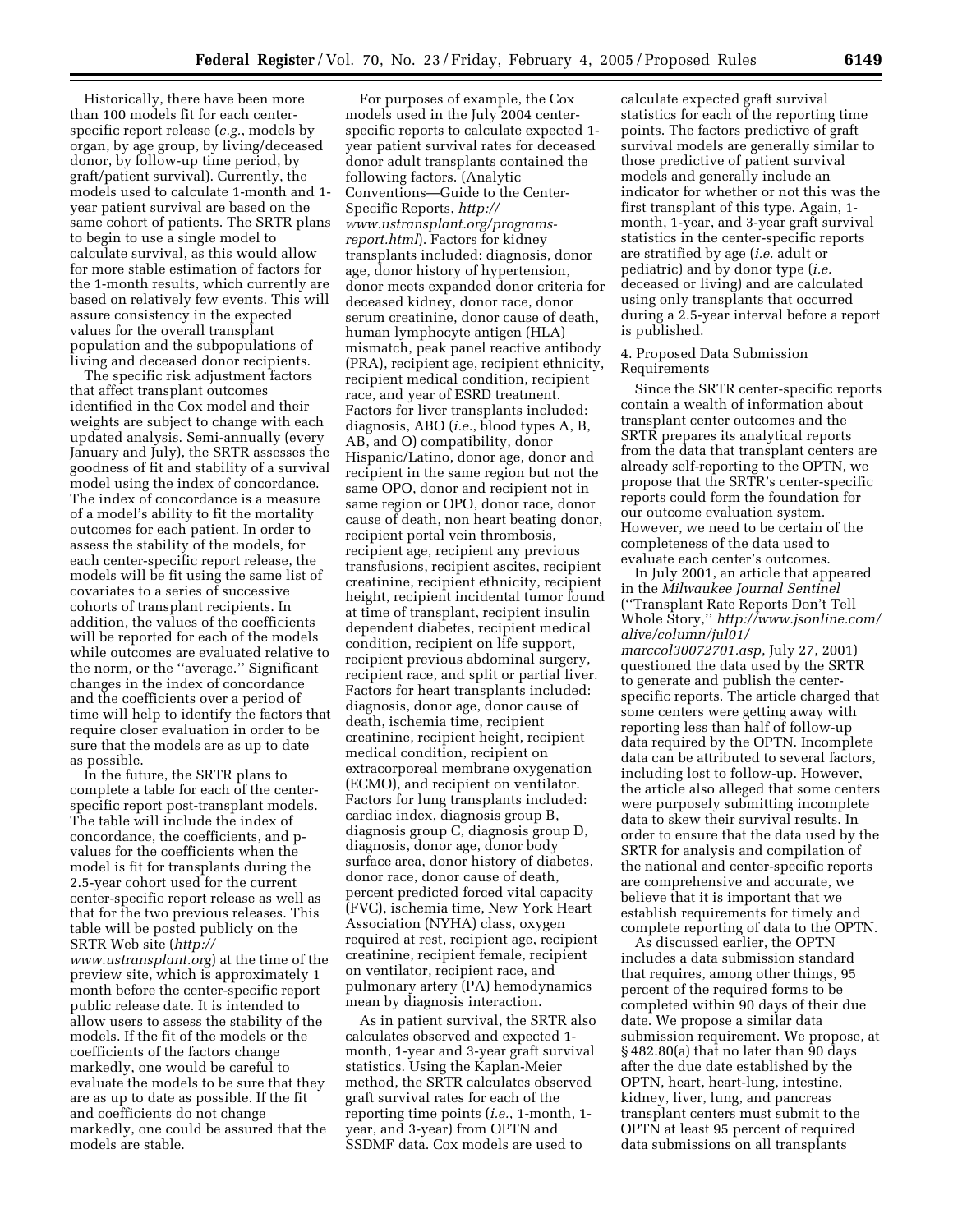Historically, there have been more than 100 models fit for each center-specific report release (*e.g.*, models by organ, by age group, by living/deceased donor, by follow-up time period, by graft/patient survival). Currently, the models used to calculate 1-month and 1-year patient survival are based on the same cohort of patients. The SRTR plans to begin to use a single model to calculate survival, as this would allow for more stable estimation of factors for the 1-month results, which currently are based on relatively few events. This will assure consistency in the expected values for the overall transplant population and the subpopulations of living and deceased donor recipients.

The specific risk adjustment factors that affect transplant outcomes identified in the Cox model and their weights are subject to change with each updated analysis. Semi-annually (every January and July), the SRTR assesses the goodness of fit and stability of a survival model using the index of concordance. The index of concordance is a measure of a model's ability to fit the mortality outcomes for each patient. In order to assess the stability of the models, for each center-specific report release, the models will be fit using the same list of covariates to a series of successive cohorts of transplant recipients. In addition, the values of the coefficients will be reported for each of the models while outcomes are evaluated relative to the norm, or the ''average.'' Significant changes in the index of concordance and the coefficients over a period of time will help to identify the factors that require closer evaluation in order to be sure that the models are as up to date as possible.

In the future, the SRTR plans to complete a table for each of the center-specific report post-transplant models. The table will include the index of concordance, the coefficients, and p-values for the coefficients when the model is fit for transplants during the 2.5-year cohort used for the current center-specific report release as well as that for the two previous releases. This table will be posted publicly on the SRTR Web site (*http://www.ustransplant.org*) at the time of the preview site, which is approximately 1 month before the center-specific report public release date. It is intended to allow users to assess the stability of the models. If the fit of the models or the coefficients of the factors change markedly, one would be careful to evaluate the models to be sure that they are as up to date as possible. If the fit and coefficients do not change markedly, one could be assured that the models are stable.

For purposes of example, the Cox models used in the July 2004 center-specific reports to calculate expected 1-year patient survival rates for deceased donor adult transplants contained the following factors. (Analytic Conventions—Guide to the Center-Specific Reports, *http://www.ustransplant.org/programs-report.html*). Factors for kidney transplants included: diagnosis, donor age, donor history of hypertension, donor meets expanded donor criteria for deceased kidney, donor race, donor serum creatinine, donor cause of death, human lymphocyte antigen (HLA) mismatch, peak panel reactive antibody (PRA), recipient age, recipient ethnicity, recipient medical condition, recipient race, and year of ESRD treatment. Factors for liver transplants included: diagnosis, ABO (*i.e.*, blood types A, B, AB, and O) compatibility, donor Hispanic/Latino, donor age, donor and recipient in the same region but not the same OPO, donor and recipient not in same region or OPO, donor race, donor cause of death, non heart beating donor, recipient portal vein thrombosis, recipient age, recipient any previous transfusions, recipient ascites, recipient creatinine, recipient ethnicity, recipient height, recipient incidental tumor found at time of transplant, recipient insulin dependent diabetes, recipient medical condition, recipient on life support, recipient previous abdominal surgery, recipient race, and split or partial liver. Factors for heart transplants included: diagnosis, donor age, donor cause of death, ischemia time, recipient creatinine, recipient height, recipient medical condition, recipient on extracorporeal membrane oxygenation (ECMO), and recipient on ventilator. Factors for lung transplants included: cardiac index, diagnosis group B, diagnosis group C, diagnosis group D, diagnosis, donor age, donor body surface area, donor history of diabetes, donor race, donor cause of death, percent predicted forced vital capacity (FVC), ischemia time, New York Heart Association (NYHA) class, oxygen required at rest, recipient age, recipient creatinine, recipient female, recipient on ventilator, recipient race, and pulmonary artery (PA) hemodynamics mean by diagnosis interaction.

As in patient survival, the SRTR also calculates observed and expected 1-month, 1-year and 3-year graft survival statistics. Using the Kaplan-Meier method, the SRTR calculates observed graft survival rates for each of the reporting time points (*i.e.*, 1-month, 1-year, and 3-year) from OPTN and SSDMF data. Cox models are used to calculate expected graft survival statistics for each of the reporting time points. The factors predictive of graft survival models are generally similar to those predictive of patient survival models and generally include an indicator for whether or not this was the first transplant of this type. Again, 1-month, 1-year, and 3-year graft survival statistics in the center-specific reports are stratified by age (*i.e.* adult or pediatric) and by donor type (*i.e.* deceased or living) and are calculated using only transplants that occurred during a 2.5-year interval before a report is published.

4. Proposed Data Submission Requirements

Since the SRTR center-specific reports contain a wealth of information about transplant center outcomes and the SRTR prepares its analytical reports from the data that transplant centers are already self-reporting to the OPTN, we propose that the SRTR's center-specific reports could form the foundation for our outcome evaluation system. However, we need to be certain of the completeness of the data used to evaluate each center's outcomes.

In July 2001, an article that appeared in the *Milwaukee Journal Sentinel* (''Transplant Rate Reports Don't Tell Whole Story,'' *http://www.jsonline.com/alive/column/jul01/marccol30072701.asp*, July 27, 2001) questioned the data used by the SRTR to generate and publish the center-specific reports. The article charged that some centers were getting away with reporting less than half of follow-up data required by the OPTN. Incomplete data can be attributed to several factors, including lost to follow-up. However, the article also alleged that some centers were purposely submitting incomplete data to skew their survival results. In order to ensure that the data used by the SRTR for analysis and compilation of the national and center-specific reports are comprehensive and accurate, we believe that it is important that we establish requirements for timely and complete reporting of data to the OPTN.

As discussed earlier, the OPTN includes a data submission standard that requires, among other things, 95 percent of the required forms to be completed within 90 days of their due date. We propose a similar data submission requirement. We propose, at § 482.80(a) that no later than 90 days after the due date established by the OPTN, heart, heart-lung, intestine, kidney, liver, lung, and pancreas transplant centers must submit to the OPTN at least 95 percent of required data submissions on all transplants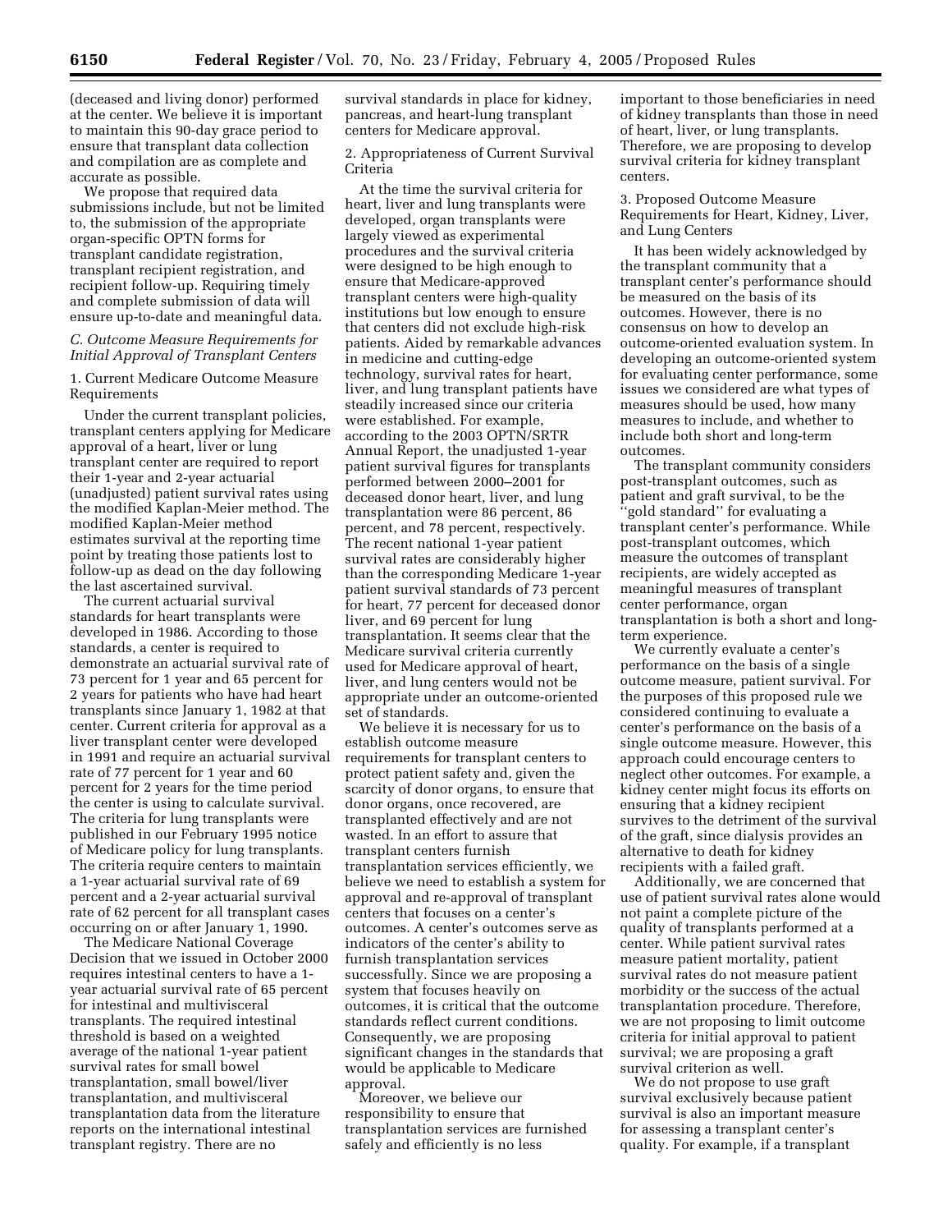(deceased and living donor) performed at the center. We believe it is important to maintain this 90-day grace period to ensure that transplant data collection and compilation are as complete and accurate as possible.

We propose that required data submissions include, but not be limited to, the submission of the appropriate organ-specific OPTN forms for transplant candidate registration, transplant recipient registration, and recipient follow-up. Requiring timely and complete submission of data will ensure up-to-date and meaningful data.

### *C. Outcome Measure Requirements for Initial Approval of Transplant Centers*

1. Current Medicare Outcome Measure Requirements

Under the current transplant policies, transplant centers applying for Medicare approval of a heart, liver or lung transplant center are required to report their 1-year and 2-year actuarial (unadjusted) patient survival rates using the modified Kaplan-Meier method. The modified Kaplan-Meier method estimates survival at the reporting time point by treating those patients lost to follow-up as dead on the day following the last ascertained survival.

The current actuarial survival standards for heart transplants were developed in 1986. According to those standards, a center is required to demonstrate an actuarial survival rate of 73 percent for 1 year and 65 percent for 2 years for patients who have had heart transplants since January 1, 1982 at that center. Current criteria for approval as a liver transplant center were developed in 1991 and require an actuarial survival rate of 77 percent for 1 year and 60 percent for 2 years for the time period the center is using to calculate survival. The criteria for lung transplants were published in our February 1995 notice of Medicare policy for lung transplants. The criteria require centers to maintain a 1-year actuarial survival rate of 69 percent and a 2-year actuarial survival rate of 62 percent for all transplant cases occurring on or after January 1, 1990.

The Medicare National Coverage Decision that we issued in October 2000 requires intestinal centers to have a 1-year actuarial survival rate of 65 percent for intestinal and multivisceral transplants. The required intestinal threshold is based on a weighted average of the national 1-year patient survival rates for small bowel transplantation, small bowel/liver transplantation, and multivisceral transplantation data from the literature reports on the international intestinal transplant registry. There are no survival standards in place for kidney, pancreas, and heart-lung transplant centers for Medicare approval.

2. Appropriateness of Current Survival Criteria

At the time the survival criteria for heart, liver and lung transplants were developed, organ transplants were largely viewed as experimental procedures and the survival criteria were designed to be high enough to ensure that Medicare-approved transplant centers were high-quality institutions but low enough to ensure that centers did not exclude high-risk patients. Aided by remarkable advances in medicine and cutting-edge technology, survival rates for heart, liver, and lung transplant patients have steadily increased since our criteria were established. For example, according to the 2003 OPTN/SRTR Annual Report, the unadjusted 1-year patient survival figures for transplants performed between 2000–2001 for deceased donor heart, liver, and lung transplantation were 86 percent, 86 percent, and 78 percent, respectively. The recent national 1-year patient survival rates are considerably higher than the corresponding Medicare 1-year patient survival standards of 73 percent for heart, 77 percent for deceased donor liver, and 69 percent for lung transplantation. It seems clear that the Medicare survival criteria currently used for Medicare approval of heart, liver, and lung centers would not be appropriate under an outcome-oriented set of standards.

We believe it is necessary for us to establish outcome measure requirements for transplant centers to protect patient safety and, given the scarcity of donor organs, to ensure that donor organs, once recovered, are transplanted effectively and are not wasted. In an effort to assure that transplant centers furnish transplantation services efficiently, we believe we need to establish a system for approval and re-approval of transplant centers that focuses on a center's outcomes. A center's outcomes serve as indicators of the center's ability to furnish transplantation services successfully. Since we are proposing a system that focuses heavily on outcomes, it is critical that the outcome standards reflect current conditions. Consequently, we are proposing significant changes in the standards that would be applicable to Medicare approval.

Moreover, we believe our responsibility to ensure that transplantation services are furnished safely and efficiently is no less important to those beneficiaries in need of kidney transplants than those in need of heart, liver, or lung transplants. Therefore, we are proposing to develop survival criteria for kidney transplant centers.

3. Proposed Outcome Measure Requirements for Heart, Kidney, Liver, and Lung Centers

It has been widely acknowledged by the transplant community that a transplant center's performance should be measured on the basis of its outcomes. However, there is no consensus on how to develop an outcome-oriented evaluation system. In developing an outcome-oriented system for evaluating center performance, some issues we considered are what types of measures should be used, how many measures to include, and whether to include both short and long-term outcomes.

The transplant community considers post-transplant outcomes, such as patient and graft survival, to be the "gold standard" for evaluating a transplant center's performance. While post-transplant outcomes, which measure the outcomes of transplant recipients, are widely accepted as meaningful measures of transplant center performance, organ transplantation is both a short and long-term experience.

We currently evaluate a center's performance on the basis of a single outcome measure, patient survival. For the purposes of this proposed rule we considered continuing to evaluate a center's performance on the basis of a single outcome measure. However, this approach could encourage centers to neglect other outcomes. For example, a kidney center might focus its efforts on ensuring that a kidney recipient survives to the detriment of the survival of the graft, since dialysis provides an alternative to death for kidney recipients with a failed graft.

Additionally, we are concerned that use of patient survival rates alone would not paint a complete picture of the quality of transplants performed at a center. While patient survival rates measure patient mortality, patient survival rates do not measure patient morbidity or the success of the actual transplantation procedure. Therefore, we are not proposing to limit outcome criteria for initial approval to patient survival; we are proposing a graft survival criterion as well.

We do not propose to use graft survival exclusively because patient survival is also an important measure for assessing a transplant center's quality. For example, if a transplant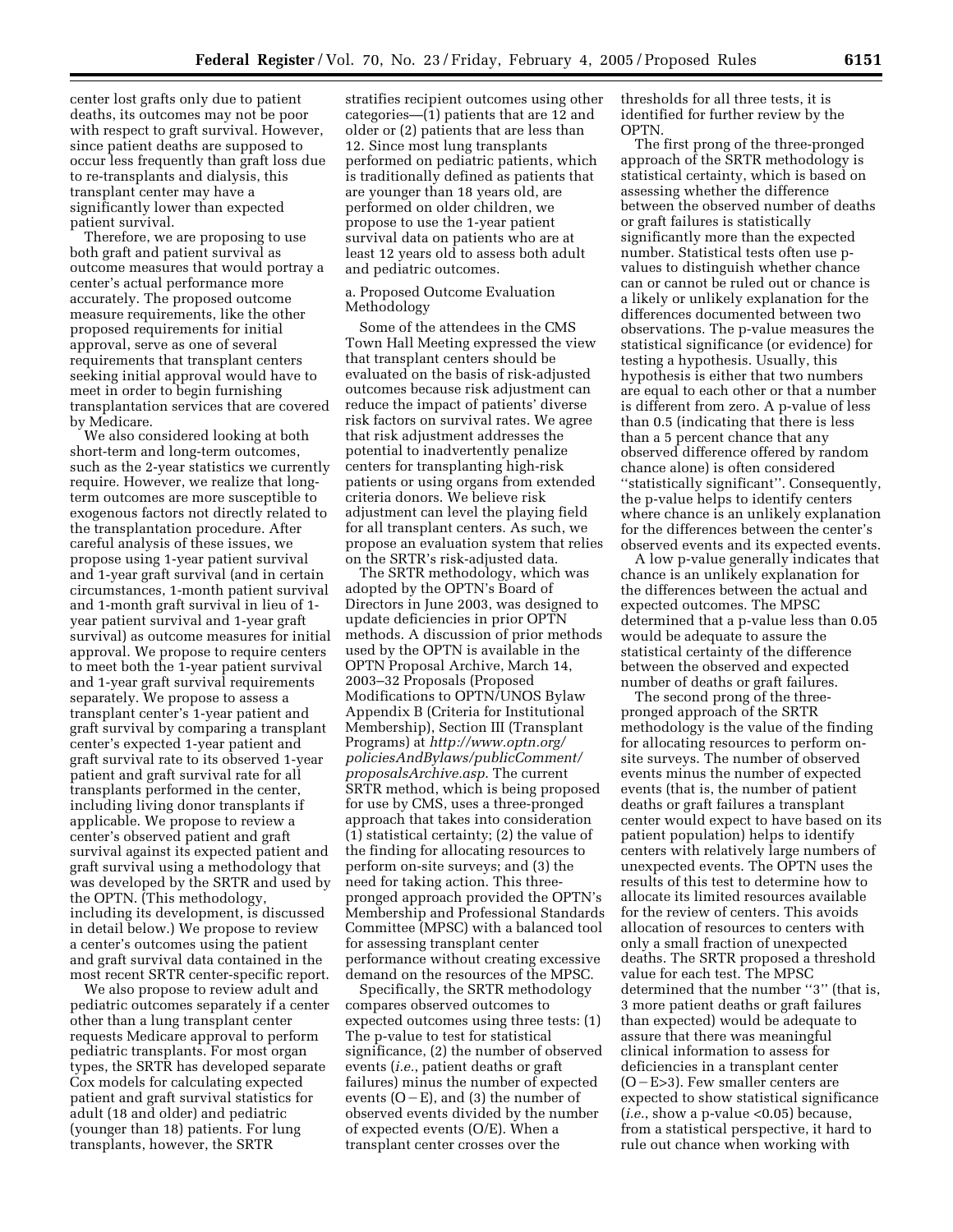center lost grafts only due to patient deaths, its outcomes may not be poor with respect to graft survival. However, since patient deaths are supposed to occur less frequently than graft loss due to re-transplants and dialysis, this transplant center may have a significantly lower than expected patient survival.

Therefore, we are proposing to use both graft and patient survival as outcome measures that would portray a center's actual performance more accurately. The proposed outcome measure requirements, like the other proposed requirements for initial approval, serve as one of several requirements that transplant centers seeking initial approval would have to meet in order to begin furnishing transplantation services that are covered by Medicare.

We also considered looking at both short-term and long-term outcomes, such as the 2-year statistics we currently require. However, we realize that long-term outcomes are more susceptible to exogenous factors not directly related to the transplantation procedure. After careful analysis of these issues, we propose using 1-year patient survival and 1-year graft survival (and in certain circumstances, 1-month patient survival and 1-month graft survival in lieu of 1-year patient survival and 1-year graft survival) as outcome measures for initial approval. We propose to require centers to meet both the 1-year patient survival and 1-year graft survival requirements separately. We propose to assess a transplant center's 1-year patient and graft survival by comparing a transplant center's expected 1-year patient and graft survival rate to its observed 1-year patient and graft survival rate for all transplants performed in the center, including living donor transplants if applicable. We propose to review a center's observed patient and graft survival against its expected patient and graft survival using a methodology that was developed by the SRTR and used by the OPTN. (This methodology, including its development, is discussed in detail below.) We propose to review a center's outcomes using the patient and graft survival data contained in the most recent SRTR center-specific report.

We also propose to review adult and pediatric outcomes separately if a center other than a lung transplant center requests Medicare approval to perform pediatric transplants. For most organ types, the SRTR has developed separate Cox models for calculating expected patient and graft survival statistics for adult (18 and older) and pediatric (younger than 18) patients. For lung transplants, however, the SRTR stratifies recipient outcomes using other categories—(1) patients that are 12 and older or (2) patients that are less than 12. Since most lung transplants performed on pediatric patients, which is traditionally defined as patients that are younger than 18 years old, are performed on older children, we propose to use the 1-year patient survival data on patients who are at least 12 years old to assess both adult and pediatric outcomes.

a. Proposed Outcome Evaluation Methodology

Some of the attendees in the CMS Town Hall Meeting expressed the view that transplant centers should be evaluated on the basis of risk-adjusted outcomes because risk adjustment can reduce the impact of patients' diverse risk factors on survival rates. We agree that risk adjustment addresses the potential to inadvertently penalize centers for transplanting high-risk patients or using organs from extended criteria donors. We believe risk adjustment can level the playing field for all transplant centers. As such, we propose an evaluation system that relies on the SRTR's risk-adjusted data.

The SRTR methodology, which was adopted by the OPTN's Board of Directors in June 2003, was designed to update deficiencies in prior OPTN methods. A discussion of prior methods used by the OPTN is available in the OPTN Proposal Archive, March 14, 2003–32 Proposals (Proposed Modifications to OPTN/UNOS Bylaw Appendix B (Criteria for Institutional Membership), Section III (Transplant Programs) at *http://www.optn.org/policiesAndBylaws/publicComment/proposalsArchive.asp*. The current SRTR method, which is being proposed for use by CMS, uses a three-pronged approach that takes into consideration (1) statistical certainty; (2) the value of the finding for allocating resources to perform on-site surveys; and (3) the need for taking action. This three-pronged approach provided the OPTN's Membership and Professional Standards Committee (MPSC) with a balanced tool for assessing transplant center performance without creating excessive demand on the resources of the MPSC.

Specifically, the SRTR methodology compares observed outcomes to expected outcomes using three tests: (1) The p-value to test for statistical significance, (2) the number of observed events (*i.e.*, patient deaths or graft failures) minus the number of expected events (O−E), and (3) the number of observed events divided by the number of expected events (O/E). When a transplant center crosses over the thresholds for all three tests, it is identified for further review by the OPTN.

The first prong of the three-pronged approach of the SRTR methodology is statistical certainty, which is based on assessing whether the difference between the observed number of deaths or graft failures is statistically significantly more than the expected number. Statistical tests often use p-values to distinguish whether chance can or cannot be ruled out or chance is a likely or unlikely explanation for the differences documented between two observations. The p-value measures the statistical significance (or evidence) for testing a hypothesis. Usually, this hypothesis is either that two numbers are equal to each other or that a number is different from zero. A p-value of less than 0.5 (indicating that there is less than a 5 percent chance that any observed difference offered by random chance alone) is often considered ''statistically significant''. Consequently, the p-value helps to identify centers where chance is an unlikely explanation for the differences between the center's observed events and its expected events.

A low p-value generally indicates that chance is an unlikely explanation for the differences between the actual and expected outcomes. The MPSC determined that a p-value less than 0.05 would be adequate to assure the statistical certainty of the difference between the observed and expected number of deaths or graft failures.

The second prong of the three-pronged approach of the SRTR methodology is the value of the finding for allocating resources to perform on-site surveys. The number of observed events minus the number of expected events (that is, the number of patient deaths or graft failures a transplant center would expect to have based on its patient population) helps to identify centers with relatively large numbers of unexpected events. The OPTN uses the results of this test to determine how to allocate its limited resources available for the review of centers. This avoids allocation of resources to centers with only a small fraction of unexpected deaths. The SRTR proposed a threshold value for each test. The MPSC determined that the number ''3'' (that is, 3 more patient deaths or graft failures than expected) would be adequate to assure that there was meaningful clinical information to assess for deficiencies in a transplant center (O−E>3). Few smaller centers are expected to show statistical significance (*i.e.*, show a p-value <0.05) because, from a statistical perspective, it hard to rule out chance when working with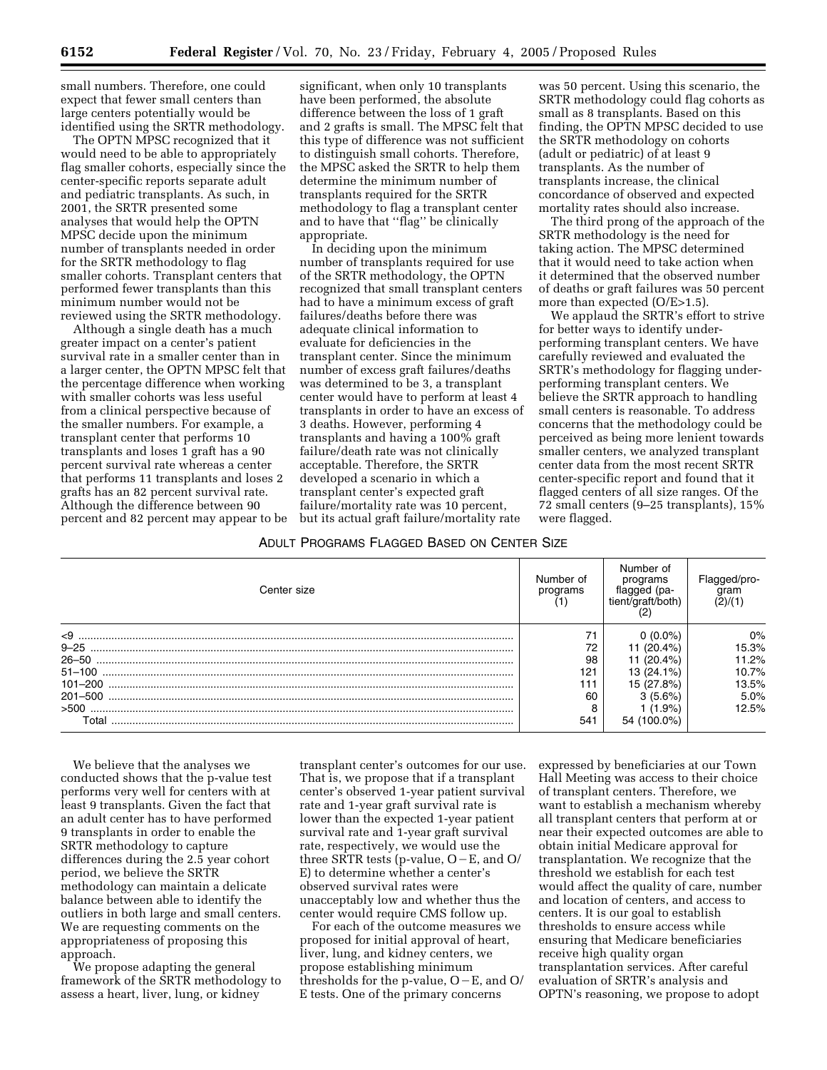small numbers. Therefore, one could expect that fewer small centers than large centers potentially would be identified using the SRTR methodology.

The OPTN MPSC recognized that it would need to be able to appropriately flag smaller cohorts, especially since the center-specific reports separate adult and pediatric transplants. As such, in 2001, the SRTR presented some analyses that would help the OPTN MPSC decide upon the minimum number of transplants needed in order for the SRTR methodology to flag smaller cohorts. Transplant centers that performed fewer transplants than this minimum number would not be reviewed using the SRTR methodology.

Although a single death has a much greater impact on a center's patient survival rate in a smaller center than in a larger center, the OPTN MPSC felt that the percentage difference when working with smaller cohorts was less useful from a clinical perspective because of the smaller numbers. For example, a transplant center that performs 10 transplants and loses 1 graft has a 90 percent survival rate whereas a center that performs 11 transplants and loses 2 grafts has an 82 percent survival rate. Although the difference between 90 percent and 82 percent may appear to be significant, when only 10 transplants have been performed, the absolute difference between the loss of 1 graft and 2 grafts is small. The MPSC felt that this type of difference was not sufficient to distinguish small cohorts. Therefore, the MPSC asked the SRTR to help them determine the minimum number of transplants required for the SRTR methodology to flag a transplant center and to have that "flag" be clinically appropriate.

In deciding upon the minimum number of transplants required for use of the SRTR methodology, the OPTN recognized that small transplant centers had to have a minimum excess of graft failures/deaths before there was adequate clinical information to evaluate for deficiencies in the transplant center. Since the minimum number of excess graft failures/deaths was determined to be 3, a transplant center would have to perform at least 4 transplants in order to have an excess of 3 deaths. However, performing 4 transplants and having a 100% graft failure/death rate was not clinically acceptable. Therefore, the SRTR developed a scenario in which a transplant center's expected graft failure/mortality rate was 10 percent, but its actual graft failure/mortality rate was 50 percent. Using this scenario, the SRTR methodology could flag cohorts as small as 8 transplants. Based on this finding, the OPTN MPSC decided to use the SRTR methodology on cohorts (adult or pediatric) of at least 9 transplants. As the number of transplants increase, the clinical concordance of observed and expected mortality rates should also increase.

The third prong of the approach of the SRTR methodology is the need for taking action. The MPSC determined that it would need to take action when it determined that the observed number of deaths or graft failures was 50 percent more than expected (O/E>1.5).

We applaud the SRTR's effort to strive for better ways to identify under-performing transplant centers. We have carefully reviewed and evaluated the SRTR's methodology for flagging under-performing transplant centers. We believe the SRTR approach to handling small centers is reasonable. To address concerns that the methodology could be perceived as being more lenient towards smaller centers, we analyzed transplant center data from the most recent SRTR center-specific report and found that it flagged centers of all size ranges. Of the 72 small centers (9–25 transplants), 15% were flagged.

ADULT PROGRAMS FLAGGED BASED ON CENTER SIZE

| Center size | Number of programs (1) | Number of programs flagged (patient/graft/both) (2) | Flagged/program (2)/(1) |
|---|---|---|---|
| <9 | 71 | 0 (0.0%) | 0% |
| 9–25 | 72 | 11 (20.4%) | 15.3% |
| 26–50 | 98 | 11 (20.4%) | 11.2% |
| 51–100 | 121 | 13 (24.1%) | 10.7% |
| 101–200 | 111 | 15 (27.8%) | 13.5% |
| 201–500 | 60 | 3 (5.6%) | 5.0% |
| >500 | 8 | 1 (1.9%) | 12.5% |
| Total | 541 | 54 (100.0%) | |

We believe that the analyses we conducted shows that the p-value test performs very well for centers with at least 9 transplants. Given the fact that an adult center has to have performed 9 transplants in order to enable the SRTR methodology to capture differences during the 2.5 year cohort period, we believe the SRTR methodology can maintain a delicate balance between able to identify the outliers in both large and small centers. We are requesting comments on the appropriateness of proposing this approach.

We propose adapting the general framework of the SRTR methodology to assess a heart, liver, lung, or kidney transplant center's outcomes for our use. That is, we propose that if a transplant center's observed 1-year patient survival rate and 1-year graft survival rate is lower than the expected 1-year patient survival rate and 1-year graft survival rate, respectively, we would use the three SRTR tests (p-value, O−E, and O/E) to determine whether a center's observed survival rates were unacceptably low and whether thus the center would require CMS follow up.

For each of the outcome measures we proposed for initial approval of heart, liver, lung, and kidney centers, we propose establishing minimum thresholds for the p-value, O−E, and O/E tests. One of the primary concerns expressed by beneficiaries at our Town Hall Meeting was access to their choice of transplant centers. Therefore, we want to establish a mechanism whereby all transplant centers that perform at or near their expected outcomes are able to obtain initial Medicare approval for transplantation. We recognize that the threshold we establish for each test would affect the quality of care, number and location of centers, and access to centers. It is our goal to establish thresholds to ensure access while ensuring that Medicare beneficiaries receive high quality organ transplantation services. After careful evaluation of SRTR's analysis and OPTN's reasoning, we propose to adopt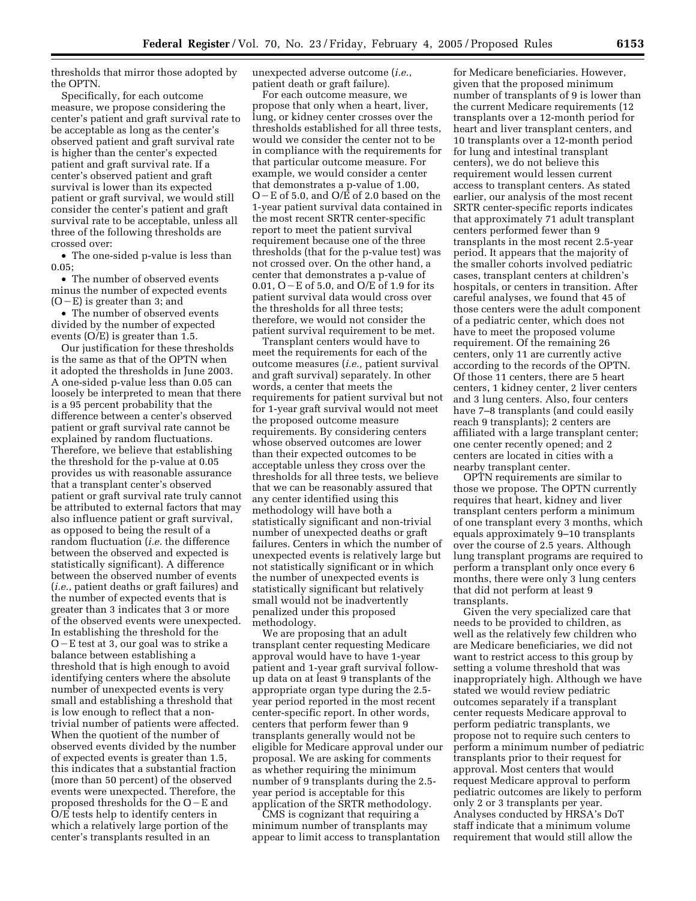thresholds that mirror those adopted by the OPTN.

Specifically, for each outcome measure, we propose considering the center's patient and graft survival rate to be acceptable as long as the center's observed patient and graft survival rate is higher than the center's expected patient and graft survival rate. If a center's observed patient and graft survival is lower than its expected patient or graft survival, we would still consider the center's patient and graft survival rate to be acceptable, unless all three of the following thresholds are crossed over:

- The one-sided p-value is less than 0.05;
- The number of observed events minus the number of expected events (O − E) is greater than 3; and
- The number of observed events divided by the number of expected events (O/E) is greater than 1.5.

Our justification for these thresholds is the same as that of the OPTN when it adopted the thresholds in June 2003. A one-sided p-value less than 0.05 can loosely be interpreted to mean that there is a 95 percent probability that the difference between a center's observed patient or graft survival rate cannot be explained by random fluctuations. Therefore, we believe that establishing the threshold for the p-value at 0.05 provides us with reasonable assurance that a transplant center's observed patient or graft survival rate truly cannot be attributed to external factors that may also influence patient or graft survival, as opposed to being the result of a random fluctuation (*i.e.* the difference between the observed and expected is statistically significant). A difference between the observed number of events (*i.e.*, patient deaths or graft failures) and the number of expected events that is greater than 3 indicates that 3 or more of the observed events were unexpected. In establishing the threshold for the O − E test at 3, our goal was to strike a balance between establishing a threshold that is high enough to avoid identifying centers where the absolute number of unexpected events is very small and establishing a threshold that is low enough to reflect that a non-trivial number of patients were affected. When the quotient of the number of observed events divided by the number of expected events is greater than 1.5, this indicates that a substantial fraction (more than 50 percent) of the observed events were unexpected. Therefore, the proposed thresholds for the O − E and O/E tests help to identify centers in which a relatively large portion of the center's transplants resulted in an unexpected adverse outcome (*i.e.*, patient death or graft failure).

For each outcome measure, we propose that only when a heart, liver, lung, or kidney center crosses over the thresholds established for all three tests, would we consider the center not to be in compliance with the requirements for that particular outcome measure. For example, we would consider a center that demonstrates a p-value of 1.00, O − E of 5.0, and O/E of 2.0 based on the 1-year patient survival data contained in the most recent SRTR center-specific report to meet the patient survival requirement because one of the three thresholds (that for the p-value test) was not crossed over. On the other hand, a center that demonstrates a p-value of 0.01, O − E of 5.0, and O/E of 1.9 for its patient survival data would cross over the thresholds for all three tests; therefore, we would not consider the patient survival requirement to be met.

Transplant centers would have to meet the requirements for each of the outcome measures (*i.e.*, patient survival and graft survival) separately. In other words, a center that meets the requirements for patient survival but not for 1-year graft survival would not meet the proposed outcome measure requirements. By considering centers whose observed outcomes are lower than their expected outcomes to be acceptable unless they cross over the thresholds for all three tests, we believe that we can be reasonably assured that any center identified using this methodology will have both a statistically significant and non-trivial number of unexpected deaths or graft failures. Centers in which the number of unexpected events is relatively large but not statistically significant or in which the number of unexpected events is statistically significant but relatively small would not be inadvertently penalized under this proposed methodology.

We are proposing that an adult transplant center requesting Medicare approval would have to have 1-year patient and 1-year graft survival follow-up data on at least 9 transplants of the appropriate organ type during the 2.5-year period reported in the most recent center-specific report. In other words, centers that perform fewer than 9 transplants generally would not be eligible for Medicare approval under our proposal. We are asking for comments as whether requiring the minimum number of 9 transplants during the 2.5-year period is acceptable for this application of the SRTR methodology.

CMS is cognizant that requiring a minimum number of transplants may appear to limit access to transplantation for Medicare beneficiaries. However, given that the proposed minimum number of transplants of 9 is lower than the current Medicare requirements (12 transplants over a 12-month period for heart and liver transplant centers, and 10 transplants over a 12-month period for lung and intestinal transplant centers), we do not believe this requirement would lessen current access to transplant centers. As stated earlier, our analysis of the most recent SRTR center-specific reports indicates that approximately 71 adult transplant centers performed fewer than 9 transplants in the most recent 2.5-year period. It appears that the majority of the smaller cohorts involved pediatric cases, transplant centers at children's hospitals, or centers in transition. After careful analyses, we found that 45 of those centers were the adult component of a pediatric center, which does not have to meet the proposed volume requirement. Of the remaining 26 centers, only 11 are currently active according to the records of the OPTN. Of those 11 centers, there are 5 heart centers, 1 kidney center, 2 liver centers and 3 lung centers. Also, four centers have 7–8 transplants (and could easily reach 9 transplants); 2 centers are affiliated with a large transplant center; one center recently opened; and 2 centers are located in cities with a nearby transplant center.

OPTN requirements are similar to those we propose. The OPTN currently requires that heart, kidney and liver transplant centers perform a minimum of one transplant every 3 months, which equals approximately 9–10 transplants over the course of 2.5 years. Although lung transplant programs are required to perform a transplant only once every 6 months, there were only 3 lung centers that did not perform at least 9 transplants.

Given the very specialized care that needs to be provided to children, as well as the relatively few children who are Medicare beneficiaries, we did not want to restrict access to this group by setting a volume threshold that was inappropriately high. Although we have stated we would review pediatric outcomes separately if a transplant center requests Medicare approval to perform pediatric transplants, we propose not to require such centers to perform a minimum number of pediatric transplants prior to their request for approval. Most centers that would request Medicare approval to perform pediatric outcomes are likely to perform only 2 or 3 transplants per year. Analyses conducted by HRSA's DoT staff indicate that a minimum volume requirement that would still allow the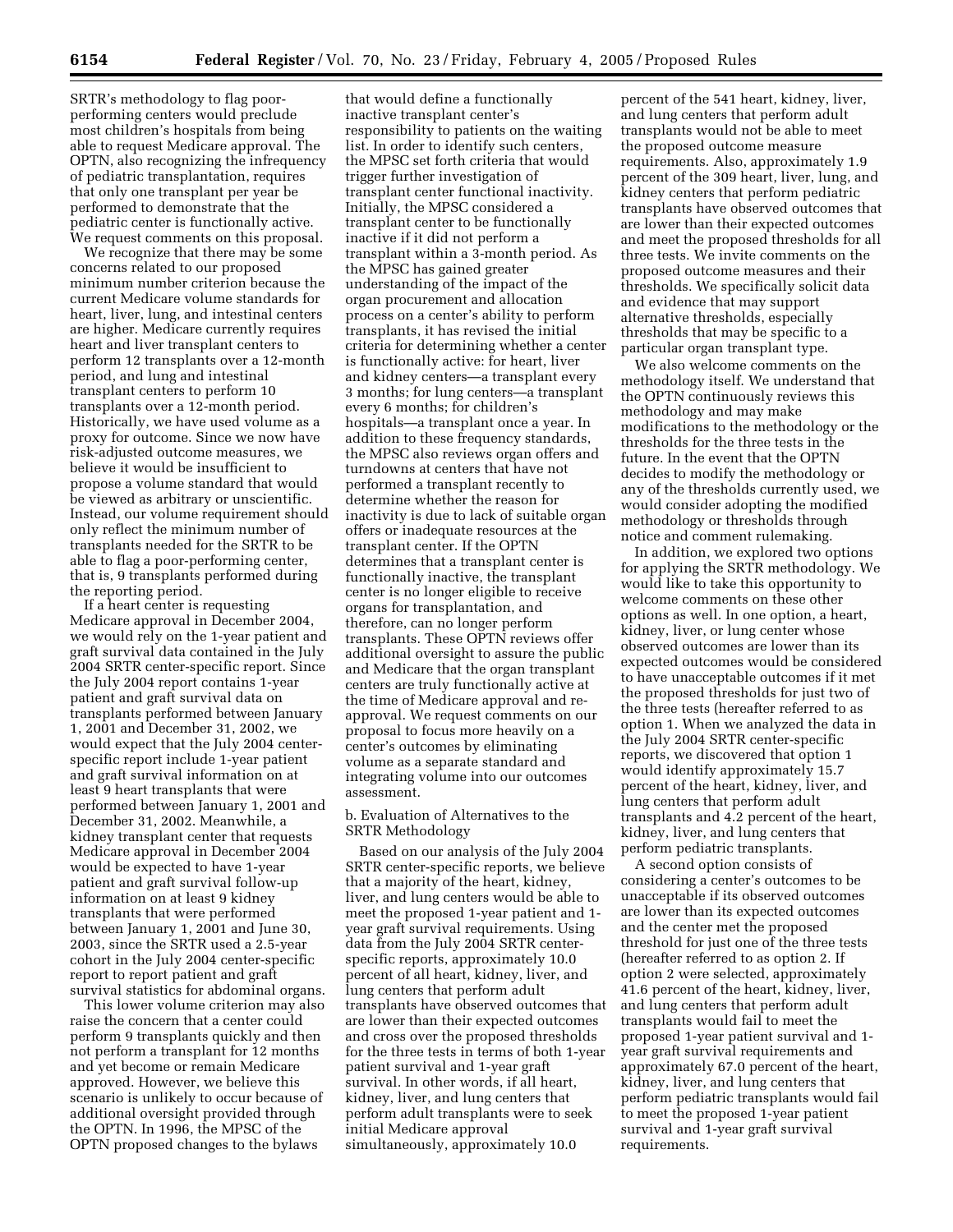SRTR's methodology to flag poor-performing centers would preclude most children's hospitals from being able to request Medicare approval. The OPTN, also recognizing the infrequency of pediatric transplantation, requires that only one transplant per year be performed to demonstrate that the pediatric center is functionally active. We request comments on this proposal.

We recognize that there may be some concerns related to our proposed minimum number criterion because the current Medicare volume standards for heart, liver, lung, and intestinal centers are higher. Medicare currently requires heart and liver transplant centers to perform 12 transplants over a 12-month period, and lung and intestinal transplant centers to perform 10 transplants over a 12-month period. Historically, we have used volume as a proxy for outcome. Since we now have risk-adjusted outcome measures, we believe it would be insufficient to propose a volume standard that would be viewed as arbitrary or unscientific. Instead, our volume requirement should only reflect the minimum number of transplants needed for the SRTR to be able to flag a poor-performing center, that is, 9 transplants performed during the reporting period.

If a heart center is requesting Medicare approval in December 2004, we would rely on the 1-year patient and graft survival data contained in the July 2004 SRTR center-specific report. Since the July 2004 report contains 1-year patient and graft survival data on transplants performed between January 1, 2001 and December 31, 2002, we would expect that the July 2004 center-specific report include 1-year patient and graft survival information on at least 9 heart transplants that were performed between January 1, 2001 and December 31, 2002. Meanwhile, a kidney transplant center that requests Medicare approval in December 2004 would be expected to have 1-year patient and graft survival follow-up information on at least 9 kidney transplants that were performed between January 1, 2001 and June 30, 2003, since the SRTR used a 2.5-year cohort in the July 2004 center-specific report to report patient and graft survival statistics for abdominal organs.

This lower volume criterion may also raise the concern that a center could perform 9 transplants quickly and then not perform a transplant for 12 months and yet become or remain Medicare approved. However, we believe this scenario is unlikely to occur because of additional oversight provided through the OPTN. In 1996, the MPSC of the OPTN proposed changes to the bylaws that would define a functionally inactive transplant center's responsibility to patients on the waiting list. In order to identify such centers, the MPSC set forth criteria that would trigger further investigation of transplant center functional inactivity. Initially, the MPSC considered a transplant center to be functionally inactive if it did not perform a transplant within a 3-month period. As the MPSC has gained greater understanding of the impact of the organ procurement and allocation process on a center's ability to perform transplants, it has revised the initial criteria for determining whether a center is functionally active: for heart, liver and kidney centers—a transplant every 3 months; for lung centers—a transplant every 6 months; for children's hospitals—a transplant once a year. In addition to these frequency standards, the MPSC also reviews organ offers and turndowns at centers that have not performed a transplant recently to determine whether the reason for inactivity is due to lack of suitable organ offers or inadequate resources at the transplant center. If the OPTN determines that a transplant center is functionally inactive, the transplant center is no longer eligible to receive organs for transplantation, and therefore, can no longer perform transplants. These OPTN reviews offer additional oversight to assure the public and Medicare that the organ transplant centers are truly functionally active at the time of Medicare approval and re-approval. We request comments on our proposal to focus more heavily on a center's outcomes by eliminating volume as a separate standard and integrating volume into our outcomes assessment.

b. Evaluation of Alternatives to the SRTR Methodology

Based on our analysis of the July 2004 SRTR center-specific reports, we believe that a majority of the heart, kidney, liver, and lung centers would be able to meet the proposed 1-year patient and 1-year graft survival requirements. Using data from the July 2004 SRTR center-specific reports, approximately 10.0 percent of all heart, kidney, liver, and lung centers that perform adult transplants have observed outcomes that are lower than their expected outcomes and cross over the proposed thresholds for the three tests in terms of both 1-year patient survival and 1-year graft survival. In other words, if all heart, kidney, liver, and lung centers that perform adult transplants were to seek initial Medicare approval simultaneously, approximately 10.0 percent of the 541 heart, kidney, liver, and lung centers that perform adult transplants would not be able to meet the proposed outcome measure requirements. Also, approximately 1.9 percent of the 309 heart, liver, lung, and kidney centers that perform pediatric transplants have observed outcomes that are lower than their expected outcomes and meet the proposed thresholds for all three tests. We invite comments on the proposed outcome measures and their thresholds. We specifically solicit data and evidence that may support alternative thresholds, especially thresholds that may be specific to a particular organ transplant type.

We also welcome comments on the methodology itself. We understand that the OPTN continuously reviews this methodology and may make modifications to the methodology or the thresholds for the three tests in the future. In the event that the OPTN decides to modify the methodology or any of the thresholds currently used, we would consider adopting the modified methodology or thresholds through notice and comment rulemaking.

In addition, we explored two options for applying the SRTR methodology. We would like to take this opportunity to welcome comments on these other options as well. In one option, a heart, kidney, liver, or lung center whose observed outcomes are lower than its expected outcomes would be considered to have unacceptable outcomes if it met the proposed thresholds for just two of the three tests (hereafter referred to as option 1. When we analyzed the data in the July 2004 SRTR center-specific reports, we discovered that option 1 would identify approximately 15.7 percent of the heart, kidney, liver, and lung centers that perform adult transplants and 4.2 percent of the heart, kidney, liver, and lung centers that perform pediatric transplants.

A second option consists of considering a center's outcomes to be unacceptable if its observed outcomes are lower than its expected outcomes and the center met the proposed threshold for just one of the three tests (hereafter referred to as option 2. If option 2 were selected, approximately 41.6 percent of the heart, kidney, liver, and lung centers that perform adult transplants would fail to meet the proposed 1-year patient survival and 1-year graft survival requirements and approximately 67.0 percent of the heart, kidney, liver, and lung centers that perform pediatric transplants would fail to meet the proposed 1-year patient survival and 1-year graft survival requirements.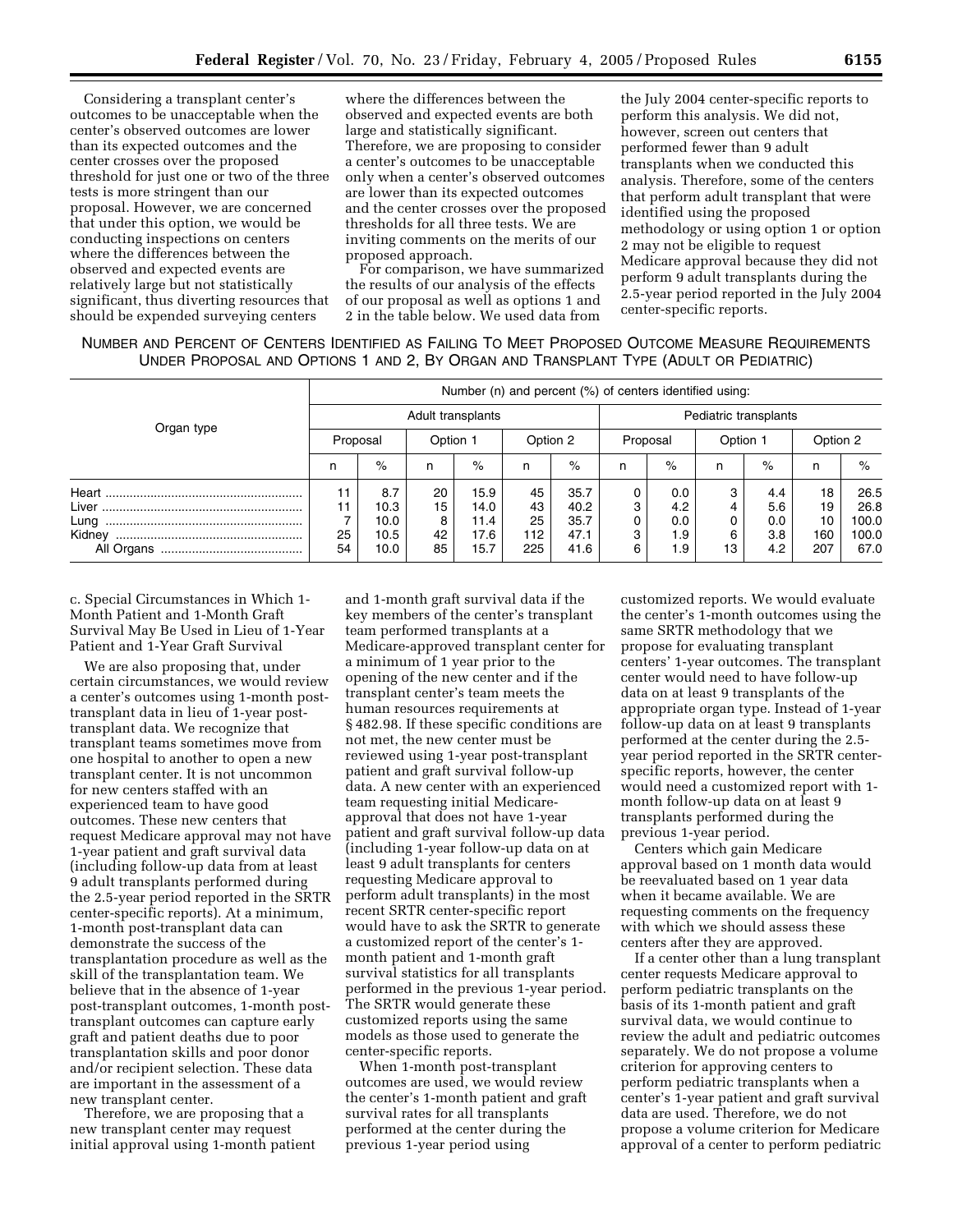Considering a transplant center's outcomes to be unacceptable when the center's observed outcomes are lower than its expected outcomes and the center crosses over the proposed threshold for just one or two of the three tests is more stringent than our proposal. However, we are concerned that under this option, we would be conducting inspections on centers where the differences between the observed and expected events are relatively large but not statistically significant, thus diverting resources that should be expended surveying centers where the differences between the observed and expected events are both large and statistically significant. Therefore, we are proposing to consider a center's outcomes to be unacceptable only when a center's observed outcomes are lower than its expected outcomes and the center crosses over the proposed thresholds for all three tests. We are inviting comments on the merits of our proposed approach.

For comparison, we have summarized the results of our analysis of the effects of our proposal as well as options 1 and 2 in the table below. We used data from the July 2004 center-specific reports to perform this analysis. We did not, however, screen out centers that performed fewer than 9 adult transplants when we conducted this analysis. Therefore, some of the centers that perform adult transplant that were identified using the proposed methodology or using option 1 or option 2 may not be eligible to request Medicare approval because they did not perform 9 adult transplants during the 2.5-year period reported in the July 2004 center-specific reports.

NUMBER AND PERCENT OF CENTERS IDENTIFIED AS FAILING TO MEET PROPOSED OUTCOME MEASURE REQUIREMENTS UNDER PROPOSAL AND OPTIONS 1 AND 2, BY ORGAN AND TRANSPLANT TYPE (ADULT OR PEDIATRIC)

| Organ type | Number (n) and percent (%) of centers identified using: | | | | | | | | | | | |
|---|---|---|---|---|---|---|---|---|---|---|---|---|
| | Adult transplants | | | | | | Pediatric transplants | | | | | |
| | Proposal | | Option 1 | | Option 2 | | Proposal | | Option 1 | | Option 2 | |
| | n | % | n | % | n | % | n | % | n | % | n | % |
| Heart | 11 | 8.7 | 20 | 15.9 | 45 | 35.7 | 0 | 0.0 | 3 | 4.4 | 18 | 26.5 |
| Liver | 11 | 10.3 | 15 | 14.0 | 43 | 40.2 | 3 | 4.2 | 4 | 5.6 | 19 | 26.8 |
| Lung | 7 | 10.0 | 8 | 11.4 | 25 | 35.7 | 0 | 0.0 | 0 | 0.0 | 10 | 100.0 |
| Kidney | 25 | 10.5 | 42 | 17.6 | 112 | 47.1 | 3 | 1.9 | 6 | 3.8 | 160 | 100.0 |
| All Organs | 54 | 10.0 | 85 | 15.7 | 225 | 41.6 | 6 | 1.9 | 13 | 4.2 | 207 | 67.0 |

c. Special Circumstances in Which 1-Month Patient and 1-Month Graft Survival May Be Used in Lieu of 1-Year Patient and 1-Year Graft Survival

We are also proposing that, under certain circumstances, we would review a center's outcomes using 1-month post-transplant data in lieu of 1-year post-transplant data. We recognize that transplant teams sometimes move from one hospital to another to open a new transplant center. It is not uncommon for new centers staffed with an experienced team to have good outcomes. These new centers that request Medicare approval may not have 1-year patient and graft survival data (including follow-up data from at least 9 adult transplants performed during the 2.5-year period reported in the SRTR center-specific reports). At a minimum, 1-month post-transplant data can demonstrate the success of the transplantation procedure as well as the skill of the transplantation team. We believe that in the absence of 1-year post-transplant outcomes, 1-month post-transplant outcomes can capture early graft and patient deaths due to poor transplantation skills and poor donor and/or recipient selection. These data are important in the assessment of a new transplant center.

Therefore, we are proposing that a new transplant center may request initial approval using 1-month patient and 1-month graft survival data if the key members of the center's transplant team performed transplants at a Medicare-approved transplant center for a minimum of 1 year prior to the opening of the new center and if the transplant center's team meets the human resources requirements at § 482.98. If these specific conditions are not met, the new center must be reviewed using 1-year post-transplant patient and graft survival follow-up data. A new center with an experienced team requesting initial Medicare-approval that does not have 1-year patient and graft survival follow-up data (including 1-year follow-up data on at least 9 adult transplants for centers requesting Medicare approval to perform adult transplants) in the most recent SRTR center-specific report would have to ask the SRTR to generate a customized report of the center's 1-month patient and 1-month graft survival statistics for all transplants performed in the previous 1-year period. The SRTR would generate these customized reports using the same models as those used to generate the center-specific reports.

When 1-month post-transplant outcomes are used, we would review the center's 1-month patient and graft survival rates for all transplants performed at the center during the previous 1-year period using customized reports. We would evaluate the center's 1-month outcomes using the same SRTR methodology that we propose for evaluating transplant centers' 1-year outcomes. The transplant center would need to have follow-up data on at least 9 transplants of the appropriate organ type. Instead of 1-year follow-up data on at least 9 transplants performed at the center during the 2.5-year period reported in the SRTR center-specific reports, however, the center would need a customized report with 1-month follow-up data on at least 9 transplants performed during the previous 1-year period.

Centers which gain Medicare approval based on 1 month data would be reevaluated based on 1 year data when it became available. We are requesting comments on the frequency with which we should assess these centers after they are approved.

If a center other than a lung transplant center requests Medicare approval to perform pediatric transplants on the basis of its 1-month patient and graft survival data, we would continue to review the adult and pediatric outcomes separately. We do not propose a volume criterion for approving centers to perform pediatric transplants when a center's 1-year patient and graft survival data are used. Therefore, we do not propose a volume criterion for Medicare approval of a center to perform pediatric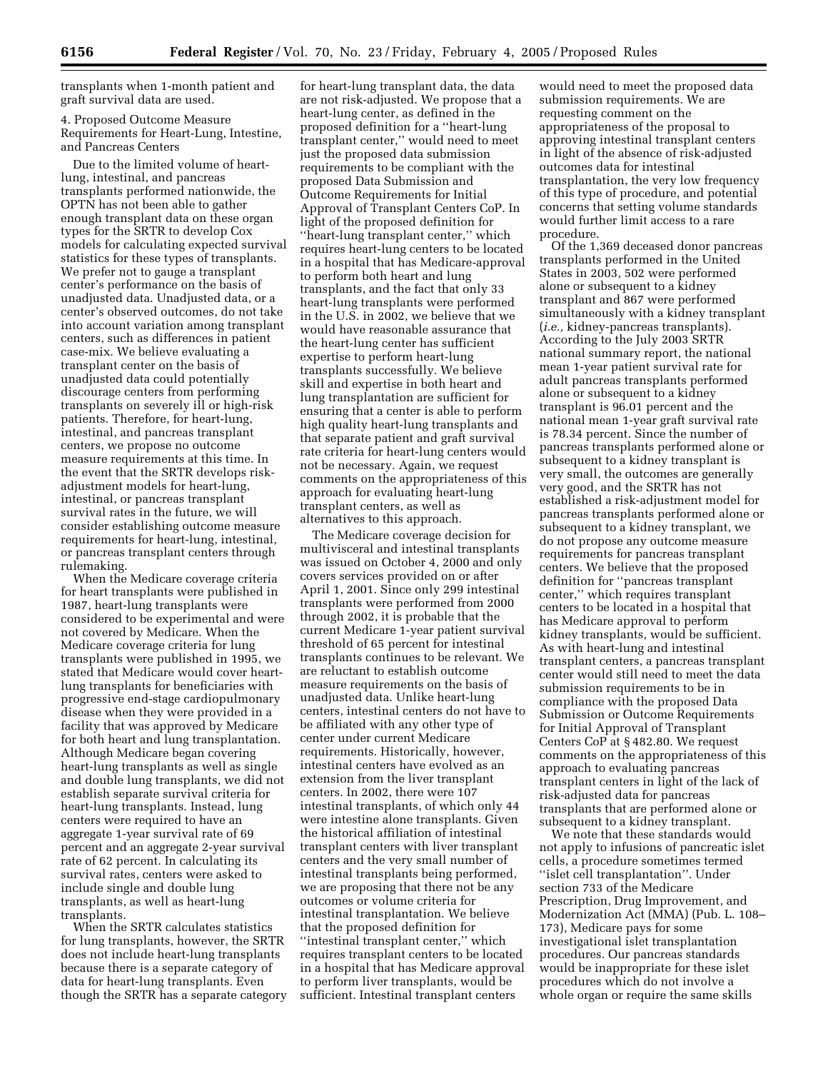transplants when 1-month patient and graft survival data are used.

4. Proposed Outcome Measure Requirements for Heart-Lung, Intestine, and Pancreas Centers

Due to the limited volume of heart-lung, intestinal, and pancreas transplants performed nationwide, the OPTN has not been able to gather enough transplant data on these organ types for the SRTR to develop Cox models for calculating expected survival statistics for these types of transplants. We prefer not to gauge a transplant center's performance on the basis of unadjusted data. Unadjusted data, or a center's observed outcomes, do not take into account variation among transplant centers, such as differences in patient case-mix. We believe evaluating a transplant center on the basis of unadjusted data could potentially discourage centers from performing transplants on severely ill or high-risk patients. Therefore, for heart-lung, intestinal, and pancreas transplant centers, we propose no outcome measure requirements at this time. In the event that the SRTR develops risk-adjustment models for heart-lung, intestinal, or pancreas transplant survival rates in the future, we will consider establishing outcome measure requirements for heart-lung, intestinal, or pancreas transplant centers through rulemaking.

When the Medicare coverage criteria for heart transplants were published in 1987, heart-lung transplants were considered to be experimental and were not covered by Medicare. When the Medicare coverage criteria for lung transplants were published in 1995, we stated that Medicare would cover heart-lung transplants for beneficiaries with progressive end-stage cardiopulmonary disease when they were provided in a facility that was approved by Medicare for both heart and lung transplantation. Although Medicare began covering heart-lung transplants as well as single and double lung transplants, we did not establish separate survival criteria for heart-lung transplants. Instead, lung centers were required to have an aggregate 1-year survival rate of 69 percent and an aggregate 2-year survival rate of 62 percent. In calculating its survival rates, centers were asked to include single and double lung transplants, as well as heart-lung transplants.

When the SRTR calculates statistics for lung transplants, however, the SRTR does not include heart-lung transplants because there is a separate category of data for heart-lung transplants. Even though the SRTR has a separate category for heart-lung transplant data, the data are not risk-adjusted. We propose that a heart-lung center, as defined in the proposed definition for a "heart-lung transplant center," would need to meet just the proposed data submission requirements to be compliant with the proposed Data Submission and Outcome Requirements for Initial Approval of Transplant Centers CoP. In light of the proposed definition for "heart-lung transplant center," which requires heart-lung centers to be located in a hospital that has Medicare-approval to perform both heart and lung transplants, and the fact that only 33 heart-lung transplants were performed in the U.S. in 2002, we believe that we would have reasonable assurance that the heart-lung center has sufficient expertise to perform heart-lung transplants successfully. We believe skill and expertise in both heart and lung transplantation are sufficient for ensuring that a center is able to perform high quality heart-lung transplants and that separate patient and graft survival rate criteria for heart-lung centers would not be necessary. Again, we request comments on the appropriateness of this approach for evaluating heart-lung transplant centers, as well as alternatives to this approach.

The Medicare coverage decision for multivisceral and intestinal transplants was issued on October 4, 2000 and only covers services provided on or after April 1, 2001. Since only 299 intestinal transplants were performed from 2000 through 2002, it is probable that the current Medicare 1-year patient survival threshold of 65 percent for intestinal transplants continues to be relevant. We are reluctant to establish outcome measure requirements on the basis of unadjusted data. Unlike heart-lung centers, intestinal centers do not have to be affiliated with any other type of center under current Medicare requirements. Historically, however, intestinal centers have evolved as an extension from the liver transplant centers. In 2002, there were 107 intestinal transplants, of which only 44 were intestine alone transplants. Given the historical affiliation of intestinal transplant centers with liver transplant centers and the very small number of intestinal transplants being performed, we are proposing that there not be any outcomes or volume criteria for intestinal transplantation. We believe that the proposed definition for "intestinal transplant center," which requires transplant centers to be located in a hospital that has Medicare approval to perform liver transplants, would be sufficient. Intestinal transplant centers would need to meet the proposed data submission requirements. We are requesting comment on the appropriateness of the proposal to approving intestinal transplant centers in light of the absence of risk-adjusted outcomes data for intestinal transplantation, the very low frequency of this type of procedure, and potential concerns that setting volume standards would further limit access to a rare procedure.

Of the 1,369 deceased donor pancreas transplants performed in the United States in 2003, 502 were performed alone or subsequent to a kidney transplant and 867 were performed simultaneously with a kidney transplant (*i.e.,* kidney-pancreas transplants). According to the July 2003 SRTR national summary report, the national mean 1-year patient survival rate for adult pancreas transplants performed alone or subsequent to a kidney transplant is 96.01 percent and the national mean 1-year graft survival rate is 78.34 percent. Since the number of pancreas transplants performed alone or subsequent to a kidney transplant is very small, the outcomes are generally very good, and the SRTR has not established a risk-adjustment model for pancreas transplants performed alone or subsequent to a kidney transplant, we do not propose any outcome measure requirements for pancreas transplant centers. We believe that the proposed definition for "pancreas transplant center," which requires transplant centers to be located in a hospital that has Medicare approval to perform kidney transplants, would be sufficient. As with heart-lung and intestinal transplant centers, a pancreas transplant center would still need to meet the data submission requirements to be in compliance with the proposed Data Submission or Outcome Requirements for Initial Approval of Transplant Centers CoP at § 482.80. We request comments on the appropriateness of this approach to evaluating pancreas transplant centers in light of the lack of risk-adjusted data for pancreas transplants that are performed alone or subsequent to a kidney transplant.

We note that these standards would not apply to infusions of pancreatic islet cells, a procedure sometimes termed "islet cell transplantation". Under section 733 of the Medicare Prescription, Drug Improvement, and Modernization Act (MMA) (Pub. L. 108–173), Medicare pays for some investigational islet transplantation procedures. Our pancreas standards would be inappropriate for these islet procedures which do not involve a whole organ or require the same skills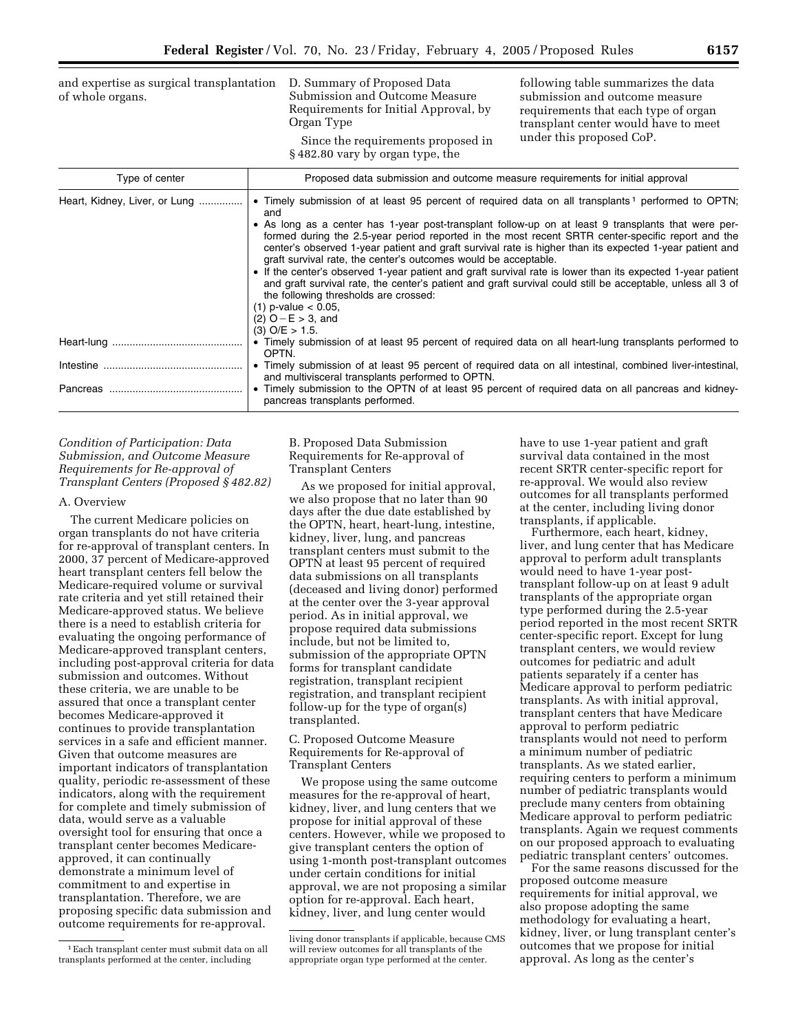and expertise as surgical transplantation of whole organs.

D. Summary of Proposed Data Submission and Outcome Measure Requirements for Initial Approval, by Organ Type

Since the requirements proposed in § 482.80 vary by organ type, the following table summarizes the data submission and outcome measure requirements that each type of organ transplant center would have to meet under this proposed CoP.

| Type of center | Proposed data submission and outcome measure requirements for initial approval |
| --- | --- |
| Heart, Kidney, Liver, or Lung | • Timely submission of at least 95 percent of required data on all transplants[1] performed to OPTN; and<br>• As long as a center has 1-year post-transplant follow-up on at least 9 transplants that were performed during the 2.5-year period reported in the most recent SRTR center-specific report and the center's observed 1-year patient and graft survival rate is higher than its expected 1-year patient and graft survival rate, the center's outcomes would be acceptable.<br>• If the center's observed 1-year patient and graft survival rate is lower than its expected 1-year patient and graft survival rate, the center's patient and graft survival could still be acceptable, unless all 3 of the following thresholds are crossed:<br>(1) $p\text{-value} < 0.05$,<br>(2) $O - E > 3$, and<br>(3) $O/E > 1.5$. |
| Heart-lung | • Timely submission of at least 95 percent of required data on all heart-lung transplants performed to OPTN. |
| Intestine | • Timely submission of at least 95 percent of required data on all intestinal, combined liver-intestinal, and multivisceral transplants performed to OPTN. |
| Pancreas | • Timely submission to the OPTN of at least 95 percent of required data on all pancreas and kidney-pancreas transplants performed. |

*Condition of Participation: Data Submission, and Outcome Measure Requirements for Re-approval of Transplant Centers (Proposed § 482.82)*

A. Overview

The current Medicare policies on organ transplants do not have criteria for re-approval of transplant centers. In 2000, 37 percent of Medicare-approved heart transplant centers fell below the Medicare-required volume or survival rate criteria and yet still retained their Medicare-approved status. We believe there is a need to establish criteria for evaluating the ongoing performance of Medicare-approved transplant centers, including post-approval criteria for data submission and outcomes. Without these criteria, we are unable to be assured that once a transplant center becomes Medicare-approved it continues to provide transplantation services in a safe and efficient manner. Given that outcome measures are important indicators of transplantation quality, periodic re-assessment of these indicators, along with the requirement for complete and timely submission of data, would serve as a valuable oversight tool for ensuring that once a transplant center becomes Medicare-approved, it can continually demonstrate a minimum level of commitment to and expertise in transplantation. Therefore, we are proposing specific data submission and outcome requirements for re-approval.

B. Proposed Data Submission Requirements for Re-approval of Transplant Centers

As we proposed for initial approval, we also propose that no later than 90 days after the due date established by the OPTN, heart, heart-lung, intestine, kidney, liver, lung, and pancreas transplant centers must submit to the OPTN at least 95 percent of required data submissions on all transplants (deceased and living donor) performed at the center over the 3-year approval period. As in initial approval, we propose required data submissions include, but not be limited to, submission of the appropriate OPTN forms for transplant candidate registration, transplant recipient registration, and transplant recipient follow-up for the type of organ(s) transplanted.

C. Proposed Outcome Measure Requirements for Re-approval of Transplant Centers

We propose using the same outcome measures for the re-approval of heart, kidney, liver, and lung centers that we propose for initial approval of these centers. However, while we proposed to give transplant centers the option of using 1-month post-transplant outcomes under certain conditions for initial approval, we are not proposing a similar option for re-approval. Each heart, kidney, liver, and lung center would have to use 1-year patient and graft survival data contained in the most recent SRTR center-specific report for re-approval. We would also review outcomes for all transplants performed at the center, including living donor transplants, if applicable.

Furthermore, each heart, kidney, liver, and lung center that has Medicare approval to perform adult transplants would need to have 1-year post-transplant follow-up on at least 9 adult transplants of the appropriate organ type performed during the 2.5-year period reported in the most recent SRTR center-specific report. Except for lung transplant centers, we would review outcomes for pediatric and adult patients separately if a center has Medicare approval to perform pediatric transplants. As with initial approval, transplant centers that have Medicare approval to perform pediatric transplants would not need to perform a minimum number of pediatric transplants. As we stated earlier, requiring centers to perform a minimum number of pediatric transplants would preclude many centers from obtaining Medicare approval to perform pediatric transplants. Again we request comments on our proposed approach to evaluating pediatric transplant centers' outcomes.

For the same reasons discussed for the proposed outcome measure requirements for initial approval, we also propose adopting the same methodology for evaluating a heart, kidney, liver, or lung transplant center's outcomes that we propose for initial approval. As long as the center's

[1] Each transplant center must submit data on all transplants performed at the center, including living donor transplants if applicable, because CMS will review outcomes for all transplants of the appropriate organ type performed at the center.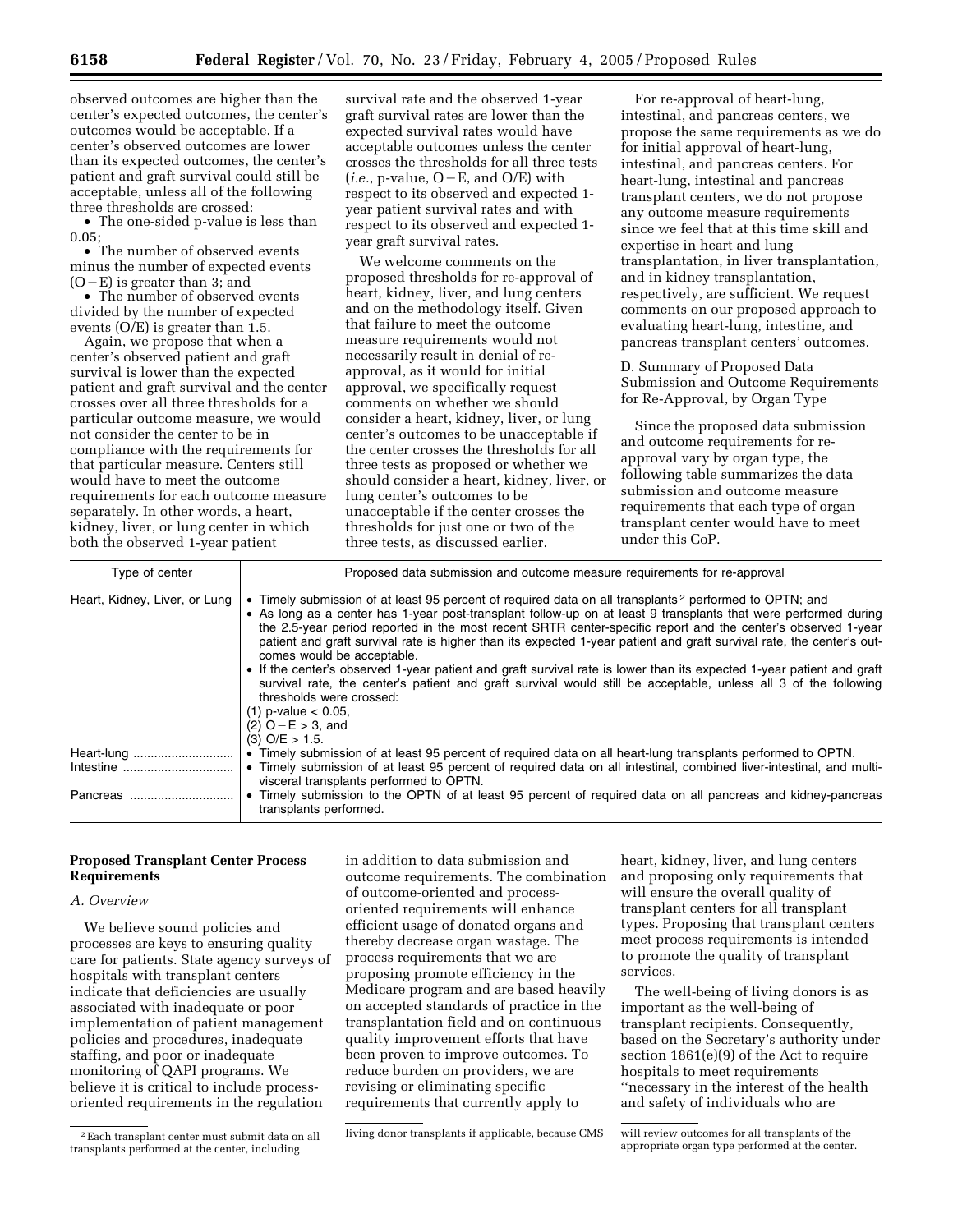observed outcomes are higher than the center's expected outcomes, the center's outcomes would be acceptable. If a center's observed outcomes are lower than its expected outcomes, the center's patient and graft survival could still be acceptable, unless all of the following three thresholds are crossed:

- The one-sided p-value is less than 0.05;
- The number of observed events minus the number of expected events (O−E) is greater than 3; and
- The number of observed events divided by the number of expected events (O/E) is greater than 1.5.

Again, we propose that when a center's observed patient and graft survival is lower than the expected patient and graft survival and the center crosses over all three thresholds for a particular outcome measure, we would not consider the center to be in compliance with the requirements for that particular measure. Centers still would have to meet the outcome requirements for each outcome measure separately. In other words, a heart, kidney, liver, or lung center in which both the observed 1-year patient survival rate and the observed 1-year graft survival rates are lower than the expected survival rates would have acceptable outcomes unless the center crosses the thresholds for all three tests (*i.e.*, p-value, O−E, and O/E) with respect to its observed and expected 1-year patient survival rates and with respect to its observed and expected 1-year graft survival rates.

We welcome comments on the proposed thresholds for re-approval of heart, kidney, liver, and lung centers and on the methodology itself. Given that failure to meet the outcome measure requirements would not necessarily result in denial of re-approval, as it would for initial approval, we specifically request comments on whether we should consider a heart, kidney, liver, or lung center's outcomes to be unacceptable if the center crosses the thresholds for all three tests as proposed or whether we should consider a heart, kidney, liver, or lung center's outcomes to be unacceptable if the center crosses the thresholds for just one or two of the three tests, as discussed earlier.

For re-approval of heart-lung, intestinal, and pancreas centers, we propose the same requirements as we do for initial approval of heart-lung, intestinal, and pancreas centers. For heart-lung, intestinal and pancreas transplant centers, we do not propose any outcome measure requirements since we feel that at this time skill and expertise in heart and lung transplantation, in liver transplantation, and in kidney transplantation, respectively, are sufficient. We request comments on our proposed approach to evaluating heart-lung, intestine, and pancreas transplant centers' outcomes.

D. Summary of Proposed Data Submission and Outcome Requirements for Re-Approval, by Organ Type

Since the proposed data submission and outcome requirements for re-approval vary by organ type, the following table summarizes the data submission and outcome measure requirements that each type of organ transplant center would have to meet under this CoP.

| Type of center | Proposed data submission and outcome measure requirements for re-approval |
|---|---|
| Heart, Kidney, Liver, or Lung | • Timely submission of at least 95 percent of required data on all transplants [2] performed to OPTN; and<br>• As long as a center has 1-year post-transplant follow-up on at least 9 transplants that were performed during the 2.5-year period reported in the most recent SRTR center-specific report and the center's observed 1-year patient and graft survival rate is higher than its expected 1-year patient and graft survival rate, the center's outcomes would be acceptable.<br>• If the center's observed 1-year patient and graft survival rate is lower than its expected 1-year patient and graft survival rate, the center's patient and graft survival would still be acceptable, unless all 3 of the following thresholds were crossed:<br>(1) p-value < 0.05,<br>(2) O−E > 3, and<br>(3) O/E > 1.5. |
| Heart-lung | • Timely submission of at least 95 percent of required data on all heart-lung transplants performed to OPTN. |
| Intestine | • Timely submission of at least 95 percent of required data on all intestinal, combined liver-intestinal, and multi-visceral transplants performed to OPTN. |
| Pancreas | • Timely submission to the OPTN of at least 95 percent of required data on all pancreas and kidney-pancreas transplants performed. |

**Proposed Transplant Center Process Requirements**

*A. Overview*

We believe sound policies and processes are keys to ensuring quality care for patients. State agency surveys of hospitals with transplant centers indicate that deficiencies are usually associated with inadequate or poor implementation of patient management policies and procedures, inadequate staffing, and poor or inadequate monitoring of QAPI programs. We believe it is critical to include process-oriented requirements in the regulation in addition to data submission and outcome requirements. The combination of outcome-oriented and process-oriented requirements will enhance efficient usage of donated organs and thereby decrease organ wastage. The process requirements that we are proposing promote efficiency in the Medicare program and are based heavily on accepted standards of practice in the transplantation field and on continuous quality improvement efforts that have been proven to improve outcomes. To reduce burden on providers, we are revising or eliminating specific requirements that currently apply to heart, kidney, liver, and lung centers and proposing only requirements that will ensure the overall quality of transplant centers for all transplant types. Proposing that transplant centers meet process requirements is intended to promote the quality of transplant services.

The well-being of living donors is as important as the well-being of transplant recipients. Consequently, based on the Secretary's authority under section 1861(e)(9) of the Act to require hospitals to meet requirements "necessary in the interest of the health and safety of individuals who are

---

[2] Each transplant center must submit data on all transplants performed at the center, including living donor transplants if applicable, because CMS will review outcomes for all transplants of the appropriate organ type performed at the center.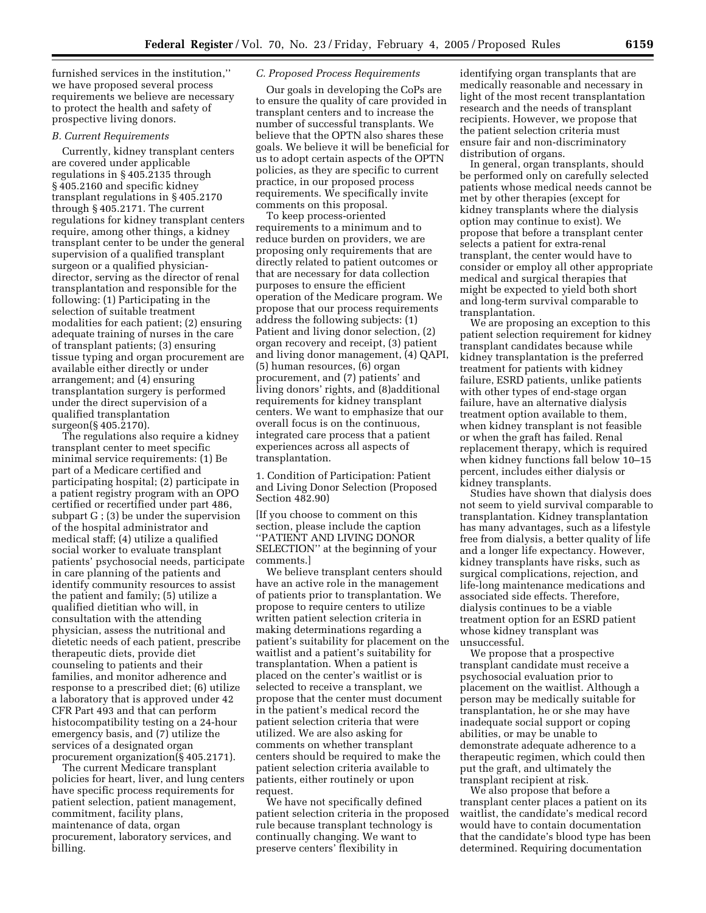furnished services in the institution,'' we have proposed several process requirements we believe are necessary to protect the health and safety of prospective living donors.

*B. Current Requirements*

Currently, kidney transplant centers are covered under applicable regulations in § 405.2135 through § 405.2160 and specific kidney transplant regulations in § 405.2170 through § 405.2171. The current regulations for kidney transplant centers require, among other things, a kidney transplant center to be under the general supervision of a qualified transplant surgeon or a qualified physician-director, serving as the director of renal transplantation and responsible for the following: (1) Participating in the selection of suitable treatment modalities for each patient; (2) ensuring adequate training of nurses in the care of transplant patients; (3) ensuring tissue typing and organ procurement are available either directly or under arrangement; and (4) ensuring transplantation surgery is performed under the direct supervision of a qualified transplantation surgeon(§ 405.2170).

The regulations also require a kidney transplant center to meet specific minimal service requirements: (1) Be part of a Medicare certified and participating hospital; (2) participate in a patient registry program with an OPO certified or recertified under part 486, subpart G ; (3) be under the supervision of the hospital administrator and medical staff; (4) utilize a qualified social worker to evaluate transplant patients' psychosocial needs, participate in care planning of the patients and identify community resources to assist the patient and family; (5) utilize a qualified dietitian who will, in consultation with the attending physician, assess the nutritional and dietetic needs of each patient, prescribe therapeutic diets, provide diet counseling to patients and their families, and monitor adherence and response to a prescribed diet; (6) utilize a laboratory that is approved under 42 CFR Part 493 and that can perform histocompatibility testing on a 24-hour emergency basis, and (7) utilize the services of a designated organ procurement organization(§ 405.2171).

The current Medicare transplant policies for heart, liver, and lung centers have specific process requirements for patient selection, patient management, commitment, facility plans, maintenance of data, organ procurement, laboratory services, and billing.

*C. Proposed Process Requirements*

Our goals in developing the CoPs are to ensure the quality of care provided in transplant centers and to increase the number of successful transplants. We believe that the OPTN also shares these goals. We believe it will be beneficial for us to adopt certain aspects of the OPTN policies, as they are specific to current practice, in our proposed process requirements. We specifically invite comments on this proposal.

To keep process-oriented requirements to a minimum and to reduce burden on providers, we are proposing only requirements that are directly related to patient outcomes or that are necessary for data collection purposes to ensure the efficient operation of the Medicare program. We propose that our process requirements address the following subjects: (1) Patient and living donor selection, (2) organ recovery and receipt, (3) patient and living donor management, (4) QAPI, (5) human resources, (6) organ procurement, and (7) patients' and living donors' rights, and (8)additional requirements for kidney transplant centers. We want to emphasize that our overall focus is on the continuous, integrated care process that a patient experiences across all aspects of transplantation.

1. Condition of Participation: Patient and Living Donor Selection (Proposed Section 482.90)

[If you choose to comment on this section, please include the caption ''PATIENT AND LIVING DONOR SELECTION'' at the beginning of your comments.]

We believe transplant centers should have an active role in the management of patients prior to transplantation. We propose to require centers to utilize written patient selection criteria in making determinations regarding a patient's suitability for placement on the waitlist and a patient's suitability for transplantation. When a patient is placed on the center's waitlist or is selected to receive a transplant, we propose that the center must document in the patient's medical record the patient selection criteria that were utilized. We are also asking for comments on whether transplant centers should be required to make the patient selection criteria available to patients, either routinely or upon request.

We have not specifically defined patient selection criteria in the proposed rule because transplant technology is continually changing. We want to preserve centers' flexibility in identifying organ transplants that are medically reasonable and necessary in light of the most recent transplantation research and the needs of transplant recipients. However, we propose that the patient selection criteria must ensure fair and non-discriminatory distribution of organs.

In general, organ transplants, should be performed only on carefully selected patients whose medical needs cannot be met by other therapies (except for kidney transplants where the dialysis option may continue to exist). We propose that before a transplant center selects a patient for extra-renal transplant, the center would have to consider or employ all other appropriate medical and surgical therapies that might be expected to yield both short and long-term survival comparable to transplantation.

We are proposing an exception to this patient selection requirement for kidney transplant candidates because while kidney transplantation is the preferred treatment for patients with kidney failure, ESRD patients, unlike patients with other types of end-stage organ failure, have an alternative dialysis treatment option available to them, when kidney transplant is not feasible or when the graft has failed. Renal replacement therapy, which is required when kidney functions fall below 10–15 percent, includes either dialysis or kidney transplants.

Studies have shown that dialysis does not seem to yield survival comparable to transplantation. Kidney transplantation has many advantages, such as a lifestyle free from dialysis, a better quality of life and a longer life expectancy. However, kidney transplants have risks, such as surgical complications, rejection, and life-long maintenance medications and associated side effects. Therefore, dialysis continues to be a viable treatment option for an ESRD patient whose kidney transplant was unsuccessful.

We propose that a prospective transplant candidate must receive a psychosocial evaluation prior to placement on the waitlist. Although a person may be medically suitable for transplantation, he or she may have inadequate social support or coping abilities, or may be unable to demonstrate adequate adherence to a therapeutic regimen, which could then put the graft, and ultimately the transplant recipient at risk.

We also propose that before a transplant center places a patient on its waitlist, the candidate's medical record would have to contain documentation that the candidate's blood type has been determined. Requiring documentation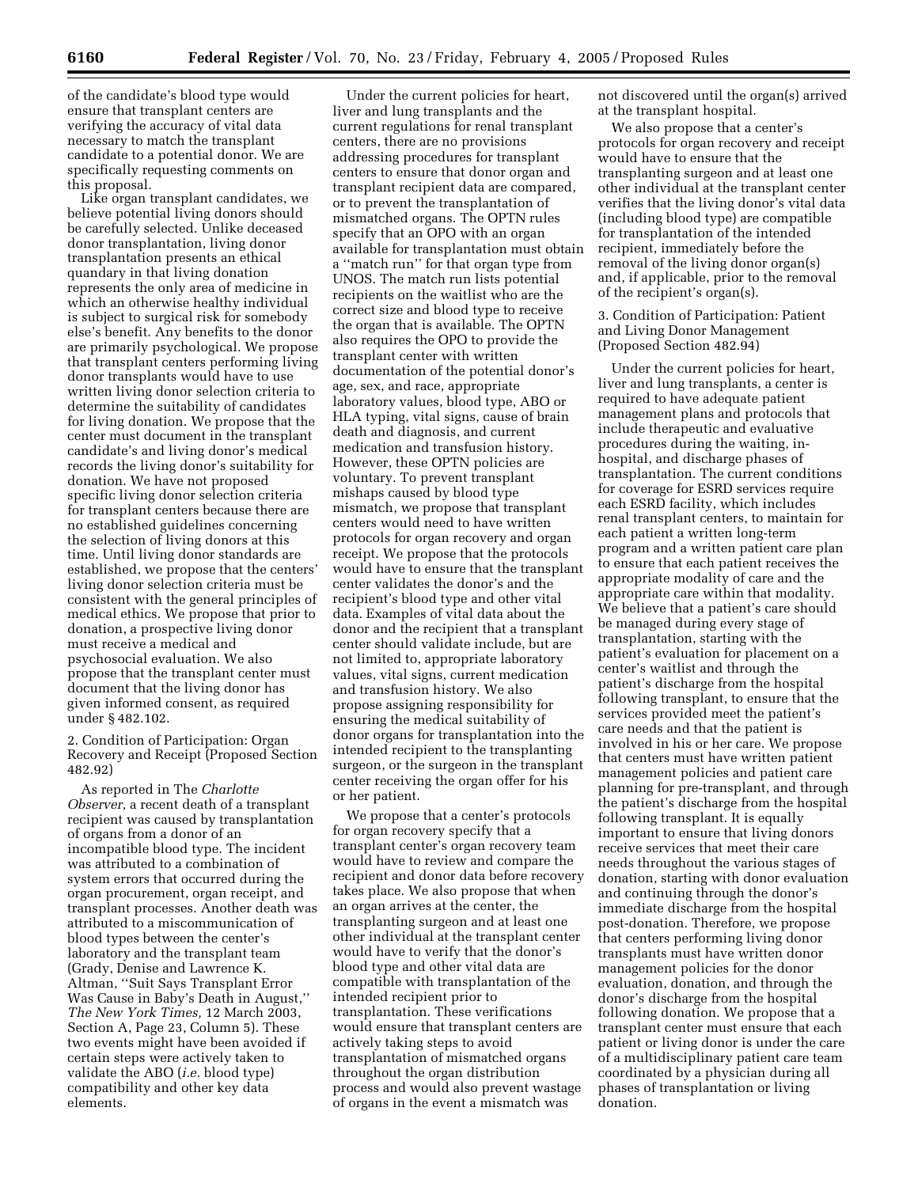of the candidate's blood type would ensure that transplant centers are verifying the accuracy of vital data necessary to match the transplant candidate to a potential donor. We are specifically requesting comments on this proposal.

Like organ transplant candidates, we believe potential living donors should be carefully selected. Unlike deceased donor transplantation, living donor transplantation presents an ethical quandary in that living donation represents the only area of medicine in which an otherwise healthy individual is subject to surgical risk for somebody else's benefit. Any benefits to the donor are primarily psychological. We propose that transplant centers performing living donor transplants would have to use written living donor selection criteria to determine the suitability of candidates for living donation. We propose that the center must document in the transplant candidate's and living donor's medical records the living donor's suitability for donation. We have not proposed specific living donor selection criteria for transplant centers because there are no established guidelines concerning the selection of living donors at this time. Until living donor standards are established, we propose that the centers' living donor selection criteria must be consistent with the general principles of medical ethics. We propose that prior to donation, a prospective living donor must receive a medical and psychosocial evaluation. We also propose that the transplant center must document that the living donor has given informed consent, as required under § 482.102.

2. Condition of Participation: Organ Recovery and Receipt (Proposed Section 482.92)

As reported in The *Charlotte Observer,* a recent death of a transplant recipient was caused by transplantation of organs from a donor of an incompatible blood type. The incident was attributed to a combination of system errors that occurred during the organ procurement, organ receipt, and transplant processes. Another death was attributed to a miscommunication of blood types between the center's laboratory and the transplant team (Grady, Denise and Lawrence K. Altman, ''Suit Says Transplant Error Was Cause in Baby's Death in August,'' *The New York Times,* 12 March 2003, Section A, Page 23, Column 5). These two events might have been avoided if certain steps were actively taken to validate the ABO (*i.e.* blood type) compatibility and other key data elements.

Under the current policies for heart, liver and lung transplants and the current regulations for renal transplant centers, there are no provisions addressing procedures for transplant centers to ensure that donor organ and transplant recipient data are compared, or to prevent the transplantation of mismatched organs. The OPTN rules specify that an OPO with an organ available for transplantation must obtain a ''match run'' for that organ type from UNOS. The match run lists potential recipients on the waitlist who are the correct size and blood type to receive the organ that is available. The OPTN also requires the OPO to provide the transplant center with written documentation of the potential donor's age, sex, and race, appropriate laboratory values, blood type, ABO or HLA typing, vital signs, cause of brain death and diagnosis, and current medication and transfusion history. However, these OPTN policies are voluntary. To prevent transplant mishaps caused by blood type mismatch, we propose that transplant centers would need to have written protocols for organ recovery and organ receipt. We propose that the protocols would have to ensure that the transplant center validates the donor's and the recipient's blood type and other vital data. Examples of vital data about the donor and the recipient that a transplant center should validate include, but are not limited to, appropriate laboratory values, vital signs, current medication and transfusion history. We also propose assigning responsibility for ensuring the medical suitability of donor organs for transplantation into the intended recipient to the transplanting surgeon, or the surgeon in the transplant center receiving the organ offer for his or her patient.

We propose that a center's protocols for organ recovery specify that a transplant center's organ recovery team would have to review and compare the recipient and donor data before recovery takes place. We also propose that when an organ arrives at the center, the transplanting surgeon and at least one other individual at the transplant center would have to verify that the donor's blood type and other vital data are compatible with transplantation of the intended recipient prior to transplantation. These verifications would ensure that transplant centers are actively taking steps to avoid transplantation of mismatched organs throughout the organ distribution process and would also prevent wastage of organs in the event a mismatch was not discovered until the organ(s) arrived at the transplant hospital.

We also propose that a center's protocols for organ recovery and receipt would have to ensure that the transplanting surgeon and at least one other individual at the transplant center verifies that the living donor's vital data (including blood type) are compatible for transplantation of the intended recipient, immediately before the removal of the living donor organ(s) and, if applicable, prior to the removal of the recipient's organ(s).

3. Condition of Participation: Patient and Living Donor Management (Proposed Section 482.94)

Under the current policies for heart, liver and lung transplants, a center is required to have adequate patient management plans and protocols that include therapeutic and evaluative procedures during the waiting, in-hospital, and discharge phases of transplantation. The current conditions for coverage for ESRD services require each ESRD facility, which includes renal transplant centers, to maintain for each patient a written long-term program and a written patient care plan to ensure that each patient receives the appropriate modality of care and the appropriate care within that modality. We believe that a patient's care should be managed during every stage of transplantation, starting with the patient's evaluation for placement on a center's waitlist and through the patient's discharge from the hospital following transplant, to ensure that the services provided meet the patient's care needs and that the patient is involved in his or her care. We propose that centers must have written patient management policies and patient care planning for pre-transplant, and through the patient's discharge from the hospital following transplant. It is equally important to ensure that living donors receive services that meet their care needs throughout the various stages of donation, starting with donor evaluation and continuing through the donor's immediate discharge from the hospital post-donation. Therefore, we propose that centers performing living donor transplants must have written donor management policies for the donor evaluation, donation, and through the donor's discharge from the hospital following donation. We propose that a transplant center must ensure that each patient or living donor is under the care of a multidisciplinary patient care team coordinated by a physician during all phases of transplantation or living donation.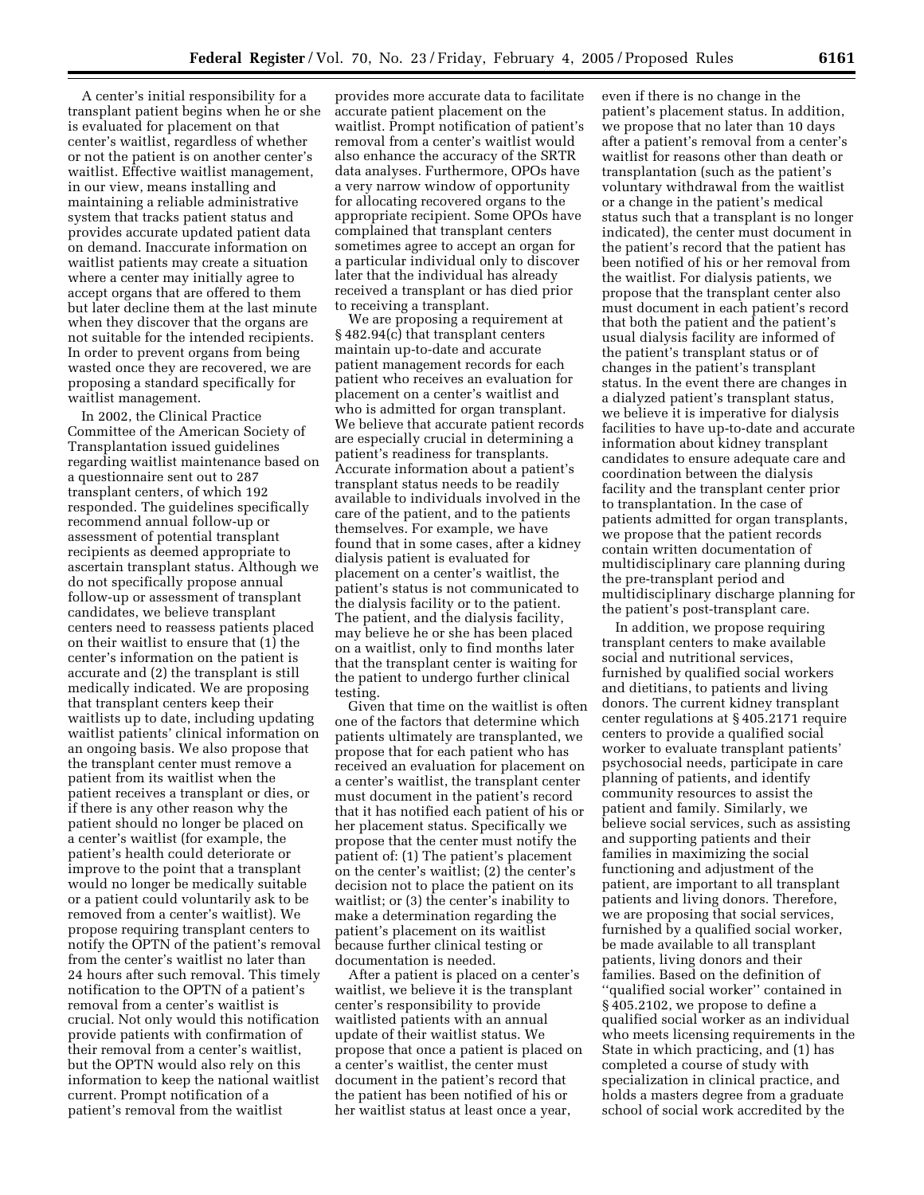A center's initial responsibility for a transplant patient begins when he or she is evaluated for placement on that center's waitlist, regardless of whether or not the patient is on another center's waitlist. Effective waitlist management, in our view, means installing and maintaining a reliable administrative system that tracks patient status and provides accurate updated patient data on demand. Inaccurate information on waitlist patients may create a situation where a center may initially agree to accept organs that are offered to them but later decline them at the last minute when they discover that the organs are not suitable for the intended recipients. In order to prevent organs from being wasted once they are recovered, we are proposing a standard specifically for waitlist management.

In 2002, the Clinical Practice Committee of the American Society of Transplantation issued guidelines regarding waitlist maintenance based on a questionnaire sent out to 287 transplant centers, of which 192 responded. The guidelines specifically recommend annual follow-up or assessment of potential transplant recipients as deemed appropriate to ascertain transplant status. Although we do not specifically propose annual follow-up or assessment of transplant candidates, we believe transplant centers need to reassess patients placed on their waitlist to ensure that (1) the center's information on the patient is accurate and (2) the transplant is still medically indicated. We are proposing that transplant centers keep their waitlists up to date, including updating waitlist patients' clinical information on an ongoing basis. We also propose that the transplant center must remove a patient from its waitlist when the patient receives a transplant or dies, or if there is any other reason why the patient should no longer be placed on a center's waitlist (for example, the patient's health could deteriorate or improve to the point that a transplant would no longer be medically suitable or a patient could voluntarily ask to be removed from a center's waitlist). We propose requiring transplant centers to notify the OPTN of the patient's removal from the center's waitlist no later than 24 hours after such removal. This timely notification to the OPTN of a patient's removal from a center's waitlist is crucial. Not only would this notification provide patients with confirmation of their removal from a center's waitlist, but the OPTN would also rely on this information to keep the national waitlist current. Prompt notification of a patient's removal from the waitlist provides more accurate data to facilitate accurate patient placement on the waitlist. Prompt notification of patient's removal from a center's waitlist would also enhance the accuracy of the SRTR data analyses. Furthermore, OPOs have a very narrow window of opportunity for allocating recovered organs to the appropriate recipient. Some OPOs have complained that transplant centers sometimes agree to accept an organ for a particular individual only to discover later that the individual has already received a transplant or has died prior to receiving a transplant.

We are proposing a requirement at § 482.94(c) that transplant centers maintain up-to-date and accurate patient management records for each patient who receives an evaluation for placement on a center's waitlist and who is admitted for organ transplant. We believe that accurate patient records are especially crucial in determining a patient's readiness for transplants. Accurate information about a patient's transplant status needs to be readily available to individuals involved in the care of the patient, and to the patients themselves. For example, we have found that in some cases, after a kidney dialysis patient is evaluated for placement on a center's waitlist, the patient's status is not communicated to the dialysis facility or to the patient. The patient, and the dialysis facility, may believe he or she has been placed on a waitlist, only to find months later that the transplant center is waiting for the patient to undergo further clinical testing.

Given that time on the waitlist is often one of the factors that determine which patients ultimately are transplanted, we propose that for each patient who has received an evaluation for placement on a center's waitlist, the transplant center must document in the patient's record that it has notified each patient of his or her placement status. Specifically we propose that the center must notify the patient of: (1) The patient's placement on the center's waitlist; (2) the center's decision not to place the patient on its waitlist; or (3) the center's inability to make a determination regarding the patient's placement on its waitlist because further clinical testing or documentation is needed.

After a patient is placed on a center's waitlist, we believe it is the transplant center's responsibility to provide waitlisted patients with an annual update of their waitlist status. We propose that once a patient is placed on a center's waitlist, the center must document in the patient's record that the patient has been notified of his or her waitlist status at least once a year, even if there is no change in the patient's placement status. In addition, we propose that no later than 10 days after a patient's removal from a center's waitlist for reasons other than death or transplantation (such as the patient's voluntary withdrawal from the waitlist or a change in the patient's medical status such that a transplant is no longer indicated), the center must document in the patient's record that the patient has been notified of his or her removal from the waitlist. For dialysis patients, we propose that the transplant center also must document in each patient's record that both the patient and the patient's usual dialysis facility are informed of the patient's transplant status or of changes in the patient's transplant status. In the event there are changes in a dialyzed patient's transplant status, we believe it is imperative for dialysis facilities to have up-to-date and accurate information about kidney transplant candidates to ensure adequate care and coordination between the dialysis facility and the transplant center prior to transplantation. In the case of patients admitted for organ transplants, we propose that the patient records contain written documentation of multidisciplinary care planning during the pre-transplant period and multidisciplinary discharge planning for the patient's post-transplant care.

In addition, we propose requiring transplant centers to make available social and nutritional services, furnished by qualified social workers and dietitians, to patients and living donors. The current kidney transplant center regulations at § 405.2171 require centers to provide a qualified social worker to evaluate transplant patients' psychosocial needs, participate in care planning of patients, and identify community resources to assist the patient and family. Similarly, we believe social services, such as assisting and supporting patients and their families in maximizing the social functioning and adjustment of the patient, are important to all transplant patients and living donors. Therefore, we are proposing that social services, furnished by a qualified social worker, be made available to all transplant patients, living donors and their families. Based on the definition of ''qualified social worker'' contained in § 405.2102, we propose to define a qualified social worker as an individual who meets licensing requirements in the State in which practicing, and (1) has completed a course of study with specialization in clinical practice, and holds a masters degree from a graduate school of social work accredited by the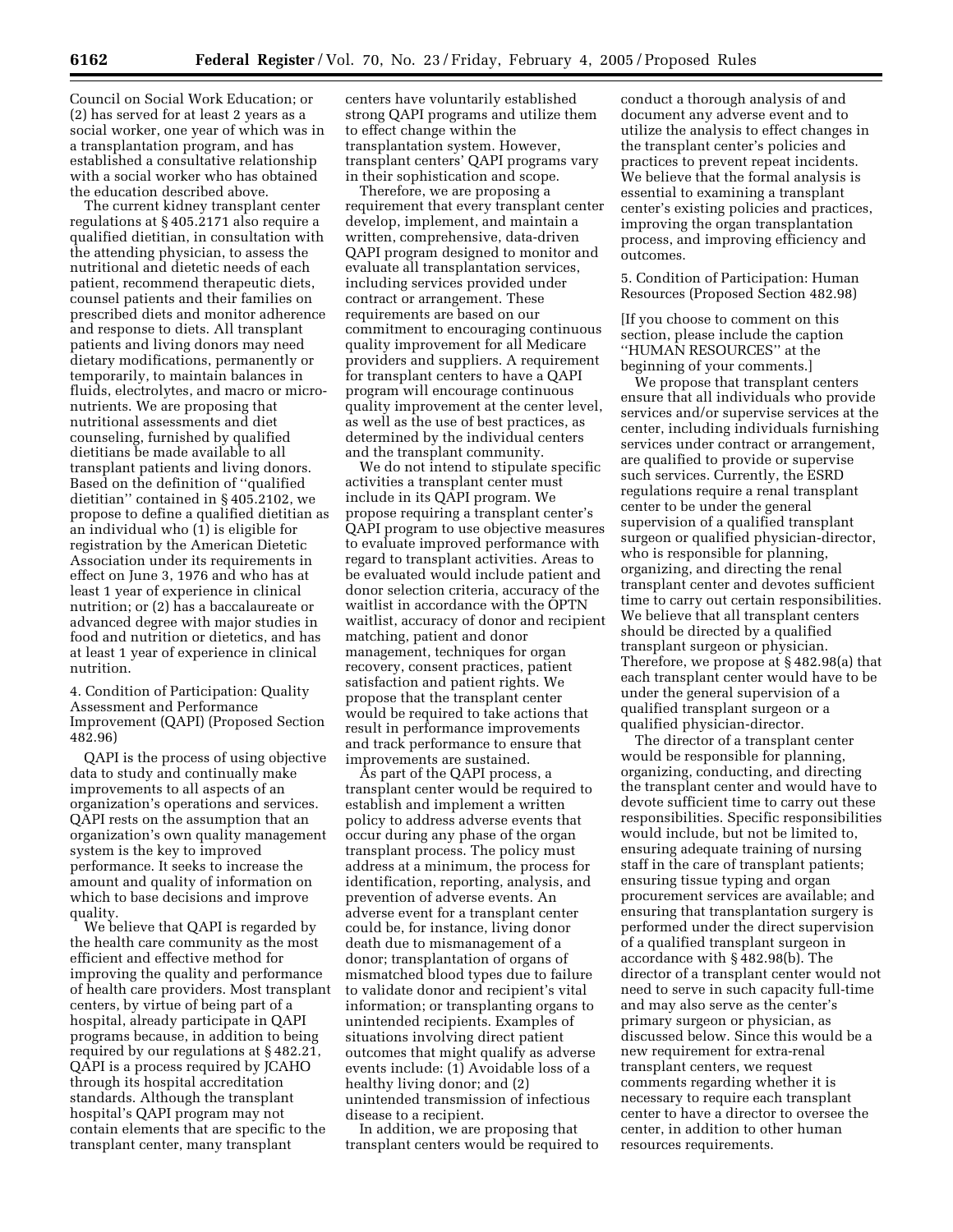Council on Social Work Education; or (2) has served for at least 2 years as a social worker, one year of which was in a transplantation program, and has established a consultative relationship with a social worker who has obtained the education described above.

The current kidney transplant center regulations at § 405.2171 also require a qualified dietitian, in consultation with the attending physician, to assess the nutritional and dietetic needs of each patient, recommend therapeutic diets, counsel patients and their families on prescribed diets and monitor adherence and response to diets. All transplant patients and living donors may need dietary modifications, permanently or temporarily, to maintain balances in fluids, electrolytes, and macro or micro-nutrients. We are proposing that nutritional assessments and diet counseling, furnished by qualified dietitians be made available to all transplant patients and living donors. Based on the definition of "qualified dietitian" contained in § 405.2102, we propose to define a qualified dietitian as an individual who (1) is eligible for registration by the American Dietetic Association under its requirements in effect on June 3, 1976 and who has at least 1 year of experience in clinical nutrition; or (2) has a baccalaureate or advanced degree with major studies in food and nutrition or dietetics, and has at least 1 year of experience in clinical nutrition.

4. Condition of Participation: Quality Assessment and Performance Improvement (QAPI) (Proposed Section 482.96)

QAPI is the process of using objective data to study and continually make improvements to all aspects of an organization's operations and services. QAPI rests on the assumption that an organization's own quality management system is the key to improved performance. It seeks to increase the amount and quality of information on which to base decisions and improve quality.

We believe that QAPI is regarded by the health care community as the most efficient and effective method for improving the quality and performance of health care providers. Most transplant centers, by virtue of being part of a hospital, already participate in QAPI programs because, in addition to being required by our regulations at § 482.21, QAPI is a process required by JCAHO through its hospital accreditation standards. Although the transplant hospital's QAPI program may not contain elements that are specific to the transplant center, many transplant centers have voluntarily established strong QAPI programs and utilize them to effect change within the transplantation system. However, transplant centers' QAPI programs vary in their sophistication and scope.

Therefore, we are proposing a requirement that every transplant center develop, implement, and maintain a written, comprehensive, data-driven QAPI program designed to monitor and evaluate all transplantation services, including services provided under contract or arrangement. These requirements are based on our commitment to encouraging continuous quality improvement for all Medicare providers and suppliers. A requirement for transplant centers to have a QAPI program will encourage continuous quality improvement at the center level, as well as the use of best practices, as determined by the individual centers and the transplant community.

We do not intend to stipulate specific activities a transplant center must include in its QAPI program. We propose requiring a transplant center's QAPI program to use objective measures to evaluate improved performance with regard to transplant activities. Areas to be evaluated would include patient and donor selection criteria, accuracy of the waitlist in accordance with the OPTN waitlist, accuracy of donor and recipient matching, patient and donor management, techniques for organ recovery, consent practices, patient satisfaction and patient rights. We propose that the transplant center would be required to take actions that result in performance improvements and track performance to ensure that improvements are sustained.

As part of the QAPI process, a transplant center would be required to establish and implement a written policy to address adverse events that occur during any phase of the organ transplant process. The policy must address at a minimum, the process for identification, reporting, analysis, and prevention of adverse events. An adverse event for a transplant center could be, for instance, living donor death due to mismanagement of a donor; transplantation of organs of mismatched blood types due to failure to validate donor and recipient's vital information; or transplanting organs to unintended recipients. Examples of situations involving direct patient outcomes that might qualify as adverse events include: (1) Avoidable loss of a healthy living donor; and (2) unintended transmission of infectious disease to a recipient.

In addition, we are proposing that transplant centers would be required to conduct a thorough analysis of and document any adverse event and to utilize the analysis to effect changes in the transplant center's policies and practices to prevent repeat incidents. We believe that the formal analysis is essential to examining a transplant center's existing policies and practices, improving the organ transplantation process, and improving efficiency and outcomes.

5. Condition of Participation: Human Resources (Proposed Section 482.98)

[If you choose to comment on this section, please include the caption "HUMAN RESOURCES" at the beginning of your comments.]

We propose that transplant centers ensure that all individuals who provide services and/or supervise services at the center, including individuals furnishing services under contract or arrangement, are qualified to provide or supervise such services. Currently, the ESRD regulations require a renal transplant center to be under the general supervision of a qualified transplant surgeon or qualified physician-director, who is responsible for planning, organizing, and directing the renal transplant center and devotes sufficient time to carry out certain responsibilities. We believe that all transplant centers should be directed by a qualified transplant surgeon or physician. Therefore, we propose at § 482.98(a) that each transplant center would have to be under the general supervision of a qualified transplant surgeon or a qualified physician-director.

The director of a transplant center would be responsible for planning, organizing, conducting, and directing the transplant center and would have to devote sufficient time to carry out these responsibilities. Specific responsibilities would include, but not be limited to, ensuring adequate training of nursing staff in the care of transplant patients; ensuring tissue typing and organ procurement services are available; and ensuring that transplantation surgery is performed under the direct supervision of a qualified transplant surgeon in accordance with § 482.98(b). The director of a transplant center would not need to serve in such capacity full-time and may also serve as the center's primary surgeon or physician, as discussed below. Since this would be a new requirement for extra-renal transplant centers, we request comments regarding whether it is necessary to require each transplant center to have a director to oversee the center, in addition to other human resources requirements.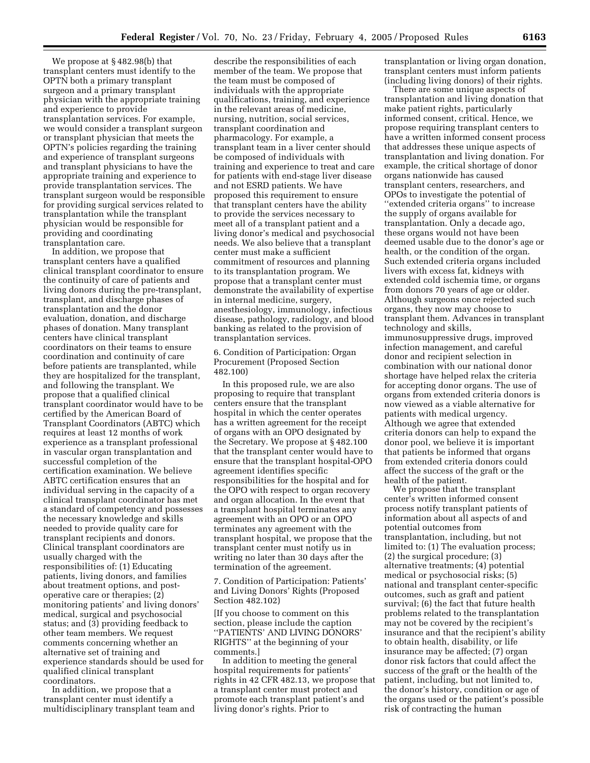We propose at § 482.98(b) that transplant centers must identify to the OPTN both a primary transplant surgeon and a primary transplant physician with the appropriate training and experience to provide transplantation services. For example, we would consider a transplant surgeon or transplant physician that meets the OPTN's policies regarding the training and experience of transplant surgeons and transplant physicians to have the appropriate training and experience to provide transplantation services. The transplant surgeon would be responsible for providing surgical services related to transplantation while the transplant physician would be responsible for providing and coordinating transplantation care.

In addition, we propose that transplant centers have a qualified clinical transplant coordinator to ensure the continuity of care of patients and living donors during the pre-transplant, transplant, and discharge phases of transplantation and the donor evaluation, donation, and discharge phases of donation. Many transplant centers have clinical transplant coordinators on their teams to ensure coordination and continuity of care before patients are transplanted, while they are hospitalized for the transplant, and following the transplant. We propose that a qualified clinical transplant coordinator would have to be certified by the American Board of Transplant Coordinators (ABTC) which requires at least 12 months of work experience as a transplant professional in vascular organ transplantation and successful completion of the certification examination. We believe ABTC certification ensures that an individual serving in the capacity of a clinical transplant coordinator has met a standard of competency and possesses the necessary knowledge and skills needed to provide quality care for transplant recipients and donors. Clinical transplant coordinators are usually charged with the responsibilities of: (1) Educating patients, living donors, and families about treatment options, and post-operative care or therapies; (2) monitoring patients' and living donors' medical, surgical and psychosocial status; and (3) providing feedback to other team members. We request comments concerning whether an alternative set of training and experience standards should be used for qualified clinical transplant coordinators.

In addition, we propose that a transplant center must identify a multidisciplinary transplant team and describe the responsibilities of each member of the team. We propose that the team must be composed of individuals with the appropriate qualifications, training, and experience in the relevant areas of medicine, nursing, nutrition, social services, transplant coordination and pharmacology. For example, a transplant team in a liver center should be composed of individuals with training and experience to treat and care for patients with end-stage liver disease and not ESRD patients. We have proposed this requirement to ensure that transplant centers have the ability to provide the services necessary to meet all of a transplant patient and a living donor's medical and psychosocial needs. We also believe that a transplant center must make a sufficient commitment of resources and planning to its transplantation program. We propose that a transplant center must demonstrate the availability of expertise in internal medicine, surgery, anesthesiology, immunology, infectious disease, pathology, radiology, and blood banking as related to the provision of transplantation services.

6. Condition of Participation: Organ Procurement (Proposed Section 482.100)

In this proposed rule, we are also proposing to require that transplant centers ensure that the transplant hospital in which the center operates has a written agreement for the receipt of organs with an OPO designated by the Secretary. We propose at § 482.100 that the transplant center would have to ensure that the transplant hospital-OPO agreement identifies specific responsibilities for the hospital and for the OPO with respect to organ recovery and organ allocation. In the event that a transplant hospital terminates any agreement with an OPO or an OPO terminates any agreement with the transplant hospital, we propose that the transplant center must notify us in writing no later than 30 days after the termination of the agreement.

7. Condition of Participation: Patients' and Living Donors' Rights (Proposed Section 482.102)

[If you choose to comment on this section, please include the caption ''PATIENTS' AND LIVING DONORS' RIGHTS'' at the beginning of your comments.]

In addition to meeting the general hospital requirements for patients' rights in 42 CFR 482.13, we propose that a transplant center must protect and promote each transplant patient's and living donor's rights. Prior to transplantation or living organ donation, transplant centers must inform patients (including living donors) of their rights.

There are some unique aspects of transplantation and living donation that make patient rights, particularly informed consent, critical. Hence, we propose requiring transplant centers to have a written informed consent process that addresses these unique aspects of transplantation and living donation. For example, the critical shortage of donor organs nationwide has caused transplant centers, researchers, and OPOs to investigate the potential of ''extended criteria organs'' to increase the supply of organs available for transplantation. Only a decade ago, these organs would not have been deemed usable due to the donor's age or health, or the condition of the organ. Such extended criteria organs included livers with excess fat, kidneys with extended cold ischemia time, or organs from donors 70 years of age or older. Although surgeons once rejected such organs, they now may choose to transplant them. Advances in transplant technology and skills, immunosuppressive drugs, improved infection management, and careful donor and recipient selection in combination with our national donor shortage have helped relax the criteria for accepting donor organs. The use of organs from extended criteria donors is now viewed as a viable alternative for patients with medical urgency. Although we agree that extended criteria donors can help to expand the donor pool, we believe it is important that patients be informed that organs from extended criteria donors could affect the success of the graft or the health of the patient.

We propose that the transplant center's written informed consent process notify transplant patients of information about all aspects of and potential outcomes from transplantation, including, but not limited to: (1) The evaluation process; (2) the surgical procedure; (3) alternative treatments; (4) potential medical or psychosocial risks; (5) national and transplant center-specific outcomes, such as graft and patient survival; (6) the fact that future health problems related to the transplantation may not be covered by the recipient's insurance and that the recipient's ability to obtain health, disability, or life insurance may be affected; (7) organ donor risk factors that could affect the success of the graft or the health of the patient, including, but not limited to, the donor's history, condition or age of the organs used or the patient's possible risk of contracting the human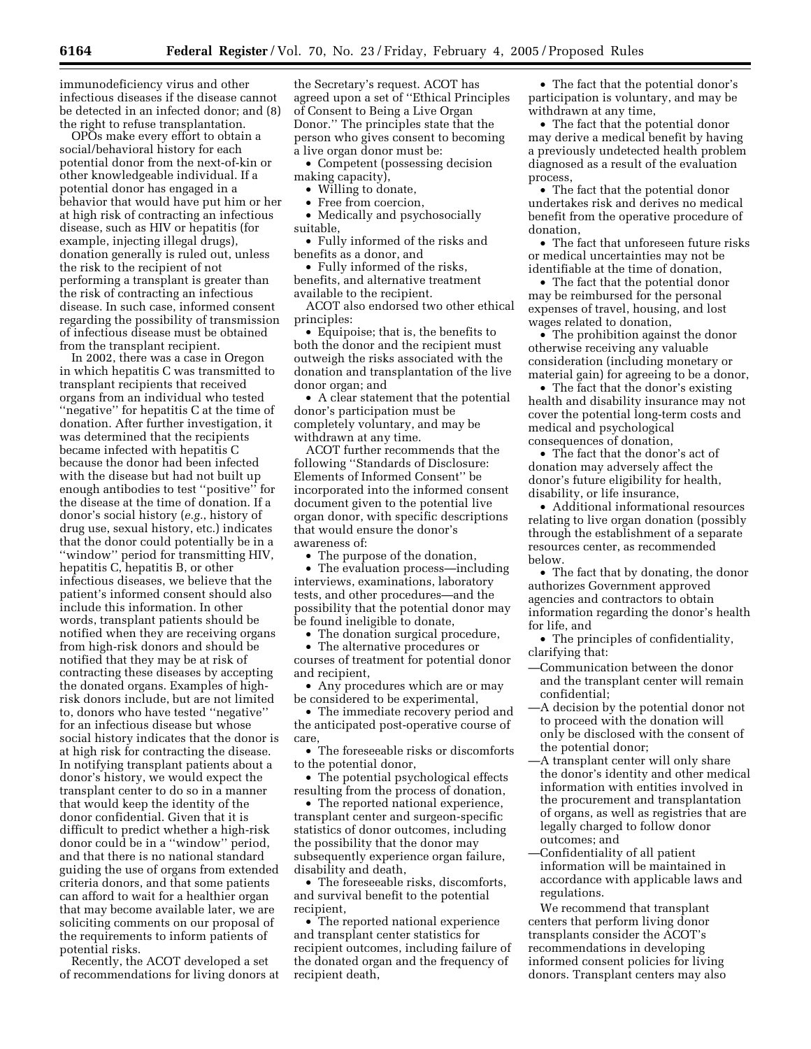immunodeficiency virus and other infectious diseases if the disease cannot be detected in an infected donor; and (8) the right to refuse transplantation.

OPOs make every effort to obtain a social/behavioral history for each potential donor from the next-of-kin or other knowledgeable individual. If a potential donor has engaged in a behavior that would have put him or her at high risk of contracting an infectious disease, such as HIV or hepatitis (for example, injecting illegal drugs), donation generally is ruled out, unless the risk to the recipient of not performing a transplant is greater than the risk of contracting an infectious disease. In such case, informed consent regarding the possibility of transmission of infectious disease must be obtained from the transplant recipient.

In 2002, there was a case in Oregon in which hepatitis C was transmitted to transplant recipients that received organs from an individual who tested "negative" for hepatitis C at the time of donation. After further investigation, it was determined that the recipients became infected with hepatitis C because the donor had been infected with the disease but had not built up enough antibodies to test "positive" for the disease at the time of donation. If a donor's social history (*e.g.*, history of drug use, sexual history, etc.) indicates that the donor could potentially be in a "window" period for transmitting HIV, hepatitis C, hepatitis B, or other infectious diseases, we believe that the patient's informed consent should also include this information. In other words, transplant patients should be notified when they are receiving organs from high-risk donors and should be notified that they may be at risk of contracting these diseases by accepting the donated organs. Examples of high-risk donors include, but are not limited to, donors who have tested "negative" for an infectious disease but whose social history indicates that the donor is at high risk for contracting the disease. In notifying transplant patients about a donor's history, we would expect the transplant center to do so in a manner that would keep the identity of the donor confidential. Given that it is difficult to predict whether a high-risk donor could be in a "window" period, and that there is no national standard guiding the use of organs from extended criteria donors, and that some patients can afford to wait for a healthier organ that may become available later, we are soliciting comments on our proposal of the requirements to inform patients of potential risks.

Recently, the ACOT developed a set of recommendations for living donors at the Secretary's request. ACOT has agreed upon a set of "Ethical Principles of Consent to Being a Live Organ Donor." The principles state that the person who gives consent to becoming a live organ donor must be:

- Competent (possessing decision making capacity),
- Willing to donate,
- Free from coercion,
- Medically and psychosocially suitable,
- Fully informed of the risks and benefits as a donor, and
- Fully informed of the risks, benefits, and alternative treatment available to the recipient.

ACOT also endorsed two other ethical principles:

- Equipoise; that is, the benefits to both the donor and the recipient must outweigh the risks associated with the donation and transplantation of the live donor organ; and
- A clear statement that the potential donor's participation must be completely voluntary, and may be withdrawn at any time.

ACOT further recommends that the following "Standards of Disclosure: Elements of Informed Consent" be incorporated into the informed consent document given to the potential live organ donor, with specific descriptions that would ensure the donor's awareness of:

- The purpose of the donation,
- The evaluation process—including interviews, examinations, laboratory tests, and other procedures—and the possibility that the potential donor may be found ineligible to donate,
- The donation surgical procedure,
- The alternative procedures or courses of treatment for potential donor and recipient,
- Any procedures which are or may be considered to be experimental,
- The immediate recovery period and the anticipated post-operative course of care,
- The foreseeable risks or discomforts to the potential donor,
- The potential psychological effects resulting from the process of donation,
- The reported national experience, transplant center and surgeon-specific statistics of donor outcomes, including the possibility that the donor may subsequently experience organ failure, disability and death,
- The foreseeable risks, discomforts, and survival benefit to the potential recipient,
- The reported national experience and transplant center statistics for recipient outcomes, including failure of the donated organ and the frequency of recipient death,
- The fact that the potential donor's participation is voluntary, and may be withdrawn at any time,
- The fact that the potential donor may derive a medical benefit by having a previously undetected health problem diagnosed as a result of the evaluation process,
- The fact that the potential donor undertakes risk and derives no medical benefit from the operative procedure of donation,
- The fact that unforeseen future risks or medical uncertainties may not be identifiable at the time of donation,
- The fact that the potential donor may be reimbursed for the personal expenses of travel, housing, and lost wages related to donation,
- The prohibition against the donor otherwise receiving any valuable consideration (including monetary or material gain) for agreeing to be a donor,
- The fact that the donor's existing health and disability insurance may not cover the potential long-term costs and medical and psychological consequences of donation,
- The fact that the donor's act of donation may adversely affect the donor's future eligibility for health, disability, or life insurance,
- Additional informational resources relating to live organ donation (possibly through the establishment of a separate resources center, as recommended below.
- The fact that by donating, the donor authorizes Government approved agencies and contractors to obtain information regarding the donor's health for life, and
- The principles of confidentiality, clarifying that:
  - —Communication between the donor and the transplant center will remain confidential;
  - —A decision by the potential donor not to proceed with the donation will only be disclosed with the consent of the potential donor;
  - —A transplant center will only share the donor's identity and other medical information with entities involved in the procurement and transplantation of organs, as well as registries that are legally charged to follow donor outcomes; and
  - —Confidentiality of all patient information will be maintained in accordance with applicable laws and regulations.

We recommend that transplant centers that perform living donor transplants consider the ACOT's recommendations in developing informed consent policies for living donors. Transplant centers may also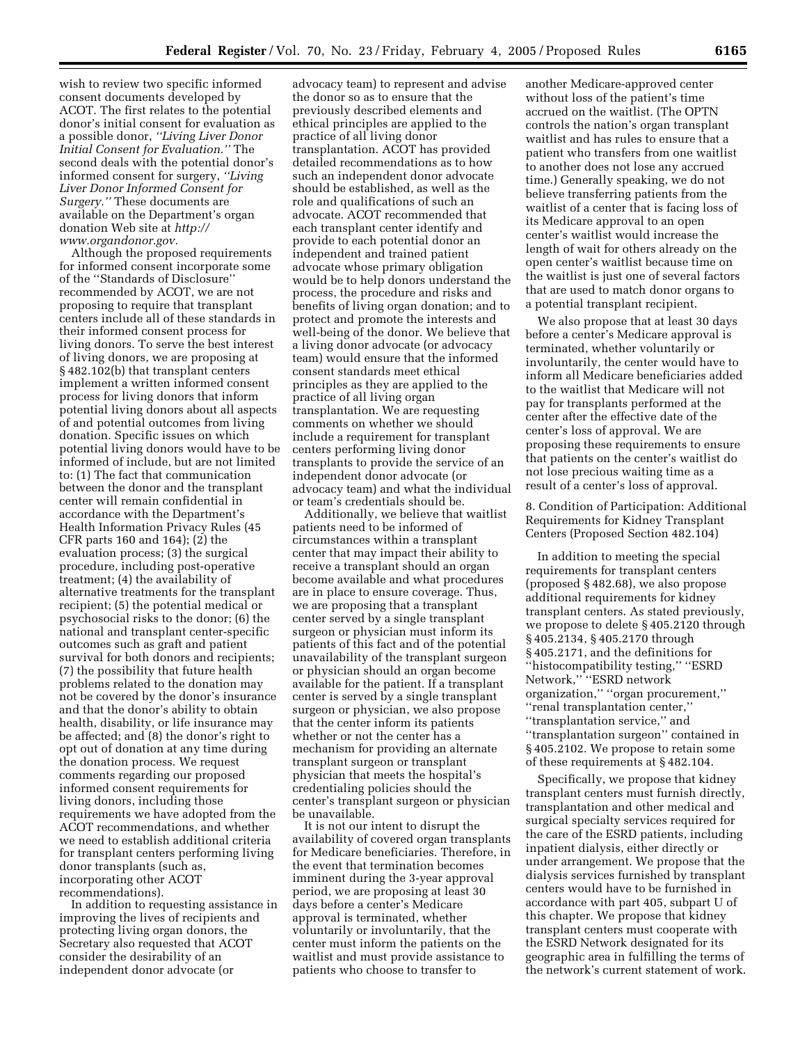wish to review two specific informed consent documents developed by ACOT. The first relates to the potential donor's initial consent for evaluation as a possible donor, *"Living Liver Donor Initial Consent for Evaluation."* The second deals with the potential donor's informed consent for surgery, *"Living Liver Donor Informed Consent for Surgery."* These documents are available on the Department's organ donation Web site at *http://www.organdonor.gov.*

Although the proposed requirements for informed consent incorporate some of the "Standards of Disclosure" recommended by ACOT, we are not proposing to require that transplant centers include all of these standards in their informed consent process for living donors. To serve the best interest of living donors, we are proposing at § 482.102(b) that transplant centers implement a written informed consent process for living donors that inform potential living donors about all aspects of and potential outcomes from living donation. Specific issues on which potential living donors would have to be informed of include, but are not limited to: (1) The fact that communication between the donor and the transplant center will remain confidential in accordance with the Department's Health Information Privacy Rules (45 CFR parts 160 and 164); (2) the evaluation process; (3) the surgical procedure, including post-operative treatment; (4) the availability of alternative treatments for the transplant recipient; (5) the potential medical or psychosocial risks to the donor; (6) the national and transplant center-specific outcomes such as graft and patient survival for both donors and recipients; (7) the possibility that future health problems related to the donation may not be covered by the donor's insurance and that the donor's ability to obtain health, disability, or life insurance may be affected; and (8) the donor's right to opt out of donation at any time during the donation process. We request comments regarding our proposed informed consent requirements for living donors, including those requirements we have adopted from the ACOT recommendations, and whether we need to establish additional criteria for transplant centers performing living donor transplants (such as, incorporating other ACOT recommendations).

In addition to requesting assistance in improving the lives of recipients and protecting living organ donors, the Secretary also requested that ACOT consider the desirability of an independent donor advocate (or advocacy team) to represent and advise the donor so as to ensure that the previously described elements and ethical principles are applied to the practice of all living donor transplantation. ACOT has provided detailed recommendations as to how such an independent donor advocate should be established, as well as the role and qualifications of such an advocate. ACOT recommended that each transplant center identify and provide to each potential donor an independent and trained patient advocate whose primary obligation would be to help donors understand the process, the procedure and risks and benefits of living organ donation; and to protect and promote the interests and well-being of the donor. We believe that a living donor advocate (or advocacy team) would ensure that the informed consent standards meet ethical principles as they are applied to the practice of all living organ transplantation. We are requesting comments on whether we should include a requirement for transplant centers performing living donor transplants to provide the service of an independent donor advocate (or advocacy team) and what the individual or team's credentials should be.

Additionally, we believe that waitlist patients need to be informed of circumstances within a transplant center that may impact their ability to receive a transplant should an organ become available and what procedures are in place to ensure coverage. Thus, we are proposing that a transplant center served by a single transplant surgeon or physician must inform its patients of this fact and of the potential unavailability of the transplant surgeon or physician should an organ become available for the patient. If a transplant center is served by a single transplant surgeon or physician, we also propose that the center inform its patients whether or not the center has a mechanism for providing an alternate transplant surgeon or transplant physician that meets the hospital's credentialing policies should the center's transplant surgeon or physician be unavailable.

It is not our intent to disrupt the availability of covered organ transplants for Medicare beneficiaries. Therefore, in the event that termination becomes imminent during the 3-year approval period, we are proposing at least 30 days before a center's Medicare approval is terminated, whether voluntarily or involuntarily, that the center must inform the patients on the waitlist and must provide assistance to patients who choose to transfer to another Medicare-approved center without loss of the patient's time accrued on the waitlist. (The OPTN controls the nation's organ transplant waitlist and has rules to ensure that a patient who transfers from one waitlist to another does not lose any accrued time.) Generally speaking, we do not believe transferring patients from the waitlist of a center that is facing loss of its Medicare approval to an open center's waitlist would increase the length of wait for others already on the open center's waitlist because time on the waitlist is just one of several factors that are used to match donor organs to a potential transplant recipient.

We also propose that at least 30 days before a center's Medicare approval is terminated, whether voluntarily or involuntarily, the center would have to inform all Medicare beneficiaries added to the waitlist that Medicare will not pay for transplants performed at the center after the effective date of the center's loss of approval. We are proposing these requirements to ensure that patients on the center's waitlist do not lose precious waiting time as a result of a center's loss of approval.

8. Condition of Participation: Additional Requirements for Kidney Transplant Centers (Proposed Section 482.104)

In addition to meeting the special requirements for transplant centers (proposed § 482.68), we also propose additional requirements for kidney transplant centers. As stated previously, we propose to delete § 405.2120 through § 405.2134, § 405.2170 through § 405.2171, and the definitions for "histocompatibility testing," "ESRD Network," "ESRD network organization," "organ procurement," "renal transplantation center," "transplantation service," and "transplantation surgeon" contained in § 405.2102. We propose to retain some of these requirements at § 482.104.

Specifically, we propose that kidney transplant centers must furnish directly, transplantation and other medical and surgical specialty services required for the care of the ESRD patients, including inpatient dialysis, either directly or under arrangement. We propose that the dialysis services furnished by transplant centers would have to be furnished in accordance with part 405, subpart U of this chapter. We propose that kidney transplant centers must cooperate with the ESRD Network designated for its geographic area in fulfilling the terms of the network's current statement of work.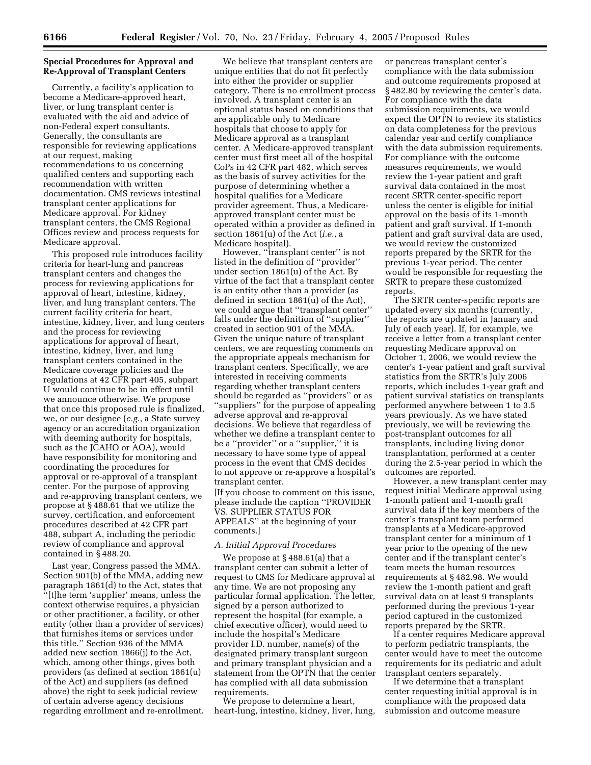**Special Procedures for Approval and Re-Approval of Transplant Centers**

Currently, a facility's application to become a Medicare-approved heart, liver, or lung transplant center is evaluated with the aid and advice of non-Federal expert consultants. Generally, the consultants are responsible for reviewing applications at our request, making recommendations to us concerning qualified centers and supporting each recommendation with written documentation. CMS reviews intestinal transplant center applications for Medicare approval. For kidney transplant centers, the CMS Regional Offices review and process requests for Medicare approval.

This proposed rule introduces facility criteria for heart-lung and pancreas transplant centers and changes the process for reviewing applications for approval of heart, intestine, kidney, liver, and lung transplant centers. The current facility criteria for heart, intestine, kidney, liver, and lung centers and the process for reviewing applications for approval of heart, intestine, kidney, liver, and lung transplant centers contained in the Medicare coverage policies and the regulations at 42 CFR part 405, subpart U would continue to be in effect until we announce otherwise. We propose that once this proposed rule is finalized, we, or our designee (*e.g.*, a State survey agency or an accreditation organization with deeming authority for hospitals, such as the JCAHO or AOA), would have responsibility for monitoring and coordinating the procedures for approval or re-approval of a transplant center. For the purpose of approving and re-approving transplant centers, we propose at § 488.61 that we utilize the survey, certification, and enforcement procedures described at 42 CFR part 488, subpart A, including the periodic review of compliance and approval contained in § 488.20.

Last year, Congress passed the MMA. Section 901(b) of the MMA, adding new paragraph 1861(d) to the Act, states that ''[t]he term 'supplier' means, unless the context otherwise requires, a physician or other practitioner, a facility, or other entity (other than a provider of services) that furnishes items or services under this title.'' Section 936 of the MMA added new section 1866(j) to the Act, which, among other things, gives both providers (as defined at section 1861(u) of the Act) and suppliers (as defined above) the right to seek judicial review of certain adverse agency decisions regarding enrollment and re-enrollment.

We believe that transplant centers are unique entities that do not fit perfectly into either the provider or supplier category. There is no enrollment process involved. A transplant center is an optional status based on conditions that are applicable only to Medicare hospitals that choose to apply for Medicare approval as a transplant center. A Medicare-approved transplant center must first meet all of the hospital CoPs in 42 CFR part 482, which serves as the basis of survey activities for the purpose of determining whether a hospital qualifies for a Medicare provider agreement. Thus, a Medicare-approved transplant center must be operated within a provider as defined in section 1861(u) of the Act (*i.e.*, a Medicare hospital).

However, ''transplant center'' is not listed in the definition of ''provider'' under section 1861(u) of the Act. By virtue of the fact that a transplant center is an entity other than a provider (as defined in section 1861(u) of the Act), we could argue that ''transplant center'' falls under the definition of ''supplier'' created in section 901 of the MMA. Given the unique nature of transplant centers, we are requesting comments on the appropriate appeals mechanism for transplant centers. Specifically, we are interested in receiving comments regarding whether transplant centers should be regarded as ''providers'' or as ''suppliers'' for the purpose of appealing adverse approval and re-approval decisions. We believe that regardless of whether we define a transplant center to be a ''provider'' or a ''supplier,'' it is necessary to have some type of appeal process in the event that CMS decides to not approve or re-approve a hospital's transplant center.

[If you choose to comment on this issue, please include the caption ''PROVIDER VS. SUPPLIER STATUS FOR APPEALS'' at the beginning of your comments.]

*A. Initial Approval Procedures*

We propose at § 488.61(a) that a transplant center can submit a letter of request to CMS for Medicare approval at any time. We are not proposing any particular formal application. The letter, signed by a person authorized to represent the hospital (for example, a chief executive officer), would need to include the hospital's Medicare provider I.D. number, name(s) of the designated primary transplant surgeon and primary transplant physician and a statement from the OPTN that the center has complied with all data submission requirements.

We propose to determine a heart, heart-lung, intestine, kidney, liver, lung, or pancreas transplant center's compliance with the data submission and outcome requirements proposed at § 482.80 by reviewing the center's data. For compliance with the data submission requirements, we would expect the OPTN to review its statistics on data completeness for the previous calendar year and certify compliance with the data submission requirements. For compliance with the outcome measures requirements, we would review the 1-year patient and graft survival data contained in the most recent SRTR center-specific report unless the center is eligible for initial approval on the basis of its 1-month patient and graft survival. If 1-month patient and graft survival data are used, we would review the customized reports prepared by the SRTR for the previous 1-year period. The center would be responsible for requesting the SRTR to prepare these customized reports.

The SRTR center-specific reports are updated every six months (currently, the reports are updated in January and July of each year). If, for example, we receive a letter from a transplant center requesting Medicare approval on October 1, 2006, we would review the center's 1-year patient and graft survival statistics from the SRTR's July 2006 reports, which includes 1-year graft and patient survival statistics on transplants performed anywhere between 1 to 3.5 years previously. As we have stated previously, we will be reviewing the post-transplant outcomes for all transplants, including living donor transplantation, performed at a center during the 2.5-year period in which the outcomes are reported.

However, a new transplant center may request initial Medicare approval using 1-month patient and 1-month graft survival data if the key members of the center's transplant team performed transplants at a Medicare-approved transplant center for a minimum of 1 year prior to the opening of the new center and if the transplant center's team meets the human resources requirements at § 482.98. We would review the 1-month patient and graft survival data on at least 9 transplants performed during the previous 1-year period captured in the customized reports prepared by the SRTR.

If a center requires Medicare approval to perform pediatric transplants, the center would have to meet the outcome requirements for its pediatric and adult transplant centers separately.

If we determine that a transplant center requesting initial approval is in compliance with the proposed data submission and outcome measure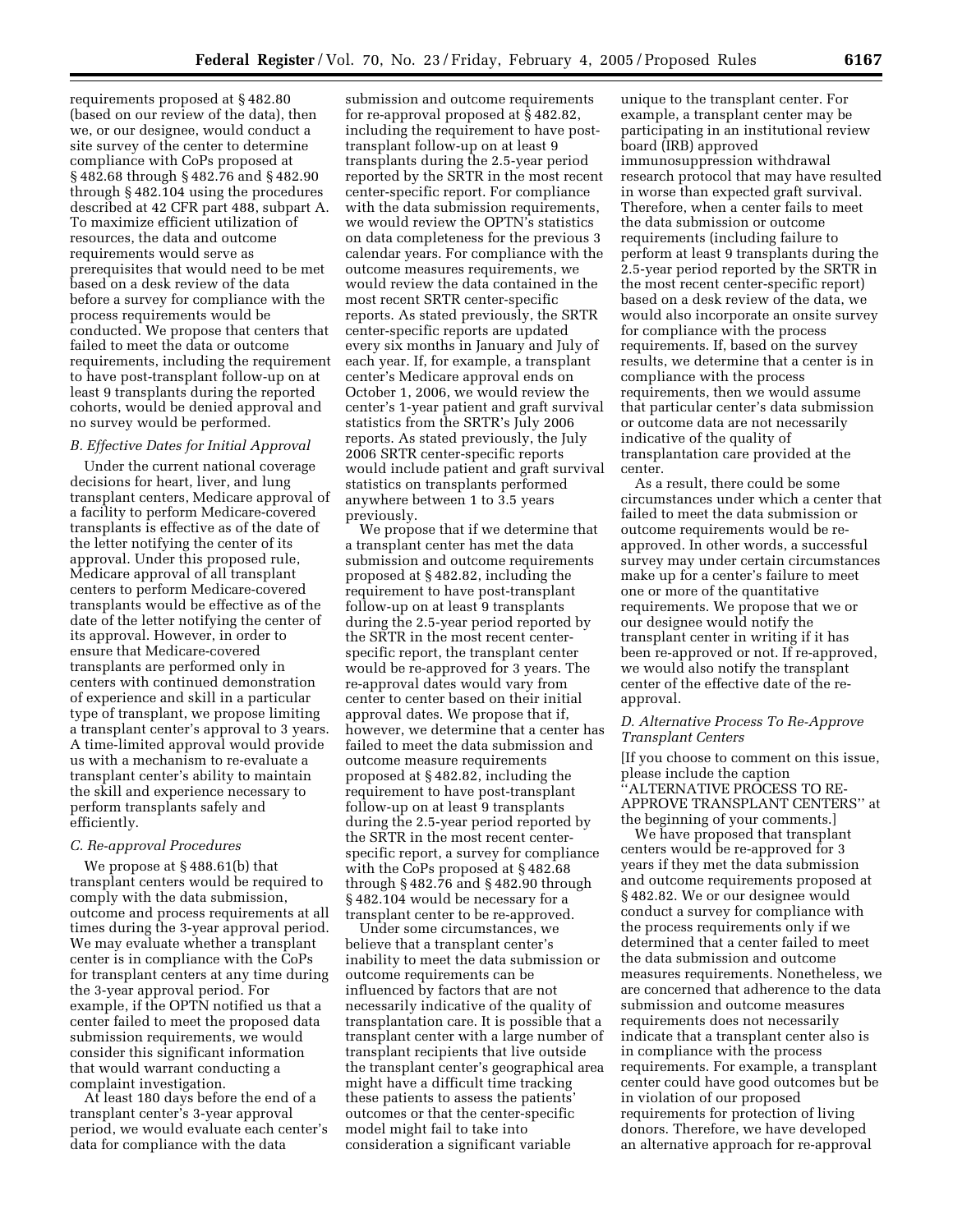requirements proposed at § 482.80 (based on our review of the data), then we, or our designee, would conduct a site survey of the center to determine compliance with CoPs proposed at § 482.68 through § 482.76 and § 482.90 through § 482.104 using the procedures described at 42 CFR part 488, subpart A. To maximize efficient utilization of resources, the data and outcome requirements would serve as prerequisites that would need to be met based on a desk review of the data before a survey for compliance with the process requirements would be conducted. We propose that centers that failed to meet the data or outcome requirements, including the requirement to have post-transplant follow-up on at least 9 transplants during the reported cohorts, would be denied approval and no survey would be performed.

### *B. Effective Dates for Initial Approval*

Under the current national coverage decisions for heart, liver, and lung transplant centers, Medicare approval of a facility to perform Medicare-covered transplants is effective as of the date of the letter notifying the center of its approval. Under this proposed rule, Medicare approval of all transplant centers to perform Medicare-covered transplants would be effective as of the date of the letter notifying the center of its approval. However, in order to ensure that Medicare-covered transplants are performed only in centers with continued demonstration of experience and skill in a particular type of transplant, we propose limiting a transplant center's approval to 3 years. A time-limited approval would provide us with a mechanism to re-evaluate a transplant center's ability to maintain the skill and experience necessary to perform transplants safely and efficiently.

### *C. Re-approval Procedures*

We propose at § 488.61(b) that transplant centers would be required to comply with the data submission, outcome and process requirements at all times during the 3-year approval period. We may evaluate whether a transplant center is in compliance with the CoPs for transplant centers at any time during the 3-year approval period. For example, if the OPTN notified us that a center failed to meet the proposed data submission requirements, we would consider this significant information that would warrant conducting a complaint investigation.

At least 180 days before the end of a transplant center's 3-year approval period, we would evaluate each center's data for compliance with the data submission and outcome requirements for re-approval proposed at § 482.82, including the requirement to have post-transplant follow-up on at least 9 transplants during the 2.5-year period reported by the SRTR in the most recent center-specific report. For compliance with the data submission requirements, we would review the OPTN's statistics on data completeness for the previous 3 calendar years. For compliance with the outcome measures requirements, we would review the data contained in the most recent SRTR center-specific reports. As stated previously, the SRTR center-specific reports are updated every six months in January and July of each year. If, for example, a transplant center's Medicare approval ends on October 1, 2006, we would review the center's 1-year patient and graft survival statistics from the SRTR's July 2006 reports. As stated previously, the July 2006 SRTR center-specific reports would include patient and graft survival statistics on transplants performed anywhere between 1 to 3.5 years previously.

We propose that if we determine that a transplant center has met the data submission and outcome requirements proposed at § 482.82, including the requirement to have post-transplant follow-up on at least 9 transplants during the 2.5-year period reported by the SRTR in the most recent center-specific report, the transplant center would be re-approved for 3 years. The re-approval dates would vary from center to center based on their initial approval dates. We propose that if, however, we determine that a center has failed to meet the data submission and outcome measure requirements proposed at § 482.82, including the requirement to have post-transplant follow-up on at least 9 transplants during the 2.5-year period reported by the SRTR in the most recent center-specific report, a survey for compliance with the CoPs proposed at § 482.68 through § 482.76 and § 482.90 through § 482.104 would be necessary for a transplant center to be re-approved.

Under some circumstances, we believe that a transplant center's inability to meet the data submission or outcome requirements can be influenced by factors that are not necessarily indicative of the quality of transplantation care. It is possible that a transplant center with a large number of transplant recipients that live outside the transplant center's geographical area might have a difficult time tracking these patients to assess the patients' outcomes or that the center-specific model might fail to take into consideration a significant variable unique to the transplant center. For example, a transplant center may be participating in an institutional review board (IRB) approved immunosuppression withdrawal research protocol that may have resulted in worse than expected graft survival. Therefore, when a center fails to meet the data submission or outcome requirements (including failure to perform at least 9 transplants during the 2.5-year period reported by the SRTR in the most recent center-specific report) based on a desk review of the data, we would also incorporate an onsite survey for compliance with the process requirements. If, based on the survey results, we determine that a center is in compliance with the process requirements, then we would assume that particular center's data submission or outcome data are not necessarily indicative of the quality of transplantation care provided at the center.

As a result, there could be some circumstances under which a center that failed to meet the data submission or outcome requirements would be re-approved. In other words, a successful survey may under certain circumstances make up for a center's failure to meet one or more of the quantitative requirements. We propose that we or our designee would notify the transplant center in writing if it has been re-approved or not. If re-approved, we would also notify the transplant center of the effective date of the re-approval.

### *D. Alternative Process To Re-Approve Transplant Centers*

[If you choose to comment on this issue, please include the caption "ALTERNATIVE PROCESS TO RE-APPROVE TRANSPLANT CENTERS" at the beginning of your comments.]

We have proposed that transplant centers would be re-approved for 3 years if they met the data submission and outcome requirements proposed at § 482.82. We or our designee would conduct a survey for compliance with the process requirements only if we determined that a center failed to meet the data submission and outcome measures requirements. Nonetheless, we are concerned that adherence to the data submission and outcome measures requirements does not necessarily indicate that a transplant center also is in compliance with the process requirements. For example, a transplant center could have good outcomes but be in violation of our proposed requirements for protection of living donors. Therefore, we have developed an alternative approach for re-approval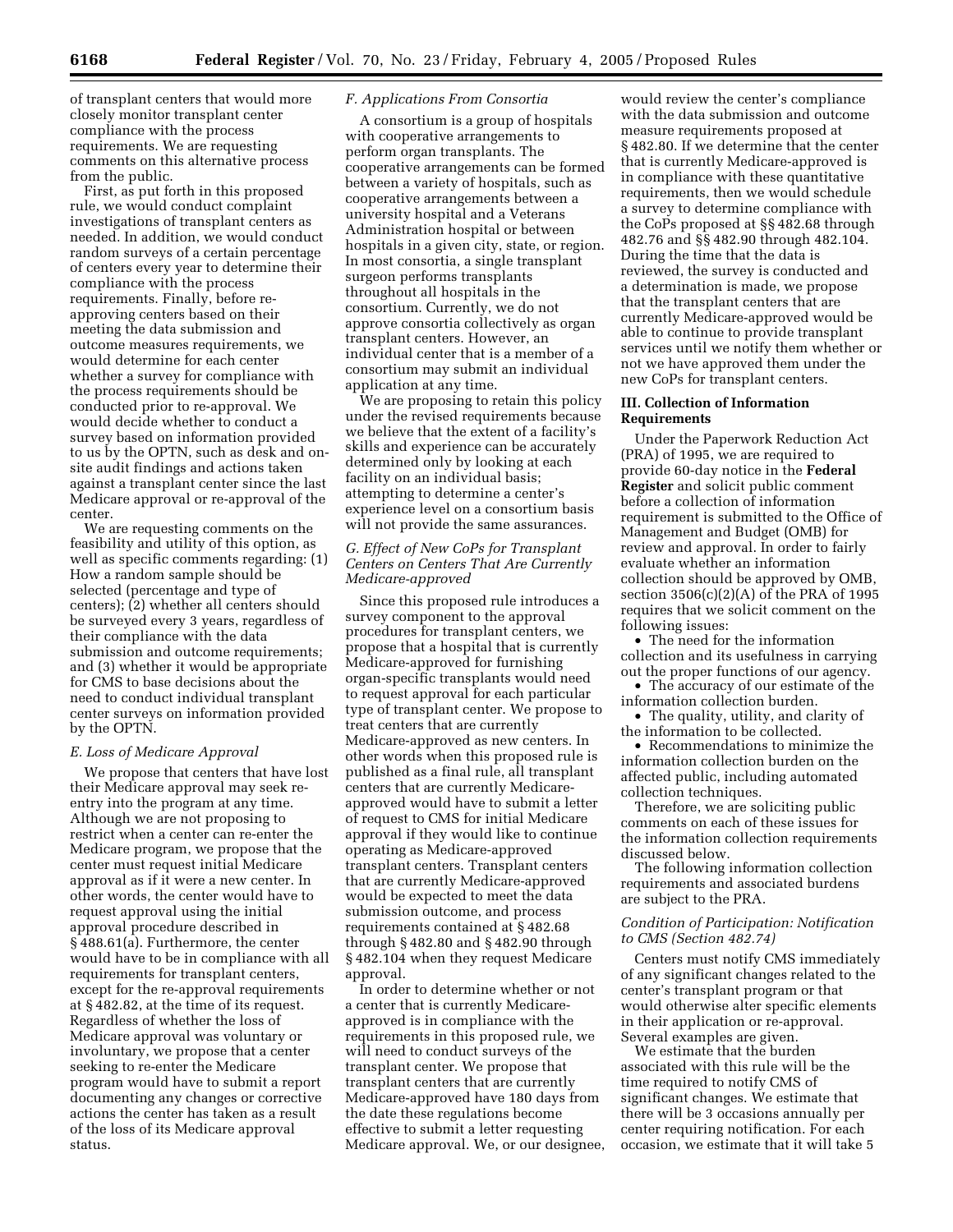of transplant centers that would more closely monitor transplant center compliance with the process requirements. We are requesting comments on this alternative process from the public.

First, as put forth in this proposed rule, we would conduct complaint investigations of transplant centers as needed. In addition, we would conduct random surveys of a certain percentage of centers every year to determine their compliance with the process requirements. Finally, before re-approving centers based on their meeting the data submission and outcome measures requirements, we would determine for each center whether a survey for compliance with the process requirements should be conducted prior to re-approval. We would decide whether to conduct a survey based on information provided to us by the OPTN, such as desk and on-site audit findings and actions taken against a transplant center since the last Medicare approval or re-approval of the center.

We are requesting comments on the feasibility and utility of this option, as well as specific comments regarding: (1) How a random sample should be selected (percentage and type of centers); (2) whether all centers should be surveyed every 3 years, regardless of their compliance with the data submission and outcome requirements; and (3) whether it would be appropriate for CMS to base decisions about the need to conduct individual transplant center surveys on information provided by the OPTN.

### *E. Loss of Medicare Approval*

We propose that centers that have lost their Medicare approval may seek re-entry into the program at any time. Although we are not proposing to restrict when a center can re-enter the Medicare program, we propose that the center must request initial Medicare approval as if it were a new center. In other words, the center would have to request approval using the initial approval procedure described in § 488.61(a). Furthermore, the center would have to be in compliance with all requirements for transplant centers, except for the re-approval requirements at § 482.82, at the time of its request. Regardless of whether the loss of Medicare approval was voluntary or involuntary, we propose that a center seeking to re-enter the Medicare program would have to submit a report documenting any changes or corrective actions the center has taken as a result of the loss of its Medicare approval status.

### *F. Applications From Consortia*

A consortium is a group of hospitals with cooperative arrangements to perform organ transplants. The cooperative arrangements can be formed between a variety of hospitals, such as cooperative arrangements between a university hospital and a Veterans Administration hospital or between hospitals in a given city, state, or region. In most consortia, a single transplant surgeon performs transplants throughout all hospitals in the consortium. Currently, we do not approve consortia collectively as organ transplant centers. However, an individual center that is a member of a consortium may submit an individual application at any time.

We are proposing to retain this policy under the revised requirements because we believe that the extent of a facility's skills and experience can be accurately determined only by looking at each facility on an individual basis; attempting to determine a center's experience level on a consortium basis will not provide the same assurances.

### *G. Effect of New CoPs for Transplant Centers on Centers That Are Currently Medicare-approved*

Since this proposed rule introduces a survey component to the approval procedures for transplant centers, we propose that a hospital that is currently Medicare-approved for furnishing organ-specific transplants would need to request approval for each particular type of transplant center. We propose to treat centers that are currently Medicare-approved as new centers. In other words when this proposed rule is published as a final rule, all transplant centers that are currently Medicare-approved would have to submit a letter of request to CMS for initial Medicare approval if they would like to continue operating as Medicare-approved transplant centers. Transplant centers that are currently Medicare-approved would be expected to meet the data submission outcome, and process requirements contained at § 482.68 through § 482.80 and § 482.90 through § 482.104 when they request Medicare approval.

In order to determine whether or not a center that is currently Medicare-approved is in compliance with the requirements in this proposed rule, we will need to conduct surveys of the transplant center. We propose that transplant centers that are currently Medicare-approved have 180 days from the date these regulations become effective to submit a letter requesting Medicare approval. We, or our designee, would review the center's compliance with the data submission and outcome measure requirements proposed at § 482.80. If we determine that the center that is currently Medicare-approved is in compliance with these quantitative requirements, then we would schedule a survey to determine compliance with the CoPs proposed at §§ 482.68 through 482.76 and §§ 482.90 through 482.104. During the time that the data is reviewed, the survey is conducted and a determination is made, we propose that the transplant centers that are currently Medicare-approved would be able to continue to provide transplant services until we notify them whether or not we have approved them under the new CoPs for transplant centers.

## III. Collection of Information Requirements

Under the Paperwork Reduction Act (PRA) of 1995, we are required to provide 60-day notice in the **Federal Register** and solicit public comment before a collection of information requirement is submitted to the Office of Management and Budget (OMB) for review and approval. In order to fairly evaluate whether an information collection should be approved by OMB, section 3506(c)(2)(A) of the PRA of 1995 requires that we solicit comment on the following issues:

- The need for the information collection and its usefulness in carrying out the proper functions of our agency.
- The accuracy of our estimate of the information collection burden.
- The quality, utility, and clarity of the information to be collected.
- Recommendations to minimize the information collection burden on the affected public, including automated collection techniques.

Therefore, we are soliciting public comments on each of these issues for the information collection requirements discussed below.

The following information collection requirements and associated burdens are subject to the PRA.

### *Condition of Participation: Notification to CMS (Section 482.74)*

Centers must notify CMS immediately of any significant changes related to the center's transplant program or that would otherwise alter specific elements in their application or re-approval. Several examples are given.

We estimate that the burden associated with this rule will be the time required to notify CMS of significant changes. We estimate that there will be 3 occasions annually per center requiring notification. For each occasion, we estimate that it will take 5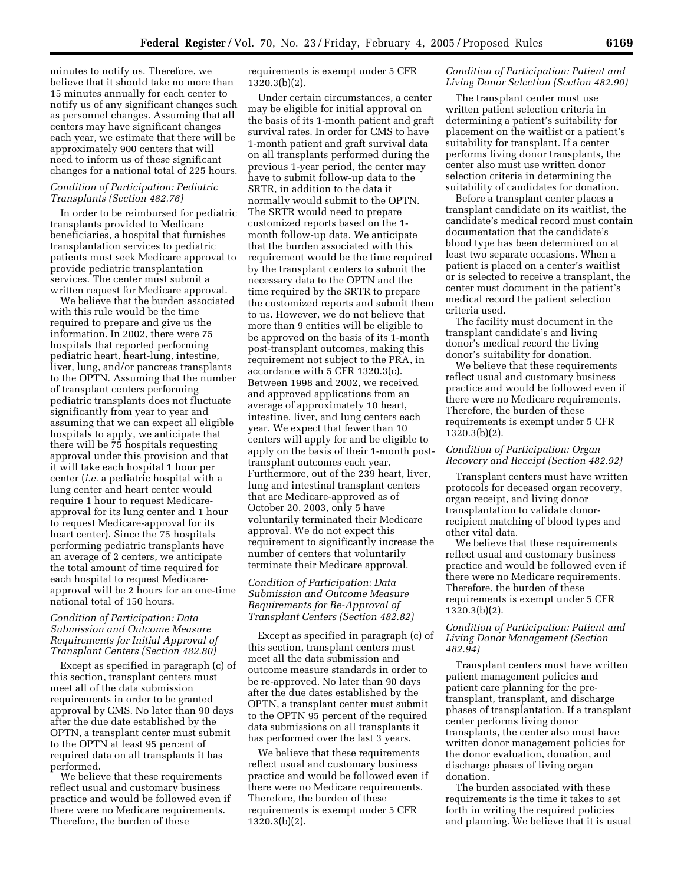minutes to notify us. Therefore, we believe that it should take no more than 15 minutes annually for each center to notify us of any significant changes such as personnel changes. Assuming that all centers may have significant changes each year, we estimate that there will be approximately 900 centers that will need to inform us of these significant changes for a national total of 225 hours.

*Condition of Participation: Pediatric Transplants (Section 482.76)*

In order to be reimbursed for pediatric transplants provided to Medicare beneficiaries, a hospital that furnishes transplantation services to pediatric patients must seek Medicare approval to provide pediatric transplantation services. The center must submit a written request for Medicare approval.

We believe that the burden associated with this rule would be the time required to prepare and give us the information. In 2002, there were 75 hospitals that reported performing pediatric heart, heart-lung, intestine, liver, lung, and/or pancreas transplants to the OPTN. Assuming that the number of transplant centers performing pediatric transplants does not fluctuate significantly from year to year and assuming that we can expect all eligible hospitals to apply, we anticipate that there will be 75 hospitals requesting approval under this provision and that it will take each hospital 1 hour per center (*i.e.* a pediatric hospital with a lung center and heart center would require 1 hour to request Medicare-approval for its lung center and 1 hour to request Medicare-approval for its heart center). Since the 75 hospitals performing pediatric transplants have an average of 2 centers, we anticipate the total amount of time required for each hospital to request Medicare-approval will be 2 hours for an one-time national total of 150 hours.

*Condition of Participation: Data Submission and Outcome Measure Requirements for Initial Approval of Transplant Centers (Section 482.80)*

Except as specified in paragraph (c) of this section, transplant centers must meet all of the data submission requirements in order to be granted approval by CMS. No later than 90 days after the due date established by the OPTN, a transplant center must submit to the OPTN at least 95 percent of required data on all transplants it has performed.

We believe that these requirements reflect usual and customary business practice and would be followed even if there were no Medicare requirements. Therefore, the burden of these requirements is exempt under 5 CFR 1320.3(b)(2).

Under certain circumstances, a center may be eligible for initial approval on the basis of its 1-month patient and graft survival rates. In order for CMS to have 1-month patient and graft survival data on all transplants performed during the previous 1-year period, the center may have to submit follow-up data to the SRTR, in addition to the data it normally would submit to the OPTN. The SRTR would need to prepare customized reports based on the 1-month follow-up data. We anticipate that the burden associated with this requirement would be the time required by the transplant centers to submit the necessary data to the OPTN and the time required by the SRTR to prepare the customized reports and submit them to us. However, we do not believe that more than 9 entities will be eligible to be approved on the basis of its 1-month post-transplant outcomes, making this requirement not subject to the PRA, in accordance with 5 CFR 1320.3(c). Between 1998 and 2002, we received and approved applications from an average of approximately 10 heart, intestine, liver, and lung centers each year. We expect that fewer than 10 centers will apply for and be eligible to apply on the basis of their 1-month post-transplant outcomes each year. Furthermore, out of the 239 heart, liver, lung and intestinal transplant centers that are Medicare-approved as of October 20, 2003, only 5 have voluntarily terminated their Medicare approval. We do not expect this requirement to significantly increase the number of centers that voluntarily terminate their Medicare approval.

*Condition of Participation: Data Submission and Outcome Measure Requirements for Re-Approval of Transplant Centers (Section 482.82)*

Except as specified in paragraph (c) of this section, transplant centers must meet all the data submission and outcome measure standards in order to be re-approved. No later than 90 days after the due dates established by the OPTN, a transplant center must submit to the OPTN 95 percent of the required data submissions on all transplants it has performed over the last 3 years.

We believe that these requirements reflect usual and customary business practice and would be followed even if there were no Medicare requirements. Therefore, the burden of these requirements is exempt under 5 CFR 1320.3(b)(2).

*Condition of Participation: Patient and Living Donor Selection (Section 482.90)*

The transplant center must use written patient selection criteria in determining a patient's suitability for placement on the waitlist or a patient's suitability for transplant. If a center performs living donor transplants, the center also must use written donor selection criteria in determining the suitability of candidates for donation.

Before a transplant center places a transplant candidate on its waitlist, the candidate's medical record must contain documentation that the candidate's blood type has been determined on at least two separate occasions. When a patient is placed on a center's waitlist or is selected to receive a transplant, the center must document in the patient's medical record the patient selection criteria used.

The facility must document in the transplant candidate's and living donor's medical record the living donor's suitability for donation.

We believe that these requirements reflect usual and customary business practice and would be followed even if there were no Medicare requirements. Therefore, the burden of these requirements is exempt under 5 CFR 1320.3(b)(2).

*Condition of Participation: Organ Recovery and Receipt (Section 482.92)*

Transplant centers must have written protocols for deceased organ recovery, organ receipt, and living donor transplantation to validate donor-recipient matching of blood types and other vital data.

We believe that these requirements reflect usual and customary business practice and would be followed even if there were no Medicare requirements. Therefore, the burden of these requirements is exempt under 5 CFR 1320.3(b)(2).

*Condition of Participation: Patient and Living Donor Management (Section 482.94)*

Transplant centers must have written patient management policies and patient care planning for the pre-transplant, transplant, and discharge phases of transplantation. If a transplant center performs living donor transplants, the center also must have written donor management policies for the donor evaluation, donation, and discharge phases of living organ donation.

The burden associated with these requirements is the time it takes to set forth in writing the required policies and planning. We believe that it is usual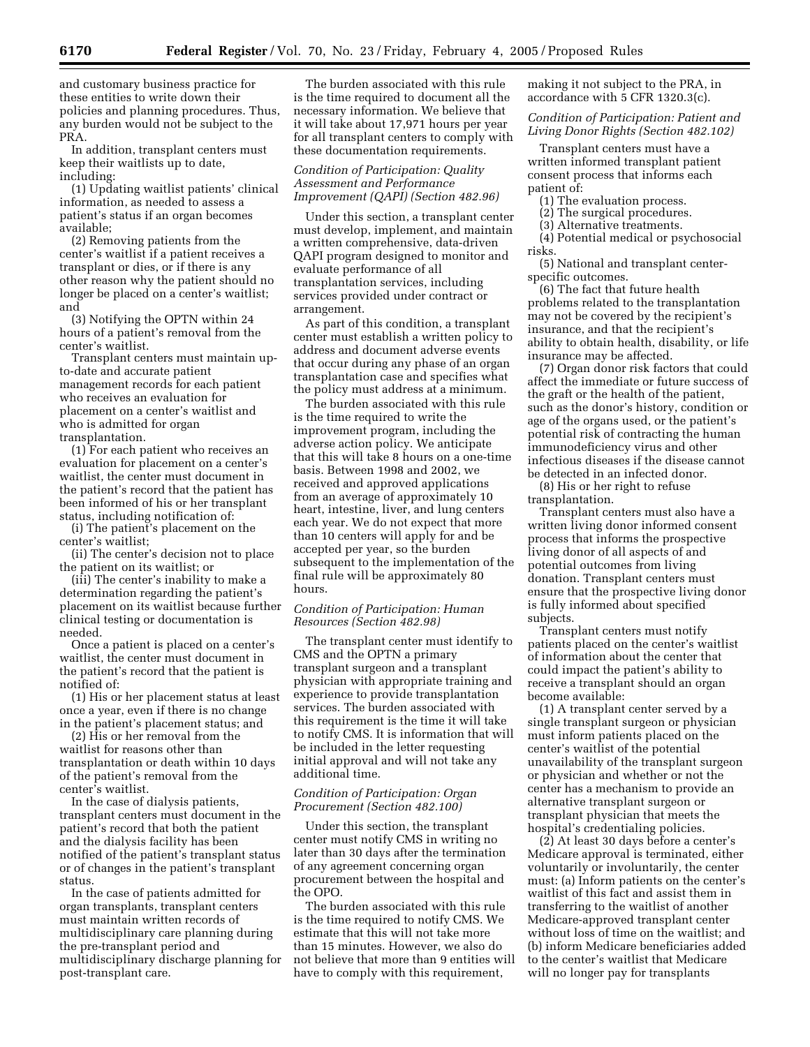and customary business practice for these entities to write down their policies and planning procedures. Thus, any burden would not be subject to the PRA.

In addition, transplant centers must keep their waitlists up to date, including:

(1) Updating waitlist patients' clinical information, as needed to assess a patient's status if an organ becomes available;

(2) Removing patients from the center's waitlist if a patient receives a transplant or dies, or if there is any other reason why the patient should no longer be placed on a center's waitlist; and

(3) Notifying the OPTN within 24 hours of a patient's removal from the center's waitlist.

Transplant centers must maintain up-to-date and accurate patient management records for each patient who receives an evaluation for placement on a center's waitlist and who is admitted for organ transplantation.

(1) For each patient who receives an evaluation for placement on a center's waitlist, the center must document in the patient's record that the patient has been informed of his or her transplant status, including notification of:

(i) The patient's placement on the center's waitlist;

(ii) The center's decision not to place the patient on its waitlist; or

(iii) The center's inability to make a determination regarding the patient's placement on its waitlist because further clinical testing or documentation is needed.

Once a patient is placed on a center's waitlist, the center must document in the patient's record that the patient is notified of:

(1) His or her placement status at least once a year, even if there is no change in the patient's placement status; and

(2) His or her removal from the waitlist for reasons other than transplantation or death within 10 days of the patient's removal from the center's waitlist.

In the case of dialysis patients, transplant centers must document in the patient's record that both the patient and the dialysis facility has been notified of the patient's transplant status or of changes in the patient's transplant status.

In the case of patients admitted for organ transplants, transplant centers must maintain written records of multidisciplinary care planning during the pre-transplant period and multidisciplinary discharge planning for post-transplant care.

The burden associated with this rule is the time required to document all the necessary information. We believe that it will take about 17,971 hours per year for all transplant centers to comply with these documentation requirements.

*Condition of Participation: Quality Assessment and Performance Improvement (QAPI) (Section 482.96)*

Under this section, a transplant center must develop, implement, and maintain a written comprehensive, data-driven QAPI program designed to monitor and evaluate performance of all transplantation services, including services provided under contract or arrangement.

As part of this condition, a transplant center must establish a written policy to address and document adverse events that occur during any phase of an organ transplantation case and specifies what the policy must address at a minimum.

The burden associated with this rule is the time required to write the improvement program, including the adverse action policy. We anticipate that this will take 8 hours on a one-time basis. Between 1998 and 2002, we received and approved applications from an average of approximately 10 heart, intestine, liver, and lung centers each year. We do not expect that more than 10 centers will apply for and be accepted per year, so the burden subsequent to the implementation of the final rule will be approximately 80 hours.

*Condition of Participation: Human Resources (Section 482.98)*

The transplant center must identify to CMS and the OPTN a primary transplant surgeon and a transplant physician with appropriate training and experience to provide transplantation services. The burden associated with this requirement is the time it will take to notify CMS. It is information that will be included in the letter requesting initial approval and will not take any additional time.

*Condition of Participation: Organ Procurement (Section 482.100)*

Under this section, the transplant center must notify CMS in writing no later than 30 days after the termination of any agreement concerning organ procurement between the hospital and the OPO.

The burden associated with this rule is the time required to notify CMS. We estimate that this will not take more than 15 minutes. However, we also do not believe that more than 9 entities will have to comply with this requirement, making it not subject to the PRA, in accordance with 5 CFR 1320.3(c).

*Condition of Participation: Patient and Living Donor Rights (Section 482.102)*

Transplant centers must have a written informed transplant patient consent process that informs each patient of:

(1) The evaluation process.

(2) The surgical procedures.

(3) Alternative treatments.

(4) Potential medical or psychosocial risks.

(5) National and transplant center-specific outcomes.

(6) The fact that future health problems related to the transplantation may not be covered by the recipient's insurance, and that the recipient's ability to obtain health, disability, or life insurance may be affected.

(7) Organ donor risk factors that could affect the immediate or future success of the graft or the health of the patient, such as the donor's history, condition or age of the organs used, or the patient's potential risk of contracting the human immunodeficiency virus and other infectious diseases if the disease cannot be detected in an infected donor.

(8) His or her right to refuse transplantation.

Transplant centers must also have a written living donor informed consent process that informs the prospective living donor of all aspects of and potential outcomes from living donation. Transplant centers must ensure that the prospective living donor is fully informed about specified subjects.

Transplant centers must notify patients placed on the center's waitlist of information about the center that could impact the patient's ability to receive a transplant should an organ become available:

(1) A transplant center served by a single transplant surgeon or physician must inform patients placed on the center's waitlist of the potential unavailability of the transplant surgeon or physician and whether or not the center has a mechanism to provide an alternative transplant surgeon or transplant physician that meets the hospital's credentialing policies.

(2) At least 30 days before a center's Medicare approval is terminated, either voluntarily or involuntarily, the center must: (a) Inform patients on the center's waitlist of this fact and assist them in transferring to the waitlist of another Medicare-approved transplant center without loss of time on the waitlist; and (b) inform Medicare beneficiaries added to the center's waitlist that Medicare will no longer pay for transplants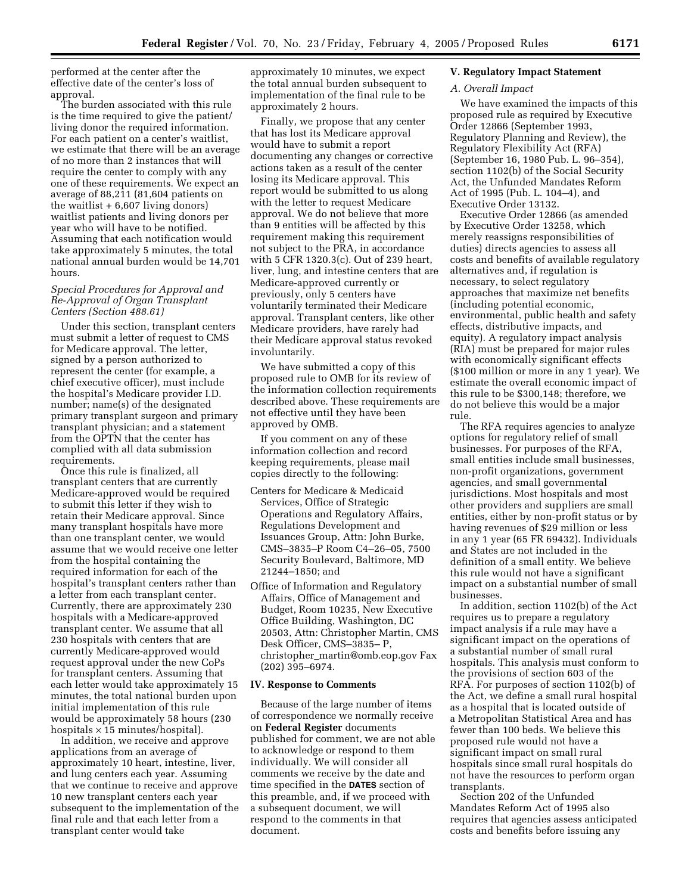performed at the center after the effective date of the center's loss of approval.

The burden associated with this rule is the time required to give the patient/living donor the required information. For each patient on a center's waitlist, we estimate that there will be an average of no more than 2 instances that will require the center to comply with any one of these requirements. We expect an average of 88,211 (81,604 patients on the waitlist + 6,607 living donors) waitlist patients and living donors per year who will have to be notified. Assuming that each notification would take approximately 5 minutes, the total national annual burden would be 14,701 hours.

*Special Procedures for Approval and Re-Approval of Organ Transplant Centers (Section 488.61)*

Under this section, transplant centers must submit a letter of request to CMS for Medicare approval. The letter, signed by a person authorized to represent the center (for example, a chief executive officer), must include the hospital's Medicare provider I.D. number; name(s) of the designated primary transplant surgeon and primary transplant physician; and a statement from the OPTN that the center has complied with all data submission requirements.

Once this rule is finalized, all transplant centers that are currently Medicare-approved would be required to submit this letter if they wish to retain their Medicare approval. Since many transplant hospitals have more than one transplant center, we would assume that we would receive one letter from the hospital containing the required information for each of the hospital's transplant centers rather than a letter from each transplant center. Currently, there are approximately 230 hospitals with a Medicare-approved transplant center. We assume that all 230 hospitals with centers that are currently Medicare-approved would request approval under the new CoPs for transplant centers. Assuming that each letter would take approximately 15 minutes, the total national burden upon initial implementation of this rule would be approximately 58 hours (230 hospitals × 15 minutes/hospital).

In addition, we receive and approve applications from an average of approximately 10 heart, intestine, liver, and lung centers each year. Assuming that we continue to receive and approve 10 new transplant centers each year subsequent to the implementation of the final rule and that each letter from a transplant center would take approximately 10 minutes, we expect the total annual burden subsequent to implementation of the final rule to be approximately 2 hours.

Finally, we propose that any center that has lost its Medicare approval would have to submit a report documenting any changes or corrective actions taken as a result of the center losing its Medicare approval. This report would be submitted to us along with the letter to request Medicare approval. We do not believe that more than 9 entities will be affected by this requirement making this requirement not subject to the PRA, in accordance with 5 CFR 1320.3(c). Out of 239 heart, liver, lung, and intestine centers that are Medicare-approved currently or previously, only 5 centers have voluntarily terminated their Medicare approval. Transplant centers, like other Medicare providers, have rarely had their Medicare approval status revoked involuntarily.

We have submitted a copy of this proposed rule to OMB for its review of the information collection requirements described above. These requirements are not effective until they have been approved by OMB.

If you comment on any of these information collection and record keeping requirements, please mail copies directly to the following:

Centers for Medicare & Medicaid Services, Office of Strategic Operations and Regulatory Affairs, Regulations Development and Issuances Group, Attn: John Burke, CMS–3835–P Room C4–26–05, 7500 Security Boulevard, Baltimore, MD 21244–1850; and

Office of Information and Regulatory Affairs, Office of Management and Budget, Room 10235, New Executive Office Building, Washington, DC 20503, Attn: Christopher Martin, CMS Desk Officer, CMS–3835– P, christopher_martin@omb.eop.gov Fax (202) 395–6974.

## IV. Response to Comments

Because of the large number of items of correspondence we normally receive on **Federal Register** documents published for comment, we are not able to acknowledge or respond to them individually. We will consider all comments we receive by the date and time specified in the **DATES** section of this preamble, and, if we proceed with a subsequent document, we will respond to the comments in that document.

## V. Regulatory Impact Statement

### *A. Overall Impact*

We have examined the impacts of this proposed rule as required by Executive Order 12866 (September 1993, Regulatory Planning and Review), the Regulatory Flexibility Act (RFA) (September 16, 1980 Pub. L. 96–354), section 1102(b) of the Social Security Act, the Unfunded Mandates Reform Act of 1995 (Pub. L. 104–4), and Executive Order 13132.

Executive Order 12866 (as amended by Executive Order 13258, which merely reassigns responsibilities of duties) directs agencies to assess all costs and benefits of available regulatory alternatives and, if regulation is necessary, to select regulatory approaches that maximize net benefits (including potential economic, environmental, public health and safety effects, distributive impacts, and equity). A regulatory impact analysis (RIA) must be prepared for major rules with economically significant effects ($100 million or more in any 1 year). We estimate the overall economic impact of this rule to be $300,148; therefore, we do not believe this would be a major rule.

The RFA requires agencies to analyze options for regulatory relief of small businesses. For purposes of the RFA, small entities include small businesses, non-profit organizations, government agencies, and small governmental jurisdictions. Most hospitals and most other providers and suppliers are small entities, either by non-profit status or by having revenues of $29 million or less in any 1 year (65 FR 69432). Individuals and States are not included in the definition of a small entity. We believe this rule would not have a significant impact on a substantial number of small businesses.

In addition, section 1102(b) of the Act requires us to prepare a regulatory impact analysis if a rule may have a significant impact on the operations of a substantial number of small rural hospitals. This analysis must conform to the provisions of section 603 of the RFA. For purposes of section 1102(b) of the Act, we define a small rural hospital as a hospital that is located outside of a Metropolitan Statistical Area and has fewer than 100 beds. We believe this proposed rule would not have a significant impact on small rural hospitals since small rural hospitals do not have the resources to perform organ transplants.

Section 202 of the Unfunded Mandates Reform Act of 1995 also requires that agencies assess anticipated costs and benefits before issuing any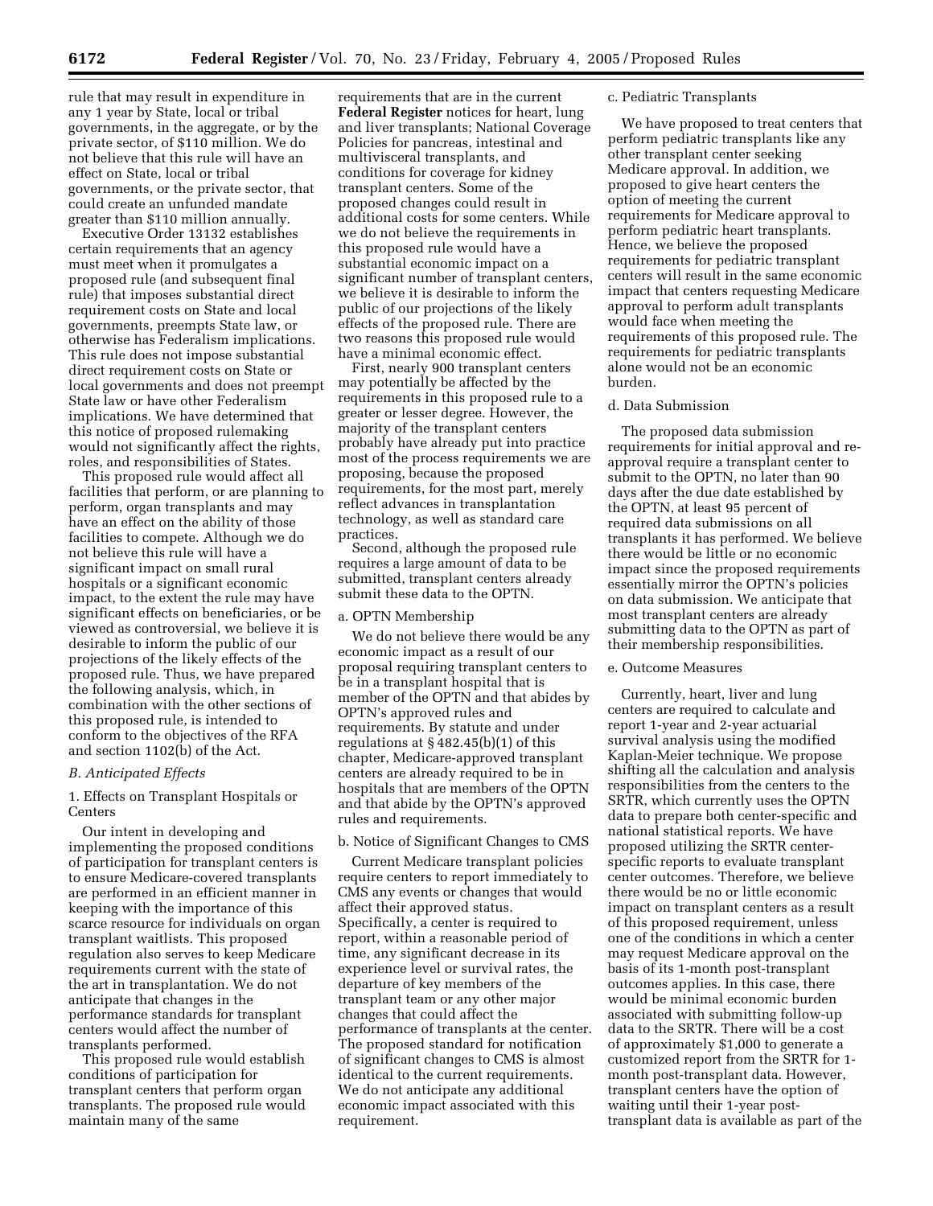rule that may result in expenditure in any 1 year by State, local or tribal governments, in the aggregate, or by the private sector, of $110 million. We do not believe that this rule will have an effect on State, local or tribal governments, or the private sector, that could create an unfunded mandate greater than $110 million annually.

Executive Order 13132 establishes certain requirements that an agency must meet when it promulgates a proposed rule (and subsequent final rule) that imposes substantial direct requirement costs on State and local governments, preempts State law, or otherwise has Federalism implications. This rule does not impose substantial direct requirement costs on State or local governments and does not preempt State law or have other Federalism implications. We have determined that this notice of proposed rulemaking would not significantly affect the rights, roles, and responsibilities of States.

This proposed rule would affect all facilities that perform, or are planning to perform, organ transplants and may have an effect on the ability of those facilities to compete. Although we do not believe this rule will have a significant impact on small rural hospitals or a significant economic impact, to the extent the rule may have significant effects on beneficiaries, or be viewed as controversial, we believe it is desirable to inform the public of our projections of the likely effects of the proposed rule. Thus, we have prepared the following analysis, which, in combination with the other sections of this proposed rule, is intended to conform to the objectives of the RFA and section 1102(b) of the Act.

*B. Anticipated Effects*

1. Effects on Transplant Hospitals or Centers

Our intent in developing and implementing the proposed conditions of participation for transplant centers is to ensure Medicare-covered transplants are performed in an efficient manner in keeping with the importance of this scarce resource for individuals on organ transplant waitlists. This proposed regulation also serves to keep Medicare requirements current with the state of the art in transplantation. We do not anticipate that changes in the performance standards for transplant centers would affect the number of transplants performed.

This proposed rule would establish conditions of participation for transplant centers that perform organ transplants. The proposed rule would maintain many of the same requirements that are in the current **Federal Register** notices for heart, lung and liver transplants; National Coverage Policies for pancreas, intestinal and multivisceral transplants, and conditions for coverage for kidney transplant centers. Some of the proposed changes could result in additional costs for some centers. While we do not believe the requirements in this proposed rule would have a substantial economic impact on a significant number of transplant centers, we believe it is desirable to inform the public of our projections of the likely effects of the proposed rule. There are two reasons this proposed rule would have a minimal economic effect.

First, nearly 900 transplant centers may potentially be affected by the requirements in this proposed rule to a greater or lesser degree. However, the majority of the transplant centers probably have already put into practice most of the process requirements we are proposing, because the proposed requirements, for the most part, merely reflect advances in transplantation technology, as well as standard care practices.

Second, although the proposed rule requires a large amount of data to be submitted, transplant centers already submit these data to the OPTN.

a. OPTN Membership

We do not believe there would be any economic impact as a result of our proposal requiring transplant centers to be in a transplant hospital that is member of the OPTN and that abides by OPTN's approved rules and requirements. By statute and under regulations at § 482.45(b)(1) of this chapter, Medicare-approved transplant centers are already required to be in hospitals that are members of the OPTN and that abide by the OPTN's approved rules and requirements.

b. Notice of Significant Changes to CMS

Current Medicare transplant policies require centers to report immediately to CMS any events or changes that would affect their approved status. Specifically, a center is required to report, within a reasonable period of time, any significant decrease in its experience level or survival rates, the departure of key members of the transplant team or any other major changes that could affect the performance of transplants at the center. The proposed standard for notification of significant changes to CMS is almost identical to the current requirements. We do not anticipate any additional economic impact associated with this requirement.

c. Pediatric Transplants

We have proposed to treat centers that perform pediatric transplants like any other transplant center seeking Medicare approval. In addition, we proposed to give heart centers the option of meeting the current requirements for Medicare approval to perform pediatric heart transplants. Hence, we believe the proposed requirements for pediatric transplant centers will result in the same economic impact that centers requesting Medicare approval to perform adult transplants would face when meeting the requirements of this proposed rule. The requirements for pediatric transplants alone would not be an economic burden.

d. Data Submission

The proposed data submission requirements for initial approval and re-approval require a transplant center to submit to the OPTN, no later than 90 days after the due date established by the OPTN, at least 95 percent of required data submissions on all transplants it has performed. We believe there would be little or no economic impact since the proposed requirements essentially mirror the OPTN's policies on data submission. We anticipate that most transplant centers are already submitting data to the OPTN as part of their membership responsibilities.

e. Outcome Measures

Currently, heart, liver and lung centers are required to calculate and report 1-year and 2-year actuarial survival analysis using the modified Kaplan-Meier technique. We propose shifting all the calculation and analysis responsibilities from the centers to the SRTR, which currently uses the OPTN data to prepare both center-specific and national statistical reports. We have proposed utilizing the SRTR center-specific reports to evaluate transplant center outcomes. Therefore, we believe there would be no or little economic impact on transplant centers as a result of this proposed requirement, unless one of the conditions in which a center may request Medicare approval on the basis of its 1-month post-transplant outcomes applies. In this case, there would be minimal economic burden associated with submitting follow-up data to the SRTR. There will be a cost of approximately $1,000 to generate a customized report from the SRTR for 1-month post-transplant data. However, transplant centers have the option of waiting until their 1-year post-transplant data is available as part of the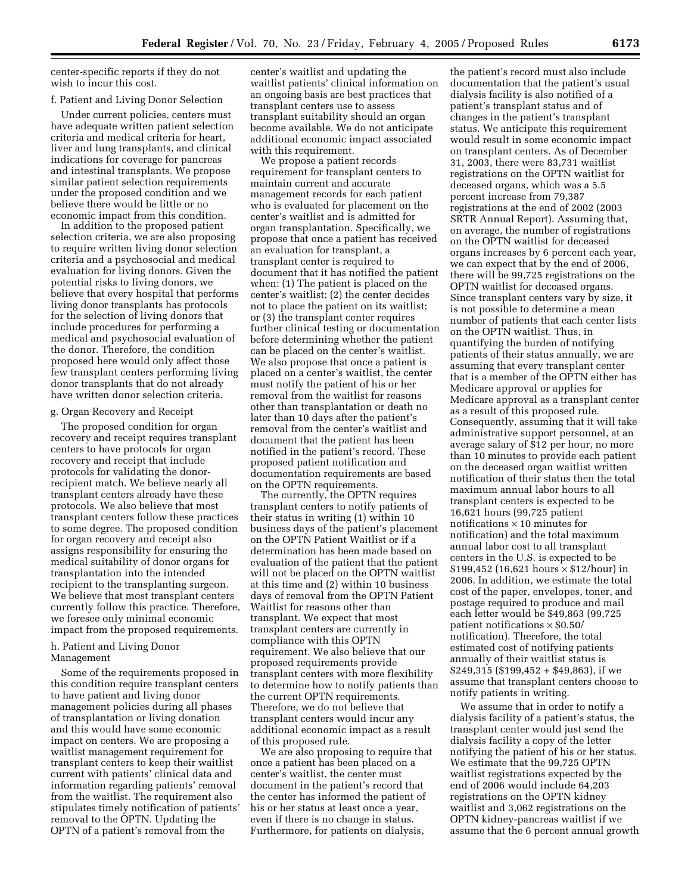center-specific reports if they do not wish to incur this cost.

f. Patient and Living Donor Selection

Under current policies, centers must have adequate written patient selection criteria and medical criteria for heart, liver and lung transplants, and clinical indications for coverage for pancreas and intestinal transplants. We propose similar patient selection requirements under the proposed condition and we believe there would be little or no economic impact from this condition.

In addition to the proposed patient selection criteria, we are also proposing to require written living donor selection criteria and a psychosocial and medical evaluation for living donors. Given the potential risks to living donors, we believe that every hospital that performs living donor transplants has protocols for the selection of living donors that include procedures for performing a medical and psychosocial evaluation of the donor. Therefore, the condition proposed here would only affect those few transplant centers performing living donor transplants that do not already have written donor selection criteria.

g. Organ Recovery and Receipt

The proposed condition for organ recovery and receipt requires transplant centers to have protocols for organ recovery and receipt that include protocols for validating the donor-recipient match. We believe nearly all transplant centers already have these protocols. We also believe that most transplant centers follow these practices to some degree. The proposed condition for organ recovery and receipt also assigns responsibility for ensuring the medical suitability of donor organs for transplantation into the intended recipient to the transplanting surgeon. We believe that most transplant centers currently follow this practice. Therefore, we foresee only minimal economic impact from the proposed requirements.

h. Patient and Living Donor Management

Some of the requirements proposed in this condition require transplant centers to have patient and living donor management policies during all phases of transplantation or living donation and this would have some economic impact on centers. We are proposing a waitlist management requirement for transplant centers to keep their waitlist current with patients' clinical data and information regarding patients' removal from the waitlist. The requirement also stipulates timely notification of patients' removal to the OPTN. Updating the OPTN of a patient's removal from the center's waitlist and updating the waitlist patients' clinical information on an ongoing basis are best practices that transplant centers use to assess transplant suitability should an organ become available. We do not anticipate additional economic impact associated with this requirement.

We propose a patient records requirement for transplant centers to maintain current and accurate management records for each patient who is evaluated for placement on the center's waitlist and is admitted for organ transplantation. Specifically, we propose that once a patient has received an evaluation for transplant, a transplant center is required to document that it has notified the patient when: (1) The patient is placed on the center's waitlist; (2) the center decides not to place the patient on its waitlist; or (3) the transplant center requires further clinical testing or documentation before determining whether the patient can be placed on the center's waitlist. We also propose that once a patient is placed on a center's waitlist, the center must notify the patient of his or her removal from the waitlist for reasons other than transplantation or death no later than 10 days after the patient's removal from the center's waitlist and document that the patient has been notified in the patient's record. These proposed patient notification and documentation requirements are based on the OPTN requirements.

The currently, the OPTN requires transplant centers to notify patients of their status in writing (1) within 10 business days of the patient's placement on the OPTN Patient Waitlist or if a determination has been made based on evaluation of the patient that the patient will not be placed on the OPTN waitlist at this time and (2) within 10 business days of removal from the OPTN Patient Waitlist for reasons other than transplant. We expect that most transplant centers are currently in compliance with this OPTN requirement. We also believe that our proposed requirements provide transplant centers with more flexibility to determine how to notify patients than the current OPTN requirements. Therefore, we do not believe that transplant centers would incur any additional economic impact as a result of this proposed rule.

We are also proposing to require that once a patient has been placed on a center's waitlist, the center must document in the patient's record that the center has informed the patient of his or her status at least once a year, even if there is no change in status. Furthermore, for patients on dialysis, the patient's record must also include documentation that the patient's usual dialysis facility is also notified of a patient's transplant status and of changes in the patient's transplant status. We anticipate this requirement would result in some economic impact on transplant centers. As of December 31, 2003, there were 83,731 waitlist registrations on the OPTN waitlist for deceased organs, which was a 5.5 percent increase from 79,387 registrations at the end of 2002 (2003 SRTR Annual Report). Assuming that, on average, the number of registrations on the OPTN waitlist for deceased organs increases by 6 percent each year, we can expect that by the end of 2006, there will be 99,725 registrations on the OPTN waitlist for deceased organs. Since transplant centers vary by size, it is not possible to determine a mean number of patients that each center lists on the OPTN waitlist. Thus, in quantifying the burden of notifying patients of their status annually, we are assuming that every transplant center that is a member of the OPTN either has Medicare approval or applies for Medicare approval as a transplant center as a result of this proposed rule. Consequently, assuming that it will take administrative support personnel, at an average salary of $12 per hour, no more than 10 minutes to provide each patient on the deceased organ waitlist written notification of their status then the total maximum annual labor hours to all transplant centers is expected to be 16,621 hours (99,725 patient notifications × 10 minutes for notification) and the total maximum annual labor cost to all transplant centers in the U.S. is expected to be $199,452 (16,621 hours × $12/hour) in 2006. In addition, we estimate the total cost of the paper, envelopes, toner, and postage required to produce and mail each letter would be $49,863 (99,725 patient notifications × $0.50/notification). Therefore, the total estimated cost of notifying patients annually of their waitlist status is $249,315 ($199,452 + $49,863), if we assume that transplant centers choose to notify patients in writing.

We assume that in order to notify a dialysis facility of a patient's status, the transplant center would just send the dialysis facility a copy of the letter notifying the patient of his or her status. We estimate that the 99,725 OPTN waitlist registrations expected by the end of 2006 would include 64,203 registrations on the OPTN kidney waitlist and 3,062 registrations on the OPTN kidney-pancreas waitlist if we assume that the 6 percent annual growth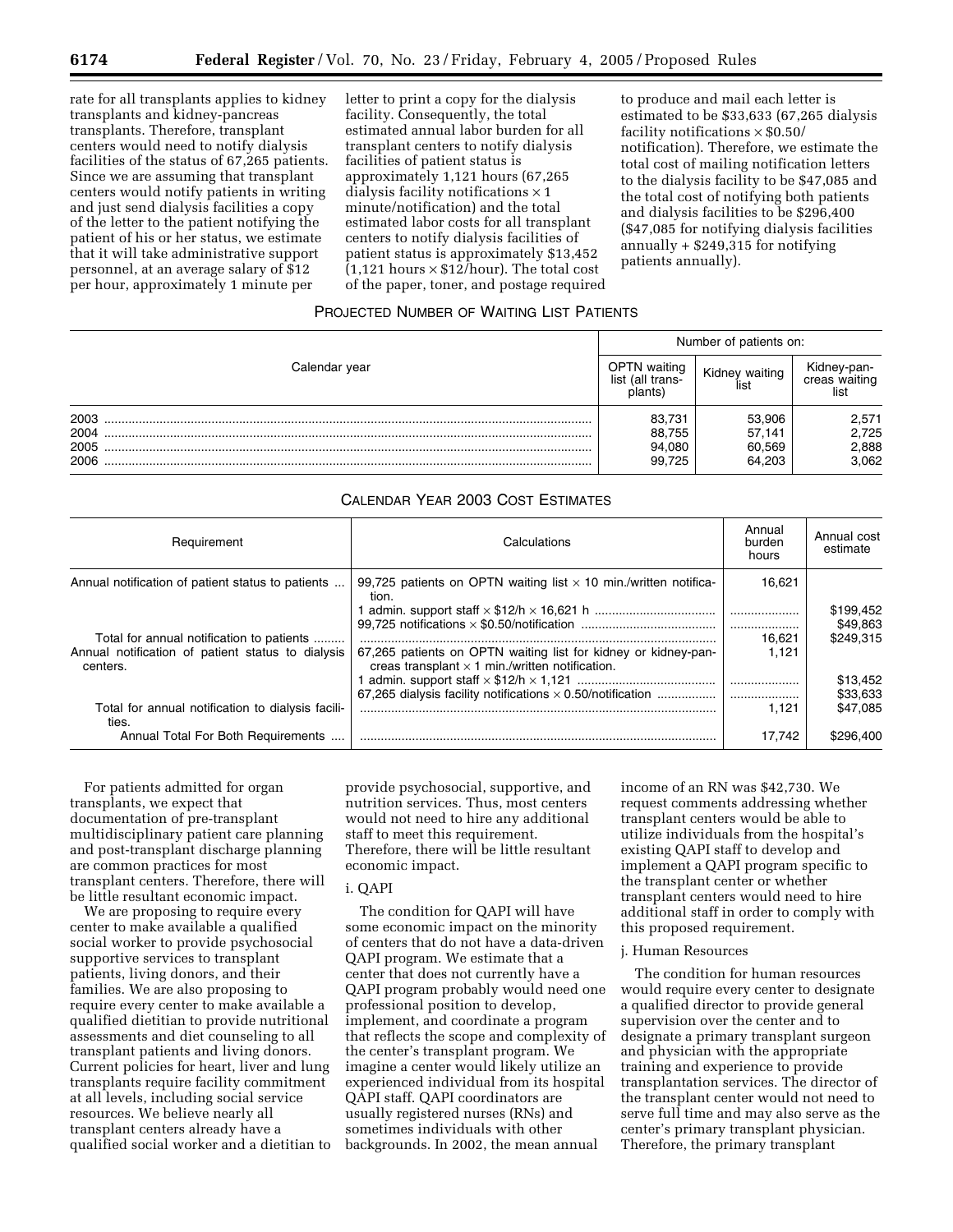rate for all transplants applies to kidney transplants and kidney-pancreas transplants. Therefore, transplant centers would need to notify dialysis facilities of the status of 67,265 patients. Since we are assuming that transplant centers would notify patients in writing and just send dialysis facilities a copy of the letter to the patient notifying the patient of his or her status, we estimate that it will take administrative support personnel, at an average salary of $12 per hour, approximately 1 minute per letter to print a copy for the dialysis facility. Consequently, the total estimated annual labor burden for all transplant centers to notify dialysis facilities of patient status is approximately 1,121 hours (67,265 dialysis facility notifications × 1 minute/notification) and the total estimated labor costs for all transplant centers to notify dialysis facilities of patient status is approximately $13,452 (1,121 hours × $12/hour). The total cost of the paper, toner, and postage required to produce and mail each letter is estimated to be $33,633 (67,265 dialysis facility notifications × $0.50/notification). Therefore, we estimate the total cost of mailing notification letters to the dialysis facility to be $47,085 and the total cost of notifying both patients and dialysis facilities to be $296,400 ($47,085 for notifying dialysis facilities annually + $249,315 for notifying patients annually).

PROJECTED NUMBER OF WAITING LIST PATIENTS

| Calendar year | Number of patients on: | | |
|---|---|---|---|
| | OPTN waiting list (all transplants) | Kidney waiting list | Kidney-pancreas waiting list |
| 2003 | 83,731 | 53,906 | 2,571 |
| 2004 | 88,755 | 57,141 | 2,725 |
| 2005 | 94,080 | 60,569 | 2,888 |
| 2006 | 99,725 | 64,203 | 3,062 |

CALENDAR YEAR 2003 COST ESTIMATES

| Requirement | Calculations | Annual burden hours | Annual cost estimate |
|---|---|---|---|
| Annual notification of patient status to patients | 99,725 patients on OPTN waiting list × 10 min./written notification. | 16,621 | |
| | 1 admin. support staff × $12/h × 16,621 h | | $199,452 |
| | 99,725 notifications × $0.50/notification | | $49,863 |
| Total for annual notification to patients | | 16,621 | $249,315 |
| Annual notification of patient status to dialysis centers. | 67,265 patients on OPTN waiting list for kidney or kidney-pancreas transplant × 1 min./written notification. | 1,121 | |
| | 1 admin. support staff × $12/h × 1,121 | | $13,452 |
| | 67,265 dialysis facility notifications × 0.50/notification | | $33,633 |
| Total for annual notification to dialysis facilities. | | 1,121 | $47,085 |
| Annual Total For Both Requirements | | 17,742 | $296,400 |

For patients admitted for organ transplants, we expect that documentation of pre-transplant multidisciplinary patient care planning and post-transplant discharge planning are common practices for most transplant centers. Therefore, there will be little resultant economic impact.

We are proposing to require every center to make available a qualified social worker to provide psychosocial supportive services to transplant patients, living donors, and their families. We are also proposing to require every center to make available a qualified dietitian to provide nutritional assessments and diet counseling to all transplant patients and living donors. Current policies for heart, liver and lung transplants require facility commitment at all levels, including social service resources. We believe nearly all transplant centers already have a qualified social worker and a dietitian to provide psychosocial, supportive, and nutrition services. Thus, most centers would not need to hire any additional staff to meet this requirement. Therefore, there will be little resultant economic impact.

i. QAPI

The condition for QAPI will have some economic impact on the minority of centers that do not have a data-driven QAPI program. We estimate that a center that does not currently have a QAPI program probably would need one professional position to develop, implement, and coordinate a program that reflects the scope and complexity of the center's transplant program. We imagine a center would likely utilize an experienced individual from its hospital QAPI staff. QAPI coordinators are usually registered nurses (RNs) and sometimes individuals with other backgrounds. In 2002, the mean annual income of an RN was $42,730. We request comments addressing whether transplant centers would be able to utilize individuals from the hospital's existing QAPI staff to develop and implement a QAPI program specific to the transplant center or whether transplant centers would need to hire additional staff in order to comply with this proposed requirement.

j. Human Resources

The condition for human resources would require every center to designate a qualified director to provide general supervision over the center and to designate a primary transplant surgeon and physician with the appropriate training and experience to provide transplantation services. The director of the transplant center would not need to serve full time and may also serve as the center's primary transplant physician. Therefore, the primary transplant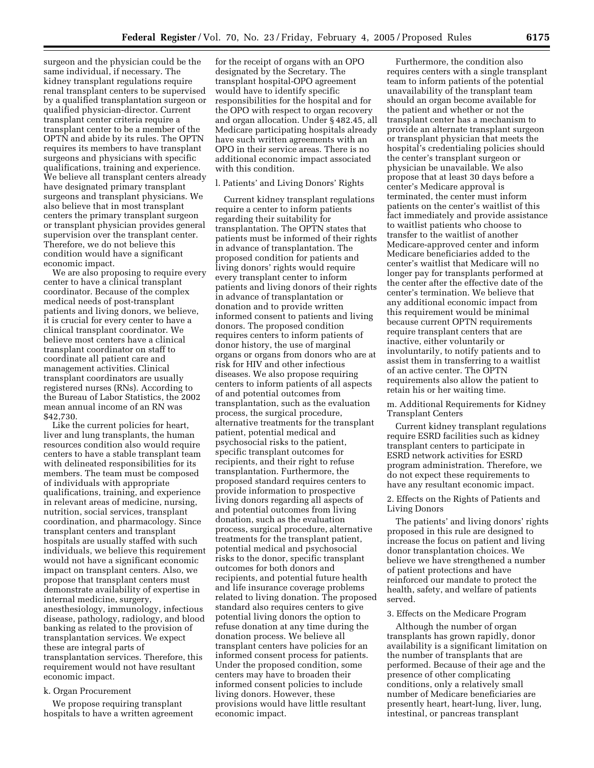surgeon and the physician could be the same individual, if necessary. The kidney transplant regulations require renal transplant centers to be supervised by a qualified transplantation surgeon or qualified physician-director. Current transplant center criteria require a transplant center to be a member of the OPTN and abide by its rules. The OPTN requires its members to have transplant surgeons and physicians with specific qualifications, training and experience. We believe all transplant centers already have designated primary transplant surgeons and transplant physicians. We also believe that in most transplant centers the primary transplant surgeon or transplant physician provides general supervision over the transplant center. Therefore, we do not believe this condition would have a significant economic impact.

We are also proposing to require every center to have a clinical transplant coordinator. Because of the complex medical needs of post-transplant patients and living donors, we believe, it is crucial for every center to have a clinical transplant coordinator. We believe most centers have a clinical transplant coordinator on staff to coordinate all patient care and management activities. Clinical transplant coordinators are usually registered nurses (RNs). According to the Bureau of Labor Statistics, the 2002 mean annual income of an RN was $42,730.

Like the current policies for heart, liver and lung transplants, the human resources condition also would require centers to have a stable transplant team with delineated responsibilities for its members. The team must be composed of individuals with appropriate qualifications, training, and experience in relevant areas of medicine, nursing, nutrition, social services, transplant coordination, and pharmacology. Since transplant centers and transplant hospitals are usually staffed with such individuals, we believe this requirement would not have a significant economic impact on transplant centers. Also, we propose that transplant centers must demonstrate availability of expertise in internal medicine, surgery, anesthesiology, immunology, infectious disease, pathology, radiology, and blood banking as related to the provision of transplantation services. We expect these are integral parts of transplantation services. Therefore, this requirement would not have resultant economic impact.

k. Organ Procurement

We propose requiring transplant hospitals to have a written agreement for the receipt of organs with an OPO designated by the Secretary. The transplant hospital-OPO agreement would have to identify specific responsibilities for the hospital and for the OPO with respect to organ recovery and organ allocation. Under § 482.45, all Medicare participating hospitals already have such written agreements with an OPO in their service areas. There is no additional economic impact associated with this condition.

l. Patients' and Living Donors' Rights

Current kidney transplant regulations require a center to inform patients regarding their suitability for transplantation. The OPTN states that patients must be informed of their rights in advance of transplantation. The proposed condition for patients and living donors' rights would require every transplant center to inform patients and living donors of their rights in advance of transplantation or donation and to provide written informed consent to patients and living donors. The proposed condition requires centers to inform patients of donor history, the use of marginal organs or organs from donors who are at risk for HIV and other infectious diseases. We also propose requiring centers to inform patients of all aspects of and potential outcomes from transplantation, such as the evaluation process, the surgical procedure, alternative treatments for the transplant patient, potential medical and psychosocial risks to the patient, specific transplant outcomes for recipients, and their right to refuse transplantation. Furthermore, the proposed standard requires centers to provide information to prospective living donors regarding all aspects of and potential outcomes from living donation, such as the evaluation process, surgical procedure, alternative treatments for the transplant patient, potential medical and psychosocial risks to the donor, specific transplant outcomes for both donors and recipients, and potential future health and life insurance coverage problems related to living donation. The proposed standard also requires centers to give potential living donors the option to refuse donation at any time during the donation process. We believe all transplant centers have policies for an informed consent process for patients. Under the proposed condition, some centers may have to broaden their informed consent policies to include living donors. However, these provisions would have little resultant economic impact.

Furthermore, the condition also requires centers with a single transplant team to inform patients of the potential unavailability of the transplant team should an organ become available for the patient and whether or not the transplant center has a mechanism to provide an alternate transplant surgeon or transplant physician that meets the hospital's credentialing policies should the center's transplant surgeon or physician be unavailable. We also propose that at least 30 days before a center's Medicare approval is terminated, the center must inform patients on the center's waitlist of this fact immediately and provide assistance to waitlist patients who choose to transfer to the waitlist of another Medicare-approved center and inform Medicare beneficiaries added to the center's waitlist that Medicare will no longer pay for transplants performed at the center after the effective date of the center's termination. We believe that any additional economic impact from this requirement would be minimal because current OPTN requirements require transplant centers that are inactive, either voluntarily or involuntarily, to notify patients and to assist them in transferring to a waitlist of an active center. The OPTN requirements also allow the patient to retain his or her waiting time.

m. Additional Requirements for Kidney Transplant Centers

Current kidney transplant regulations require ESRD facilities such as kidney transplant centers to participate in ESRD network activities for ESRD program administration. Therefore, we do not expect these requirements to have any resultant economic impact.

2. Effects on the Rights of Patients and Living Donors

The patients' and living donors' rights proposed in this rule are designed to increase the focus on patient and living donor transplantation choices. We believe we have strengthened a number of patient protections and have reinforced our mandate to protect the health, safety, and welfare of patients served.

3. Effects on the Medicare Program

Although the number of organ transplants has grown rapidly, donor availability is a significant limitation on the number of transplants that are performed. Because of their age and the presence of other complicating conditions, only a relatively small number of Medicare beneficiaries are presently heart, heart-lung, liver, lung, intestinal, or pancreas transplant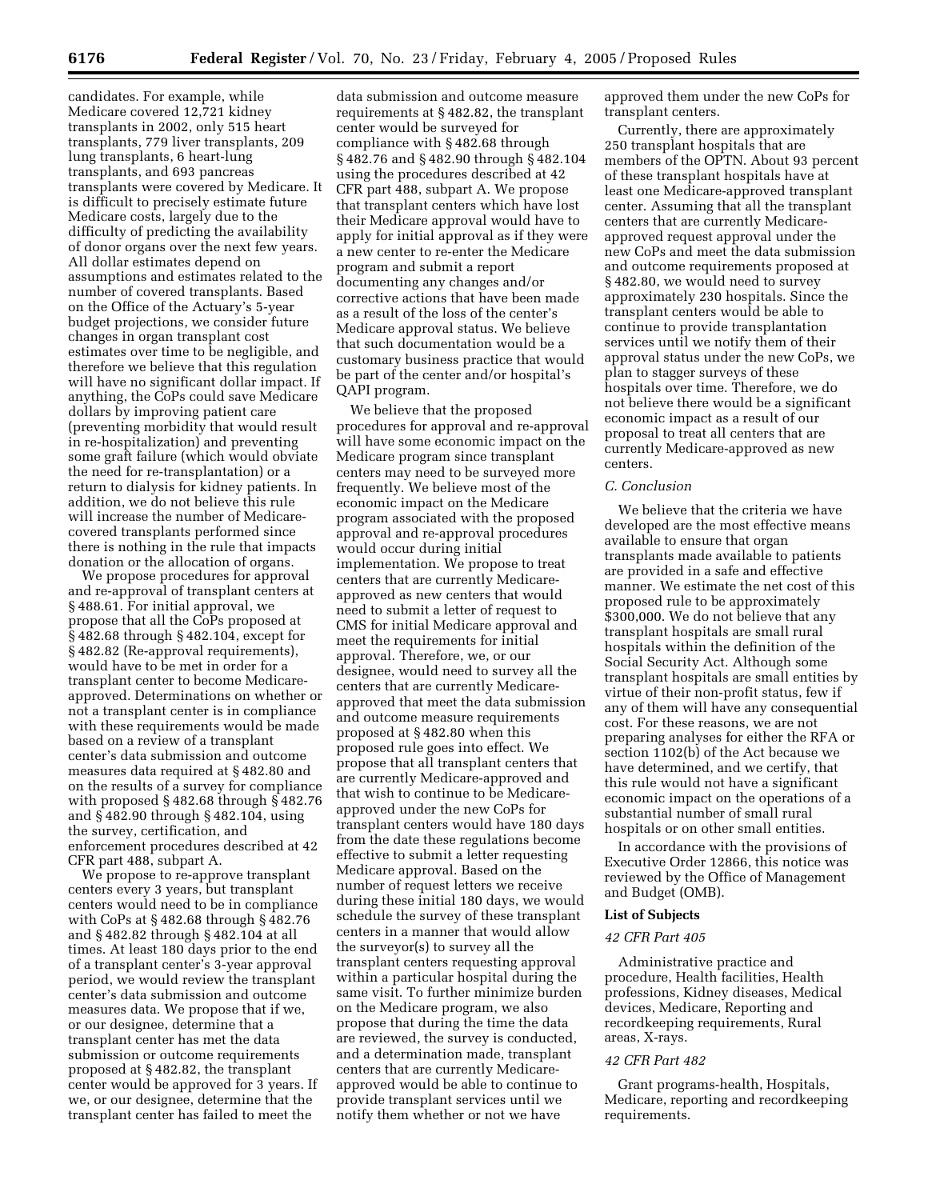candidates. For example, while Medicare covered 12,721 kidney transplants in 2002, only 515 heart transplants, 779 liver transplants, 209 lung transplants, 6 heart-lung transplants, and 693 pancreas transplants were covered by Medicare. It is difficult to precisely estimate future Medicare costs, largely due to the difficulty of predicting the availability of donor organs over the next few years. All dollar estimates depend on assumptions and estimates related to the number of covered transplants. Based on the Office of the Actuary's 5-year budget projections, we consider future changes in organ transplant cost estimates over time to be negligible, and therefore we believe that this regulation will have no significant dollar impact. If anything, the CoPs could save Medicare dollars by improving patient care (preventing morbidity that would result in re-hospitalization) and preventing some graft failure (which would obviate the need for re-transplantation) or a return to dialysis for kidney patients. In addition, we do not believe this rule will increase the number of Medicare-covered transplants performed since there is nothing in the rule that impacts donation or the allocation of organs.

We propose procedures for approval and re-approval of transplant centers at § 488.61. For initial approval, we propose that all the CoPs proposed at § 482.68 through § 482.104, except for § 482.82 (Re-approval requirements), would have to be met in order for a transplant center to become Medicare-approved. Determinations on whether or not a transplant center is in compliance with these requirements would be made based on a review of a transplant center's data submission and outcome measures data required at § 482.80 and on the results of a survey for compliance with proposed § 482.68 through § 482.76 and § 482.90 through § 482.104, using the survey, certification, and enforcement procedures described at 42 CFR part 488, subpart A.

We propose to re-approve transplant centers every 3 years, but transplant centers would need to be in compliance with CoPs at § 482.68 through § 482.76 and § 482.82 through § 482.104 at all times. At least 180 days prior to the end of a transplant center's 3-year approval period, we would review the transplant center's data submission and outcome measures data. We propose that if we, or our designee, determine that a transplant center has met the data submission or outcome requirements proposed at § 482.82, the transplant center would be approved for 3 years. If we, or our designee, determine that the transplant center has failed to meet the data submission and outcome measure requirements at § 482.82, the transplant center would be surveyed for compliance with § 482.68 through § 482.76 and § 482.90 through § 482.104 using the procedures described at 42 CFR part 488, subpart A. We propose that transplant centers which have lost their Medicare approval would have to apply for initial approval as if they were a new center to re-enter the Medicare program and submit a report documenting any changes and/or corrective actions that have been made as a result of the loss of the center's Medicare approval status. We believe that such documentation would be a customary business practice that would be part of the center and/or hospital's QAPI program.

We believe that the proposed procedures for approval and re-approval will have some economic impact on the Medicare program since transplant centers may need to be surveyed more frequently. We believe most of the economic impact on the Medicare program associated with the proposed approval and re-approval procedures would occur during initial implementation. We propose to treat centers that are currently Medicare-approved as new centers that would need to submit a letter of request to CMS for initial Medicare approval and meet the requirements for initial approval. Therefore, we, or our designee, would need to survey all the centers that are currently Medicare-approved that meet the data submission and outcome measure requirements proposed at § 482.80 when this proposed rule goes into effect. We propose that all transplant centers that are currently Medicare-approved and that wish to continue to be Medicare-approved under the new CoPs for transplant centers would have 180 days from the date these regulations become effective to submit a letter requesting Medicare approval. Based on the number of request letters we receive during these initial 180 days, we would schedule the survey of these transplant centers in a manner that would allow the surveyor(s) to survey all the transplant centers requesting approval within a particular hospital during the same visit. To further minimize burden on the Medicare program, we also propose that during the time the data are reviewed, the survey is conducted, and a determination made, transplant centers that are currently Medicare-approved would be able to continue to provide transplant services until we notify them whether or not we have approved them under the new CoPs for transplant centers.

Currently, there are approximately 250 transplant hospitals that are members of the OPTN. About 93 percent of these transplant hospitals have at least one Medicare-approved transplant center. Assuming that all the transplant centers that are currently Medicare-approved request approval under the new CoPs and meet the data submission and outcome requirements proposed at § 482.80, we would need to survey approximately 230 hospitals. Since the transplant centers would be able to continue to provide transplantation services until we notify them of their approval status under the new CoPs, we plan to stagger surveys of these hospitals over time. Therefore, we do not believe there would be a significant economic impact as a result of our proposal to treat all centers that are currently Medicare-approved as new centers.

### *C. Conclusion*

We believe that the criteria we have developed are the most effective means available to ensure that organ transplants made available to patients are provided in a safe and effective manner. We estimate the net cost of this proposed rule to be approximately $300,000. We do not believe that any transplant hospitals are small rural hospitals within the definition of the Social Security Act. Although some transplant hospitals are small entities by virtue of their non-profit status, few if any of them will have any consequential cost. For these reasons, we are not preparing analyses for either the RFA or section 1102(b) of the Act because we have determined, and we certify, that this rule would not have a significant economic impact on the operations of a substantial number of small rural hospitals or on other small entities.

In accordance with the provisions of Executive Order 12866, this notice was reviewed by the Office of Management and Budget (OMB).

## List of Subjects

### *42 CFR Part 405*

Administrative practice and procedure, Health facilities, Health professions, Kidney diseases, Medical devices, Medicare, Reporting and recordkeeping requirements, Rural areas, X-rays.

### *42 CFR Part 482*

Grant programs-health, Hospitals, Medicare, reporting and recordkeeping requirements.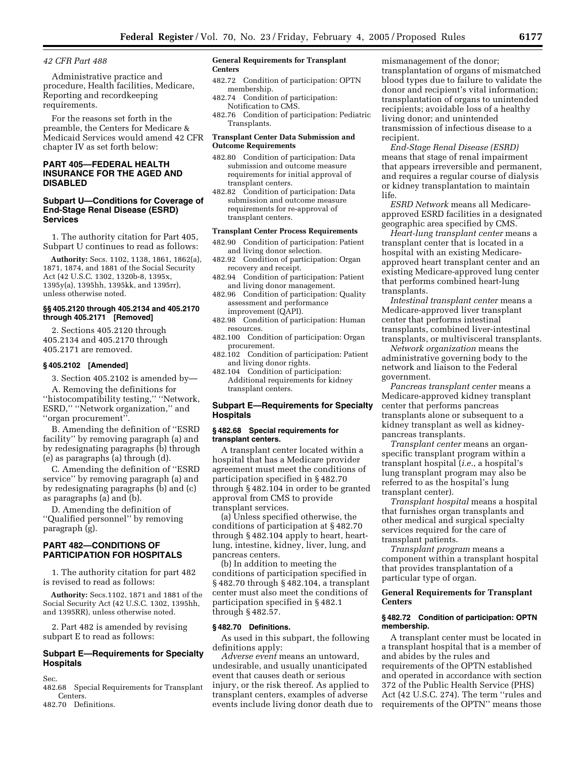*42 CFR Part 488*

Administrative practice and procedure, Health facilities, Medicare, Reporting and recordkeeping requirements.

For the reasons set forth in the preamble, the Centers for Medicare & Medicaid Services would amend 42 CFR chapter IV as set forth below:

## PART 405—FEDERAL HEALTH INSURANCE FOR THE AGED AND DISABLED

## Subpart U—Conditions for Coverage of End-Stage Renal Disease (ESRD) Services

1. The authority citation for Part 405, Subpart U continues to read as follows:

**Authority:** Secs. 1102, 1138, 1861, 1862(a), 1871, 1874, and 1881 of the Social Security Act (42 U.S.C. 1302, 1320b-8, 1395x, 1395y(a), 1395hh, 1395kk, and 1395rr), unless otherwise noted.

### §§ 405.2120 through 405.2134 and 405.2170 through 405.2171 [Removed]

2. Sections 405.2120 through 405.2134 and 405.2170 through 405.2171 are removed.

### § 405.2102 [Amended]

3. Section 405.2102 is amended by—

A. Removing the definitions for ''histocompatibility testing,'' ''Network, ESRD,'' ''Network organization,'' and ''organ procurement''.

B. Amending the definition of ''ESRD facility'' by removing paragraph (a) and by redesignating paragraphs (b) through (e) as paragraphs (a) through (d).

C. Amending the definition of ''ESRD service'' by removing paragraph (a) and by redesignating paragraphs (b) and (c) as paragraphs (a) and (b).

D. Amending the definition of ''Qualified personnel'' by removing paragraph (g).

## PART 482—CONDITIONS OF PARTICIPATION FOR HOSPITALS

1. The authority citation for part 482 is revised to read as follows:

**Authority:** Secs.1102, 1871 and 1881 of the Social Security Act (42 U.S.C. 1302, 1395hh, and 1395RR), unless otherwise noted.

2. Part 482 is amended by revising subpart E to read as follows:

## Subpart E—Requirements for Specialty Hospitals

Sec.
482.68 Special Requirements for Transplant Centers.
482.70 Definitions.

**General Requirements for Transplant Centers**

482.72 Condition of participation: OPTN membership.
482.74 Condition of participation: Notification to CMS.
482.76 Condition of participation: Pediatric Transplants.

**Transplant Center Data Submission and Outcome Requirements**

482.80 Condition of participation: Data submission and outcome measure requirements for initial approval of transplant centers.
482.82 Condition of participation: Data submission and outcome measure requirements for re-approval of transplant centers.

**Transplant Center Process Requirements**

482.90 Condition of participation: Patient and living donor selection.
482.92 Condition of participation: Organ recovery and receipt.
482.94 Condition of participation: Patient and living donor management.
482.96 Condition of participation: Quality assessment and performance improvement (QAPI).
482.98 Condition of participation: Human resources.
482.100 Condition of participation: Organ procurement.
482.102 Condition of participation: Patient and living donor rights.
482.104 Condition of participation: Additional requirements for kidney transplant centers.

## Subpart E—Requirements for Specialty Hospitals

### § 482.68 Special requirements for transplant centers.

A transplant center located within a hospital that has a Medicare provider agreement must meet the conditions of participation specified in § 482.70 through § 482.104 in order to be granted approval from CMS to provide transplant services.

(a) Unless specified otherwise, the conditions of participation at § 482.70 through § 482.104 apply to heart, heart-lung, intestine, kidney, liver, lung, and pancreas centers.

(b) In addition to meeting the conditions of participation specified in § 482.70 through § 482.104, a transplant center must also meet the conditions of participation specified in § 482.1 through § 482.57.

### § 482.70 Definitions.

As used in this subpart, the following definitions apply:

*Adverse event* means an untoward, undesirable, and usually unanticipated event that causes death or serious injury, or the risk thereof. As applied to transplant centers, examples of adverse events include living donor death due to mismanagement of the donor; transplantation of organs of mismatched blood types due to failure to validate the donor and recipient's vital information; transplantation of organs to unintended recipients; avoidable loss of a healthy living donor; and unintended transmission of infectious disease to a recipient.

*End-Stage Renal Disease (ESRD)* means that stage of renal impairment that appears irreversible and permanent, and requires a regular course of dialysis or kidney transplantation to maintain life.

*ESRD Network* means all Medicare-approved ESRD facilities in a designated geographic area specified by CMS.

*Heart-lung transplant center* means a transplant center that is located in a hospital with an existing Medicare-approved heart transplant center and an existing Medicare-approved lung center that performs combined heart-lung transplants.

*Intestinal transplant center* means a Medicare-approved liver transplant center that performs intestinal transplants, combined liver-intestinal transplants, or multivisceral transplants.

*Network organization* means the administrative governing body to the network and liaison to the Federal government.

*Pancreas transplant center* means a Medicare-approved kidney transplant center that performs pancreas transplants alone or subsequent to a kidney transplant as well as kidney-pancreas transplants.

*Transplant center* means an organ-specific transplant program within a transplant hospital (*i.e.*, a hospital's lung transplant program may also be referred to as the hospital's lung transplant center).

*Transplant hospital* means a hospital that furnishes organ transplants and other medical and surgical specialty services required for the care of transplant patients.

*Transplant program* means a component within a transplant hospital that provides transplantation of a particular type of organ.

**General Requirements for Transplant Centers**

### § 482.72 Condition of participation: OPTN membership.

A transplant center must be located in a transplant hospital that is a member of and abides by the rules and requirements of the OPTN established and operated in accordance with section 372 of the Public Health Service (PHS) Act (42 U.S.C. 274). The term ''rules and requirements of the OPTN'' means those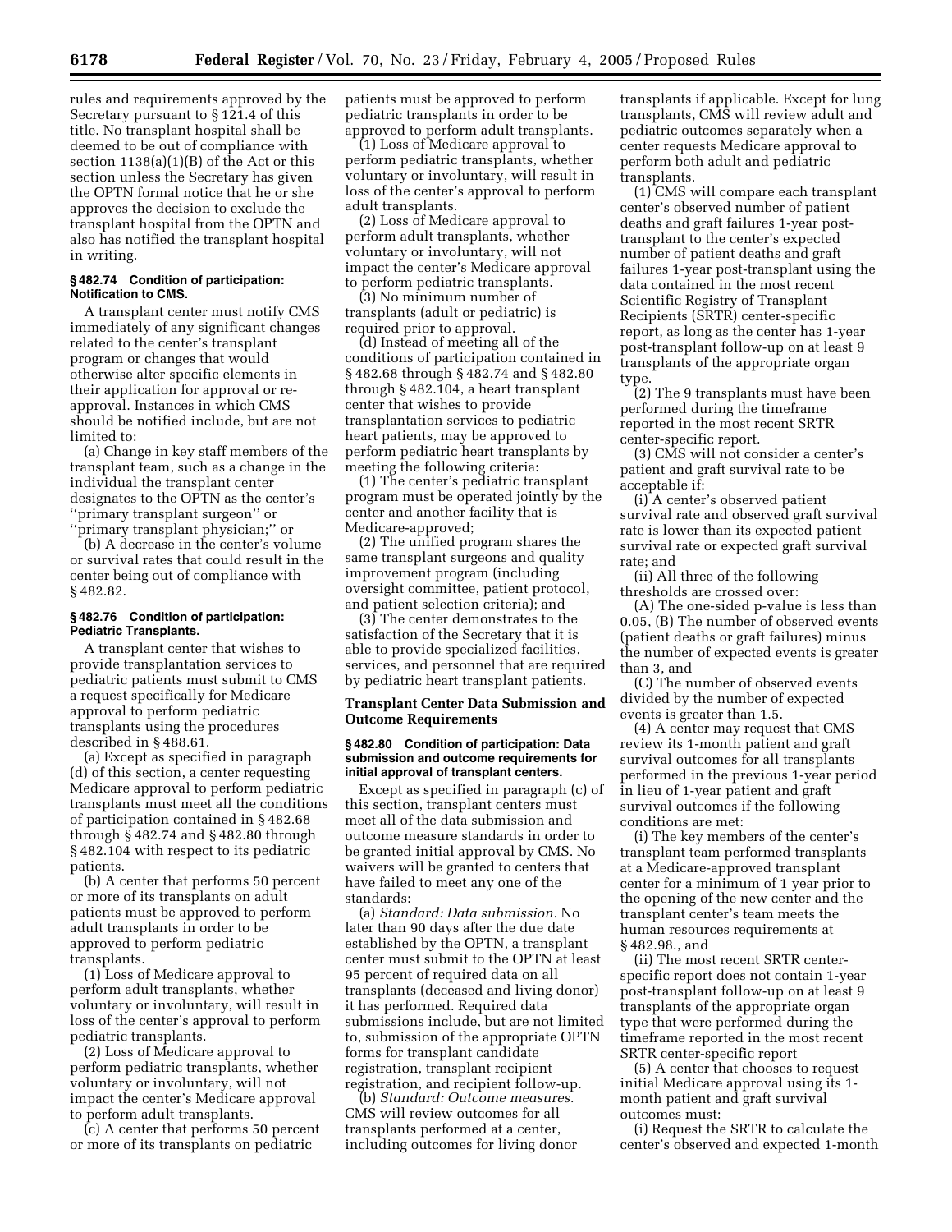rules and requirements approved by the Secretary pursuant to § 121.4 of this title. No transplant hospital shall be deemed to be out of compliance with section 1138(a)(1)(B) of the Act or this section unless the Secretary has given the OPTN formal notice that he or she approves the decision to exclude the transplant hospital from the OPTN and also has notified the transplant hospital in writing.

#### § 482.74 Condition of participation: Notification to CMS.

A transplant center must notify CMS immediately of any significant changes related to the center's transplant program or changes that would otherwise alter specific elements in their application for approval or re-approval. Instances in which CMS should be notified include, but are not limited to:

(a) Change in key staff members of the transplant team, such as a change in the individual the transplant center designates to the OPTN as the center's "primary transplant surgeon" or "primary transplant physician;" or

(b) A decrease in the center's volume or survival rates that could result in the center being out of compliance with § 482.82.

#### § 482.76 Condition of participation: Pediatric Transplants.

A transplant center that wishes to provide transplantation services to pediatric patients must submit to CMS a request specifically for Medicare approval to perform pediatric transplants using the procedures described in § 488.61.

(a) Except as specified in paragraph (d) of this section, a center requesting Medicare approval to perform pediatric transplants must meet all the conditions of participation contained in § 482.68 through § 482.74 and § 482.80 through § 482.104 with respect to its pediatric patients.

(b) A center that performs 50 percent or more of its transplants on adult patients must be approved to perform adult transplants in order to be approved to perform pediatric transplants.

(1) Loss of Medicare approval to perform adult transplants, whether voluntary or involuntary, will result in loss of the center's approval to perform pediatric transplants.

(2) Loss of Medicare approval to perform pediatric transplants, whether voluntary or involuntary, will not impact the center's Medicare approval to perform adult transplants.

(c) A center that performs 50 percent or more of its transplants on pediatric patients must be approved to perform pediatric transplants in order to be approved to perform adult transplants.

(1) Loss of Medicare approval to perform pediatric transplants, whether voluntary or involuntary, will result in loss of the center's approval to perform adult transplants.

(2) Loss of Medicare approval to perform adult transplants, whether voluntary or involuntary, will not impact the center's Medicare approval to perform pediatric transplants.

(3) No minimum number of transplants (adult or pediatric) is required prior to approval.

(d) Instead of meeting all of the conditions of participation contained in § 482.68 through § 482.74 and § 482.80 through § 482.104, a heart transplant center that wishes to provide transplantation services to pediatric heart patients, may be approved to perform pediatric heart transplants by meeting the following criteria:

(1) The center's pediatric transplant program must be operated jointly by the center and another facility that is Medicare-approved;

(2) The unified program shares the same transplant surgeons and quality improvement program (including oversight committee, patient protocol, and patient selection criteria); and

(3) The center demonstrates to the satisfaction of the Secretary that it is able to provide specialized facilities, services, and personnel that are required by pediatric heart transplant patients.

### Transplant Center Data Submission and Outcome Requirements

#### § 482.80 Condition of participation: Data submission and outcome requirements for initial approval of transplant centers.

Except as specified in paragraph (c) of this section, transplant centers must meet all of the data submission and outcome measure standards in order to be granted initial approval by CMS. No waivers will be granted to centers that have failed to meet any one of the standards:

(a) *Standard: Data submission.* No later than 90 days after the due date established by the OPTN, a transplant center must submit to the OPTN at least 95 percent of required data on all transplants (deceased and living donor) it has performed. Required data submissions include, but are not limited to, submission of the appropriate OPTN forms for transplant candidate registration, transplant recipient registration, and recipient follow-up.

(b) *Standard: Outcome measures.* CMS will review outcomes for all transplants performed at a center, including outcomes for living donor transplants if applicable. Except for lung transplants, CMS will review adult and pediatric outcomes separately when a center requests Medicare approval to perform both adult and pediatric transplants.

(1) CMS will compare each transplant center's observed number of patient deaths and graft failures 1-year post-transplant to the center's expected number of patient deaths and graft failures 1-year post-transplant using the data contained in the most recent Scientific Registry of Transplant Recipients (SRTR) center-specific report, as long as the center has 1-year post-transplant follow-up on at least 9 transplants of the appropriate organ type.

(2) The 9 transplants must have been performed during the timeframe reported in the most recent SRTR center-specific report.

(3) CMS will not consider a center's patient and graft survival rate to be acceptable if:

(i) A center's observed patient survival rate and observed graft survival rate is lower than its expected patient survival rate or expected graft survival rate; and

(ii) All three of the following thresholds are crossed over:

(A) The one-sided p-value is less than 0.05, (B) The number of observed events (patient deaths or graft failures) minus the number of expected events is greater than 3, and

(C) The number of observed events divided by the number of expected events is greater than 1.5.

(4) A center may request that CMS review its 1-month patient and graft survival outcomes for all transplants performed in the previous 1-year period in lieu of 1-year patient and graft survival outcomes if the following conditions are met:

(i) The key members of the center's transplant team performed transplants at a Medicare-approved transplant center for a minimum of 1 year prior to the opening of the new center and the transplant center's team meets the human resources requirements at § 482.98., and

(ii) The most recent SRTR center-specific report does not contain 1-year post-transplant follow-up on at least 9 transplants of the appropriate organ type that were performed during the timeframe reported in the most recent SRTR center-specific report

(5) A center that chooses to request initial Medicare approval using its 1-month patient and graft survival outcomes must:

(i) Request the SRTR to calculate the center's observed and expected 1-month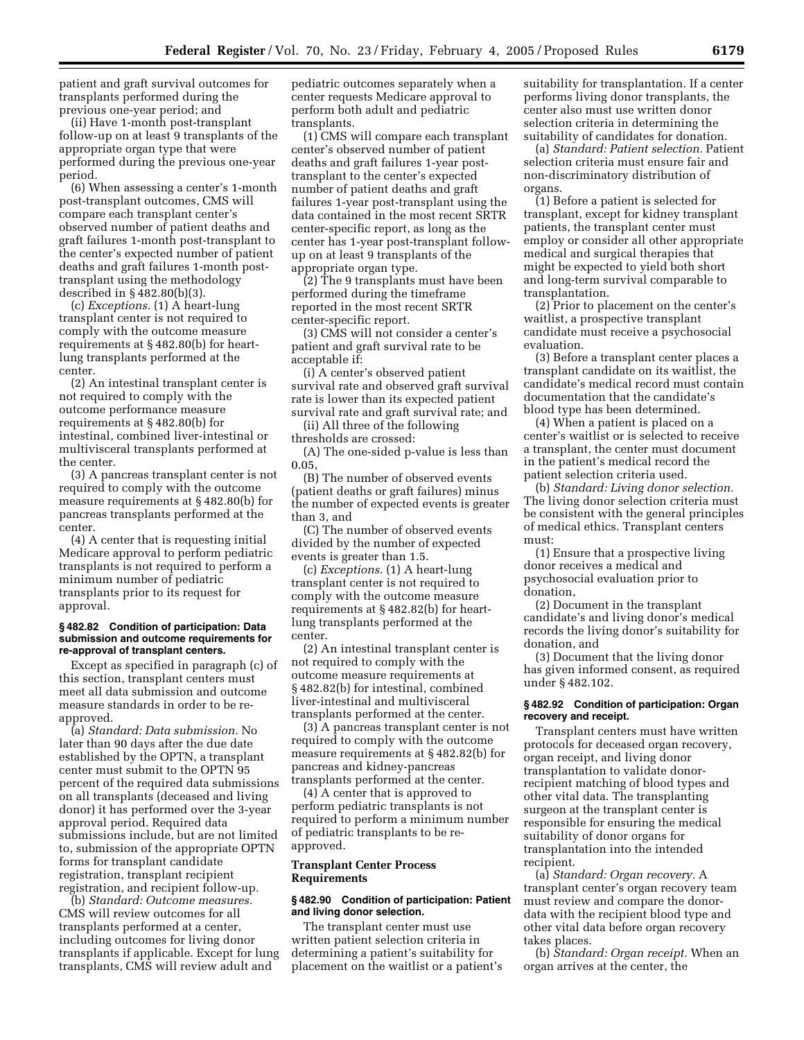patient and graft survival outcomes for transplants performed during the previous one-year period; and

(ii) Have 1-month post-transplant follow-up on at least 9 transplants of the appropriate organ type that were performed during the previous one-year period.

(6) When assessing a center's 1-month post-transplant outcomes, CMS will compare each transplant center's observed number of patient deaths and graft failures 1-month post-transplant to the center's expected number of patient deaths and graft failures 1-month post-transplant using the methodology described in § 482.80(b)(3).

(c) *Exceptions.* (1) A heart-lung transplant center is not required to comply with the outcome measure requirements at § 482.80(b) for heart-lung transplants performed at the center.

(2) An intestinal transplant center is not required to comply with the outcome performance measure requirements at § 482.80(b) for intestinal, combined liver-intestinal or multivisceral transplants performed at the center.

(3) A pancreas transplant center is not required to comply with the outcome measure requirements at § 482.80(b) for pancreas transplants performed at the center.

(4) A center that is requesting initial Medicare approval to perform pediatric transplants is not required to perform a minimum number of pediatric transplants prior to its request for approval.

#### § 482.82 Condition of participation: Data submission and outcome requirements for re-approval of transplant centers.

Except as specified in paragraph (c) of this section, transplant centers must meet all data submission and outcome measure standards in order to be re-approved.

(a) *Standard: Data submission.* No later than 90 days after the due date established by the OPTN, a transplant center must submit to the OPTN 95 percent of the required data submissions on all transplants (deceased and living donor) it has performed over the 3-year approval period. Required data submissions include, but are not limited to, submission of the appropriate OPTN forms for transplant candidate registration, transplant recipient registration, and recipient follow-up.

(b) *Standard: Outcome measures.* CMS will review outcomes for all transplants performed at a center, including outcomes for living donor transplants if applicable. Except for lung transplants, CMS will review adult and pediatric outcomes separately when a center requests Medicare approval to perform both adult and pediatric transplants.

(1) CMS will compare each transplant center's observed number of patient deaths and graft failures 1-year post-transplant to the center's expected number of patient deaths and graft failures 1-year post-transplant using the data contained in the most recent SRTR center-specific report, as long as the center has 1-year post-transplant follow-up on at least 9 transplants of the appropriate organ type.

(2) The 9 transplants must have been performed during the timeframe reported in the most recent SRTR center-specific report.

(3) CMS will not consider a center's patient and graft survival rate to be acceptable if:

(i) A center's observed patient survival rate and observed graft survival rate is lower than its expected patient survival rate and graft survival rate; and

(ii) All three of the following thresholds are crossed:

(A) The one-sided p-value is less than 0.05,

(B) The number of observed events (patient deaths or graft failures) minus the number of expected events is greater than 3, and

(C) The number of observed events divided by the number of expected events is greater than 1.5.

(c) *Exceptions.* (1) A heart-lung transplant center is not required to comply with the outcome measure requirements at § 482.82(b) for heart-lung transplants performed at the center.

(2) An intestinal transplant center is not required to comply with the outcome measure requirements at § 482.82(b) for intestinal, combined liver-intestinal and multivisceral transplants performed at the center.

(3) A pancreas transplant center is not required to comply with the outcome measure requirements at § 482.82(b) for pancreas and kidney-pancreas transplants performed at the center.

(4) A center that is approved to perform pediatric transplants is not required to perform a minimum number of pediatric transplants to be re-approved.

### Transplant Center Process Requirements

#### § 482.90 Condition of participation: Patient and living donor selection.

The transplant center must use written patient selection criteria in determining a patient's suitability for placement on the waitlist or a patient's suitability for transplantation. If a center performs living donor transplants, the center also must use written donor selection criteria in determining the suitability of candidates for donation.

(a) *Standard: Patient selection.* Patient selection criteria must ensure fair and non-discriminatory distribution of organs.

(1) Before a patient is selected for transplant, except for kidney transplant patients, the transplant center must employ or consider all other appropriate medical and surgical therapies that might be expected to yield both short and long-term survival comparable to transplantation.

(2) Prior to placement on the center's waitlist, a prospective transplant candidate must receive a psychosocial evaluation.

(3) Before a transplant center places a transplant candidate on its waitlist, the candidate's medical record must contain documentation that the candidate's blood type has been determined.

(4) When a patient is placed on a center's waitlist or is selected to receive a transplant, the center must document in the patient's medical record the patient selection criteria used.

(b) *Standard: Living donor selection.* The living donor selection criteria must be consistent with the general principles of medical ethics. Transplant centers must:

(1) Ensure that a prospective living donor receives a medical and psychosocial evaluation prior to donation,

(2) Document in the transplant candidate's and living donor's medical records the living donor's suitability for donation, and

(3) Document that the living donor has given informed consent, as required under § 482.102.

#### § 482.92 Condition of participation: Organ recovery and receipt.

Transplant centers must have written protocols for deceased organ recovery, organ receipt, and living donor transplantation to validate donor-recipient matching of blood types and other vital data. The transplanting surgeon at the transplant center is responsible for ensuring the medical suitability of donor organs for transplantation into the intended recipient.

(a) *Standard: Organ recovery.* A transplant center's organ recovery team must review and compare the donor-data with the recipient blood type and other vital data before organ recovery takes places.

(b) *Standard: Organ receipt.* When an organ arrives at the center, the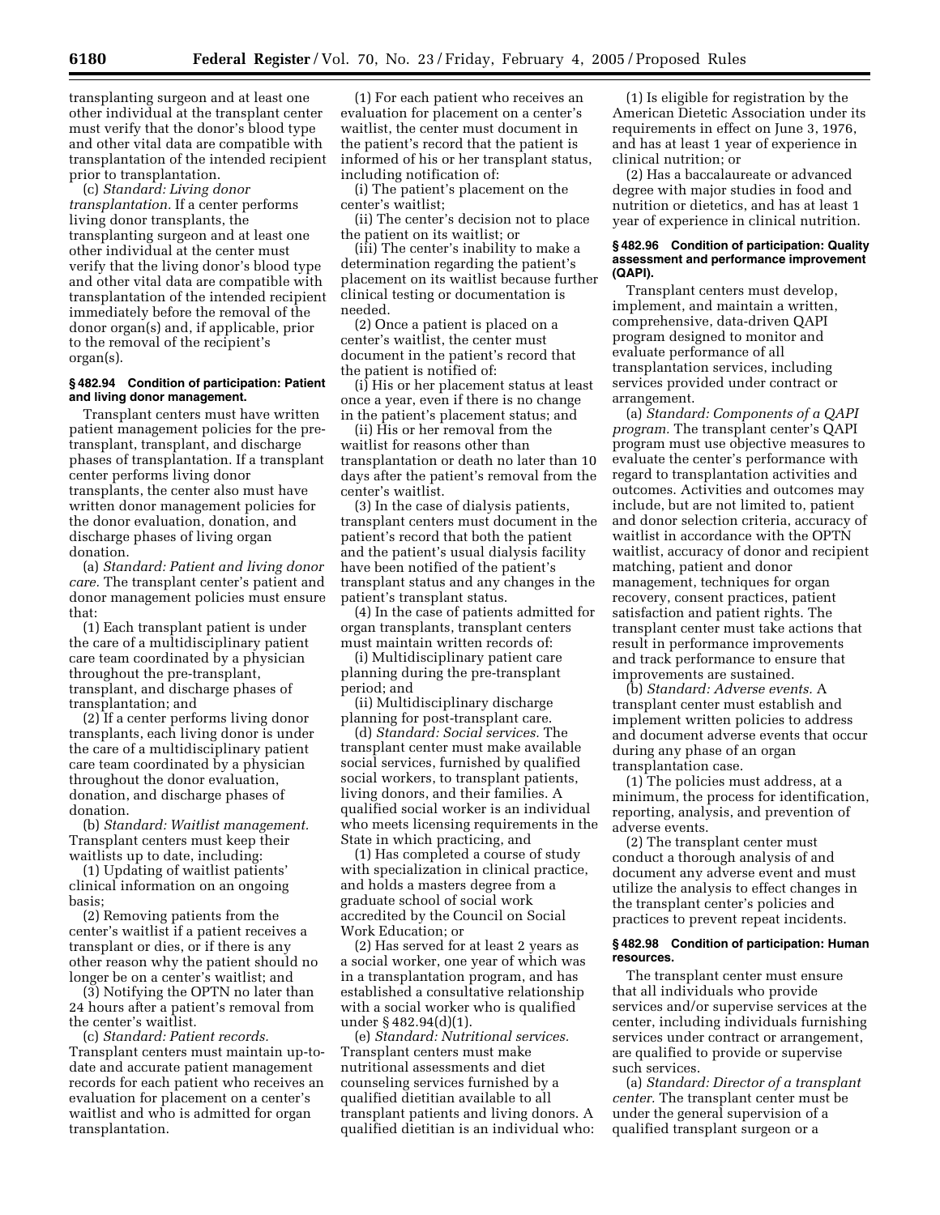transplanting surgeon and at least one other individual at the transplant center must verify that the donor's blood type and other vital data are compatible with transplantation of the intended recipient prior to transplantation.

(c) *Standard: Living donor transplantation.* If a center performs living donor transplants, the transplanting surgeon and at least one other individual at the center must verify that the living donor's blood type and other vital data are compatible with transplantation of the intended recipient immediately before the removal of the donor organ(s) and, if applicable, prior to the removal of the recipient's organ(s).

**§ 482.94 Condition of participation: Patient and living donor management.**

Transplant centers must have written patient management policies for the pre-transplant, transplant, and discharge phases of transplantation. If a transplant center performs living donor transplants, the center also must have written donor management policies for the donor evaluation, donation, and discharge phases of living organ donation.

(a) *Standard: Patient and living donor care.* The transplant center's patient and donor management policies must ensure that:

(1) Each transplant patient is under the care of a multidisciplinary patient care team coordinated by a physician throughout the pre-transplant, transplant, and discharge phases of transplantation; and

(2) If a center performs living donor transplants, each living donor is under the care of a multidisciplinary patient care team coordinated by a physician throughout the donor evaluation, donation, and discharge phases of donation.

(b) *Standard: Waitlist management.* Transplant centers must keep their waitlists up to date, including:

(1) Updating of waitlist patients' clinical information on an ongoing basis;

(2) Removing patients from the center's waitlist if a patient receives a transplant or dies, or if there is any other reason why the patient should no longer be on a center's waitlist; and

(3) Notifying the OPTN no later than 24 hours after a patient's removal from the center's waitlist.

(c) *Standard: Patient records.* Transplant centers must maintain up-to-date and accurate patient management records for each patient who receives an evaluation for placement on a center's waitlist and who is admitted for organ transplantation.

(1) For each patient who receives an evaluation for placement on a center's waitlist, the center must document in the patient's record that the patient is informed of his or her transplant status, including notification of:

(i) The patient's placement on the center's waitlist;

(ii) The center's decision not to place the patient on its waitlist; or

(iii) The center's inability to make a determination regarding the patient's placement on its waitlist because further clinical testing or documentation is needed.

(2) Once a patient is placed on a center's waitlist, the center must document in the patient's record that the patient is notified of:

(i) His or her placement status at least once a year, even if there is no change in the patient's placement status; and

(ii) His or her removal from the waitlist for reasons other than transplantation or death no later than 10 days after the patient's removal from the center's waitlist.

(3) In the case of dialysis patients, transplant centers must document in the patient's record that both the patient and the patient's usual dialysis facility have been notified of the patient's transplant status and any changes in the patient's transplant status.

(4) In the case of patients admitted for organ transplants, transplant centers must maintain written records of:

(i) Multidisciplinary patient care planning during the pre-transplant period; and

(ii) Multidisciplinary discharge planning for post-transplant care.

(d) *Standard: Social services.* The transplant center must make available social services, furnished by qualified social workers, to transplant patients, living donors, and their families. A qualified social worker is an individual who meets licensing requirements in the State in which practicing, and

(1) Has completed a course of study with specialization in clinical practice, and holds a masters degree from a graduate school of social work accredited by the Council on Social Work Education; or

(2) Has served for at least 2 years as a social worker, one year of which was in a transplantation program, and has established a consultative relationship with a social worker who is qualified under § 482.94(d)(1).

(e) *Standard: Nutritional services.* Transplant centers must make nutritional assessments and diet counseling services furnished by a qualified dietitian available to all transplant patients and living donors. A qualified dietitian is an individual who:

(1) Is eligible for registration by the American Dietetic Association under its requirements in effect on June 3, 1976, and has at least 1 year of experience in clinical nutrition; or

(2) Has a baccalaureate or advanced degree with major studies in food and nutrition or dietetics, and has at least 1 year of experience in clinical nutrition.

**§ 482.96 Condition of participation: Quality assessment and performance improvement (QAPI).**

Transplant centers must develop, implement, and maintain a written, comprehensive, data-driven QAPI program designed to monitor and evaluate performance of all transplantation services, including services provided under contract or arrangement.

(a) *Standard: Components of a QAPI program.* The transplant center's QAPI program must use objective measures to evaluate the center's performance with regard to transplantation activities and outcomes. Activities and outcomes may include, but are not limited to, patient and donor selection criteria, accuracy of waitlist in accordance with the OPTN waitlist, accuracy of donor and recipient matching, patient and donor management, techniques for organ recovery, consent practices, patient satisfaction and patient rights. The transplant center must take actions that result in performance improvements and track performance to ensure that improvements are sustained.

(b) *Standard: Adverse events.* A transplant center must establish and implement written policies to address and document adverse events that occur during any phase of an organ transplantation case.

(1) The policies must address, at a minimum, the process for identification, reporting, analysis, and prevention of adverse events.

(2) The transplant center must conduct a thorough analysis of and document any adverse event and must utilize the analysis to effect changes in the transplant center's policies and practices to prevent repeat incidents.

**§ 482.98 Condition of participation: Human resources.**

The transplant center must ensure that all individuals who provide services and/or supervise services at the center, including individuals furnishing services under contract or arrangement, are qualified to provide or supervise such services.

(a) *Standard: Director of a transplant center.* The transplant center must be under the general supervision of a qualified transplant surgeon or a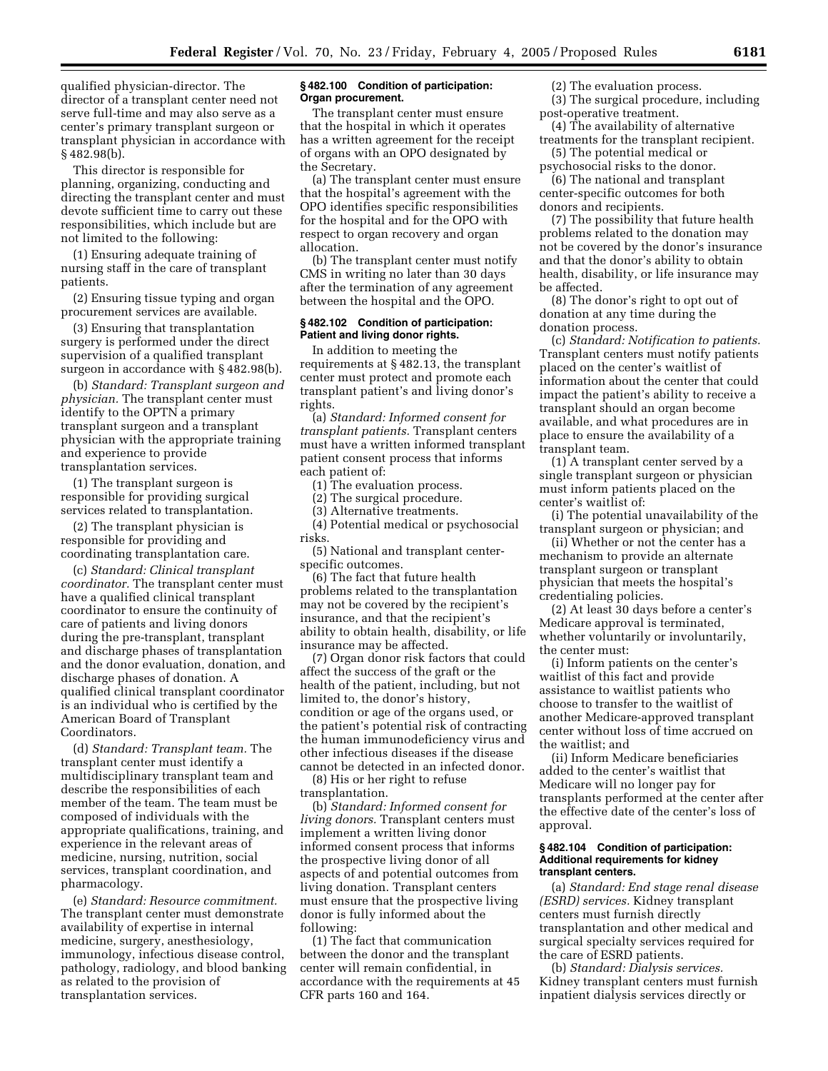qualified physician-director. The director of a transplant center need not serve full-time and may also serve as a center's primary transplant surgeon or transplant physician in accordance with § 482.98(b).

This director is responsible for planning, organizing, conducting and directing the transplant center and must devote sufficient time to carry out these responsibilities, which include but are not limited to the following:

(1) Ensuring adequate training of nursing staff in the care of transplant patients.

(2) Ensuring tissue typing and organ procurement services are available.

(3) Ensuring that transplantation surgery is performed under the direct supervision of a qualified transplant surgeon in accordance with § 482.98(b).

(b) *Standard: Transplant surgeon and physician.* The transplant center must identify to the OPTN a primary transplant surgeon and a transplant physician with the appropriate training and experience to provide transplantation services.

(1) The transplant surgeon is responsible for providing surgical services related to transplantation.

(2) The transplant physician is responsible for providing and coordinating transplantation care.

(c) *Standard: Clinical transplant coordinator.* The transplant center must have a qualified clinical transplant coordinator to ensure the continuity of care of patients and living donors during the pre-transplant, transplant and discharge phases of transplantation and the donor evaluation, donation, and discharge phases of donation. A qualified clinical transplant coordinator is an individual who is certified by the American Board of Transplant Coordinators.

(d) *Standard: Transplant team.* The transplant center must identify a multidisciplinary transplant team and describe the responsibilities of each member of the team. The team must be composed of individuals with the appropriate qualifications, training, and experience in the relevant areas of medicine, nursing, nutrition, social services, transplant coordination, and pharmacology.

(e) *Standard: Resource commitment.* The transplant center must demonstrate availability of expertise in internal medicine, surgery, anesthesiology, immunology, infectious disease control, pathology, radiology, and blood banking as related to the provision of transplantation services.

#### § 482.100 Condition of participation: Organ procurement.

The transplant center must ensure that the hospital in which it operates has a written agreement for the receipt of organs with an OPO designated by the Secretary.

(a) The transplant center must ensure that the hospital's agreement with the OPO identifies specific responsibilities for the hospital and for the OPO with respect to organ recovery and organ allocation.

(b) The transplant center must notify CMS in writing no later than 30 days after the termination of any agreement between the hospital and the OPO.

#### § 482.102 Condition of participation: Patient and living donor rights.

In addition to meeting the requirements at § 482.13, the transplant center must protect and promote each transplant patient's and living donor's rights.

(a) *Standard: Informed consent for transplant patients.* Transplant centers must have a written informed transplant patient consent process that informs each patient of:

(1) The evaluation process.

(2) The surgical procedure.

(3) Alternative treatments.

(4) Potential medical or psychosocial risks.

(5) National and transplant center-specific outcomes.

(6) The fact that future health problems related to the transplantation may not be covered by the recipient's insurance, and that the recipient's ability to obtain health, disability, or life insurance may be affected.

(7) Organ donor risk factors that could affect the success of the graft or the health of the patient, including, but not limited to, the donor's history, condition or age of the organs used, or the patient's potential risk of contracting the human immunodeficiency virus and other infectious diseases if the disease cannot be detected in an infected donor.

(8) His or her right to refuse transplantation.

(b) *Standard: Informed consent for living donors.* Transplant centers must implement a written living donor informed consent process that informs the prospective living donor of all aspects of and potential outcomes from living donation. Transplant centers must ensure that the prospective living donor is fully informed about the following:

(1) The fact that communication between the donor and the transplant center will remain confidential, in accordance with the requirements at 45 CFR parts 160 and 164.

(2) The evaluation process.

(3) The surgical procedure, including post-operative treatment.

(4) The availability of alternative treatments for the transplant recipient.

(5) The potential medical or psychosocial risks to the donor.

(6) The national and transplant center-specific outcomes for both donors and recipients.

(7) The possibility that future health problems related to the donation may not be covered by the donor's insurance and that the donor's ability to obtain health, disability, or life insurance may be affected.

(8) The donor's right to opt out of donation at any time during the donation process.

(c) *Standard: Notification to patients.* Transplant centers must notify patients placed on the center's waitlist of information about the center that could impact the patient's ability to receive a transplant should an organ become available, and what procedures are in place to ensure the availability of a transplant team.

(1) A transplant center served by a single transplant surgeon or physician must inform patients placed on the center's waitlist of:

(i) The potential unavailability of the transplant surgeon or physician; and

(ii) Whether or not the center has a mechanism to provide an alternate transplant surgeon or transplant physician that meets the hospital's credentialing policies.

(2) At least 30 days before a center's Medicare approval is terminated, whether voluntarily or involuntarily, the center must:

(i) Inform patients on the center's waitlist of this fact and provide assistance to waitlist patients who choose to transfer to the waitlist of another Medicare-approved transplant center without loss of time accrued on the waitlist; and

(ii) Inform Medicare beneficiaries added to the center's waitlist that Medicare will no longer pay for transplants performed at the center after the effective date of the center's loss of approval.

#### § 482.104 Condition of participation: Additional requirements for kidney transplant centers.

(a) *Standard: End stage renal disease (ESRD) services.* Kidney transplant centers must furnish directly transplantation and other medical and surgical specialty services required for the care of ESRD patients.

(b) *Standard: Dialysis services.* Kidney transplant centers must furnish inpatient dialysis services directly or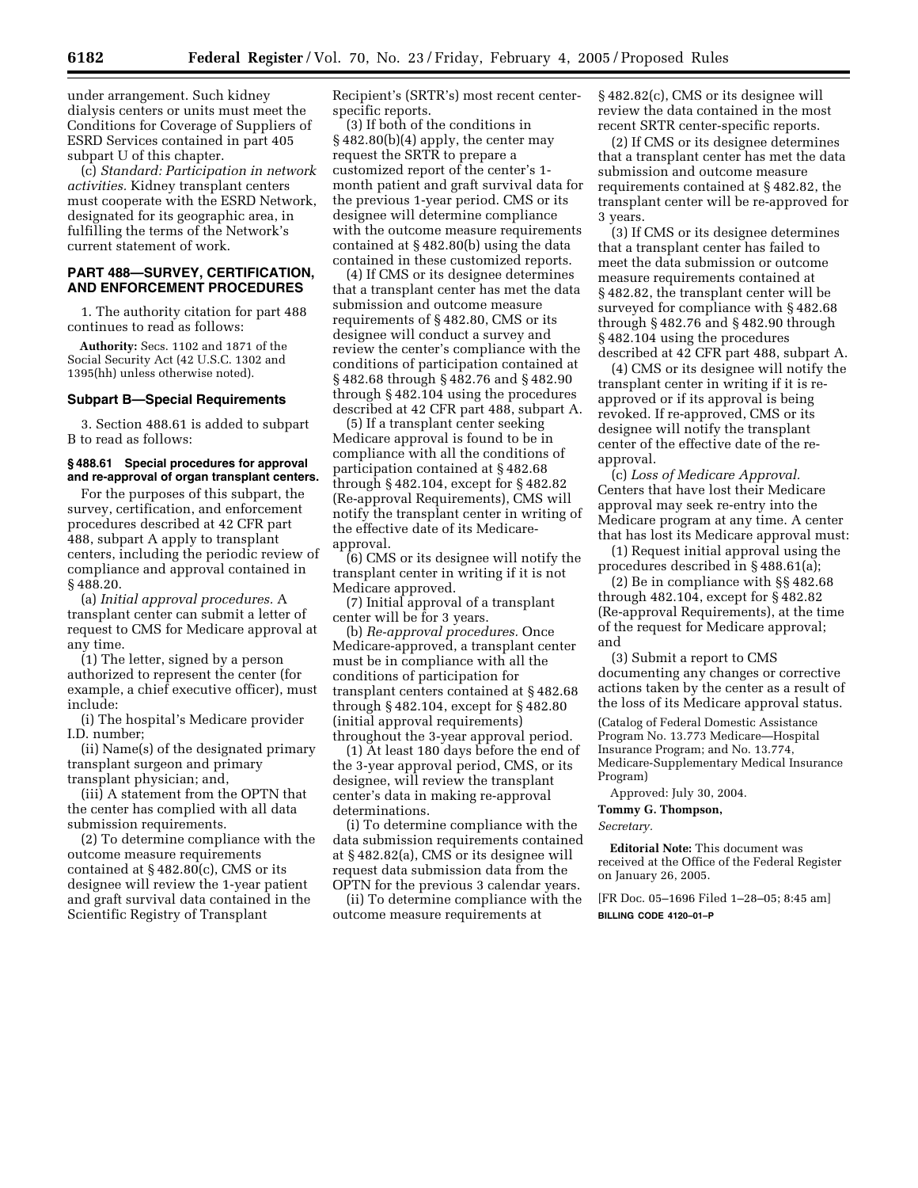under arrangement. Such kidney dialysis centers or units must meet the Conditions for Coverage of Suppliers of ESRD Services contained in part 405 subpart U of this chapter.

(c) *Standard: Participation in network activities.* Kidney transplant centers must cooperate with the ESRD Network, designated for its geographic area, in fulfilling the terms of the Network's current statement of work.

## PART 488—SURVEY, CERTIFICATION, AND ENFORCEMENT PROCEDURES

1. The authority citation for part 488 continues to read as follows:

**Authority:** Secs. 1102 and 1871 of the Social Security Act (42 U.S.C. 1302 and 1395(hh) unless otherwise noted).

### Subpart B—Special Requirements

3. Section 488.61 is added to subpart B to read as follows:

#### § 488.61 Special procedures for approval and re-approval of organ transplant centers.

For the purposes of this subpart, the survey, certification, and enforcement procedures described at 42 CFR part 488, subpart A apply to transplant centers, including the periodic review of compliance and approval contained in § 488.20.

(a) *Initial approval procedures.* A transplant center can submit a letter of request to CMS for Medicare approval at any time.

(1) The letter, signed by a person authorized to represent the center (for example, a chief executive officer), must include:

(i) The hospital's Medicare provider I.D. number;

(ii) Name(s) of the designated primary transplant surgeon and primary transplant physician; and,

(iii) A statement from the OPTN that the center has complied with all data submission requirements.

(2) To determine compliance with the outcome measure requirements contained at § 482.80(c), CMS or its designee will review the 1-year patient and graft survival data contained in the Scientific Registry of Transplant Recipient's (SRTR's) most recent center-specific reports.

(3) If both of the conditions in § 482.80(b)(4) apply, the center may request the SRTR to prepare a customized report of the center's 1-month patient and graft survival data for the previous 1-year period. CMS or its designee will determine compliance with the outcome measure requirements contained at § 482.80(b) using the data contained in these customized reports.

(4) If CMS or its designee determines that a transplant center has met the data submission and outcome measure requirements of § 482.80, CMS or its designee will conduct a survey and review the center's compliance with the conditions of participation contained at § 482.68 through § 482.76 and § 482.90 through § 482.104 using the procedures described at 42 CFR part 488, subpart A.

(5) If a transplant center seeking Medicare approval is found to be in compliance with all the conditions of participation contained at § 482.68 through § 482.104, except for § 482.82 (Re-approval Requirements), CMS will notify the transplant center in writing of the effective date of its Medicare-approval.

(6) CMS or its designee will notify the transplant center in writing if it is not Medicare approved.

(7) Initial approval of a transplant center will be for 3 years.

(b) *Re-approval procedures.* Once Medicare-approved, a transplant center must be in compliance with all the conditions of participation for transplant centers contained at § 482.68 through § 482.104, except for § 482.80 (initial approval requirements) throughout the 3-year approval period.

(1) At least 180 days before the end of the 3-year approval period, CMS, or its designee, will review the transplant center's data in making re-approval determinations.

(i) To determine compliance with the data submission requirements contained at § 482.82(a), CMS or its designee will request data submission data from the OPTN for the previous 3 calendar years.

(ii) To determine compliance with the outcome measure requirements at § 482.82(c), CMS or its designee will review the data contained in the most recent SRTR center-specific reports.

(2) If CMS or its designee determines that a transplant center has met the data submission and outcome measure requirements contained at § 482.82, the transplant center will be re-approved for 3 years.

(3) If CMS or its designee determines that a transplant center has failed to meet the data submission or outcome measure requirements contained at § 482.82, the transplant center will be surveyed for compliance with § 482.68 through § 482.76 and § 482.90 through § 482.104 using the procedures described at 42 CFR part 488, subpart A.

(4) CMS or its designee will notify the transplant center in writing if it is re-approved or if its approval is being revoked. If re-approved, CMS or its designee will notify the transplant center of the effective date of the re-approval.

(c) *Loss of Medicare Approval.* Centers that have lost their Medicare approval may seek re-entry into the Medicare program at any time. A center that has lost its Medicare approval must:

(1) Request initial approval using the procedures described in § 488.61(a);

(2) Be in compliance with §§ 482.68 through 482.104, except for § 482.82 (Re-approval Requirements), at the time of the request for Medicare approval; and

(3) Submit a report to CMS documenting any changes or corrective actions taken by the center as a result of the loss of its Medicare approval status.

(Catalog of Federal Domestic Assistance Program No. 13.773 Medicare—Hospital Insurance Program; and No. 13.774, Medicare-Supplementary Medical Insurance Program)

Approved: July 30, 2004.

**Tommy G. Thompson,**

*Secretary.*

**Editorial Note:** This document was received at the Office of the Federal Register on January 26, 2005.

[FR Doc. 05–1696 Filed 1–28–05; 8:45 am]

**BILLING CODE 4120–01–P**